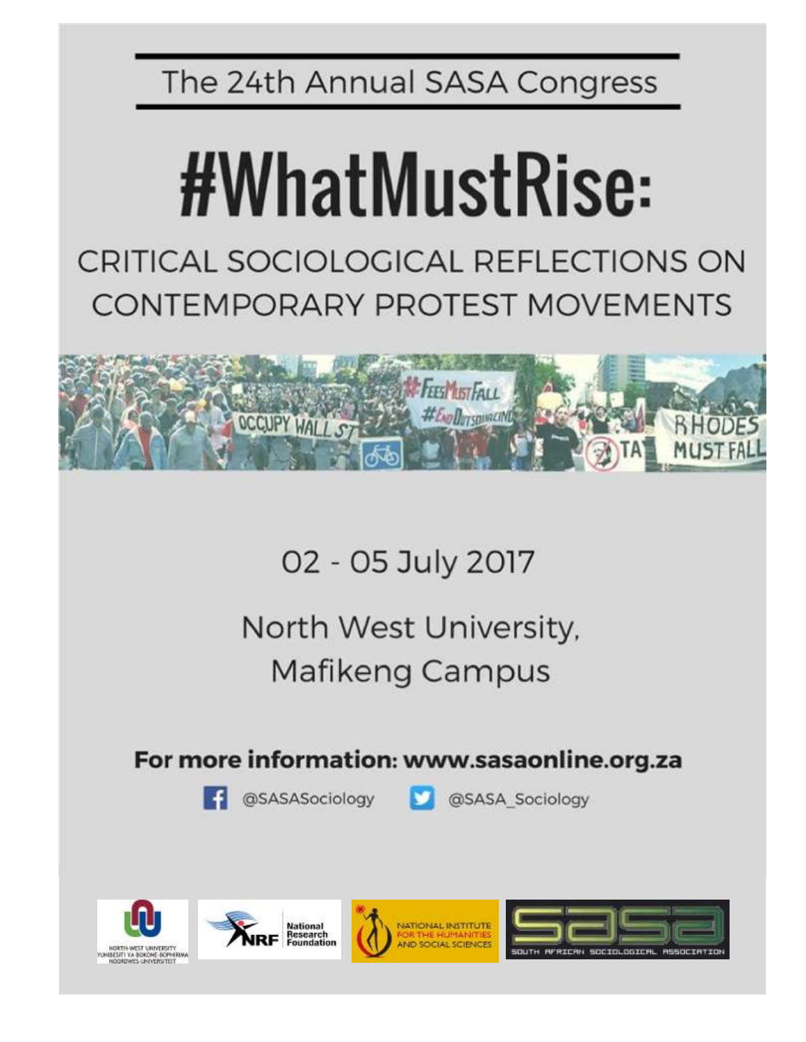The 24th Annual SASA Congress

# #WhatMustRise:

## CRITICAL SOCIOLOGICAL REFLECTIONS ON CONTEMPORARY PROTEST MOVEMENTS

02 - 05 July 2017

North West University, Mafikeng Campus

**For more information: www.sasaonline.org.za**

@SASASociology @SASA_Sociology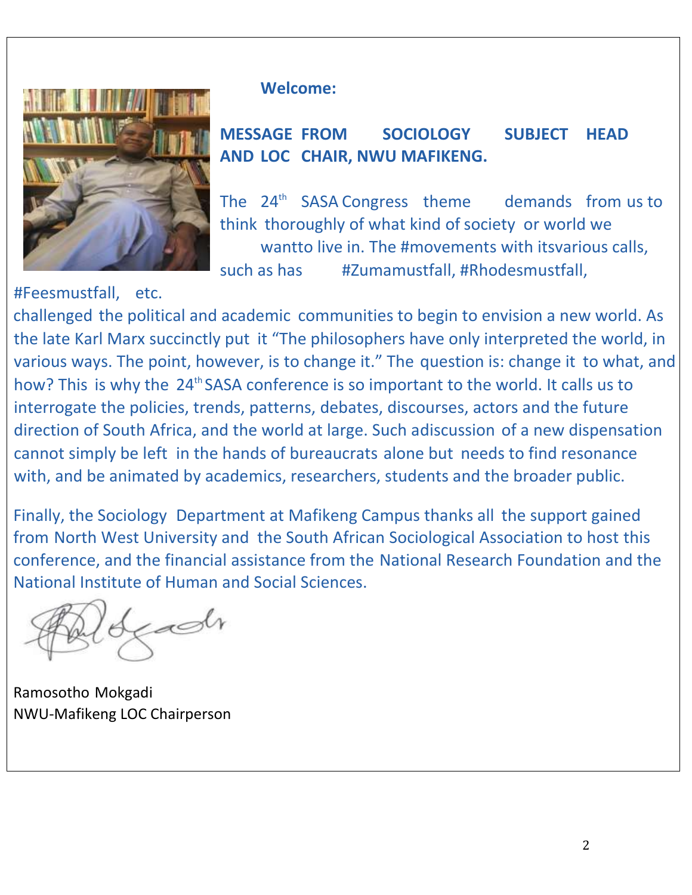**Welcome:**

**MESSAGE FROM SOCIOLOGY SUBJECT HEAD AND LOC CHAIR, NWU MAFIKENG.**

The 24th SASA Congress theme demands from us to think thoroughly of what kind of society or world we wantto live in. The #movements with itsvarious calls, such as has #Zumamustfall, #Rhodesmustfall, #Feesmustfall, etc. challenged the political and academic communities to begin to envision a new world. As the late Karl Marx succinctly put it "The philosophers have only interpreted the world, in various ways. The point, however, is to change it." The question is: change it to what, and how? This is why the 24th SASA conference is so important to the world. It calls us to interrogate the policies, trends, patterns, debates, discourses, actors and the future direction of South Africa, and the world at large. Such adiscussion of a new dispensation cannot simply be left in the hands of bureaucrats alone but needs to find resonance with, and be animated by academics, researchers, students and the broader public.

Finally, the Sociology Department at Mafikeng Campus thanks all the support gained from North West University and the South African Sociological Association to host this conference, and the financial assistance from the National Research Foundation and the National Institute of Human and Social Sciences.

Ramosotho Mokgadi
NWU-Mafikeng LOC Chairperson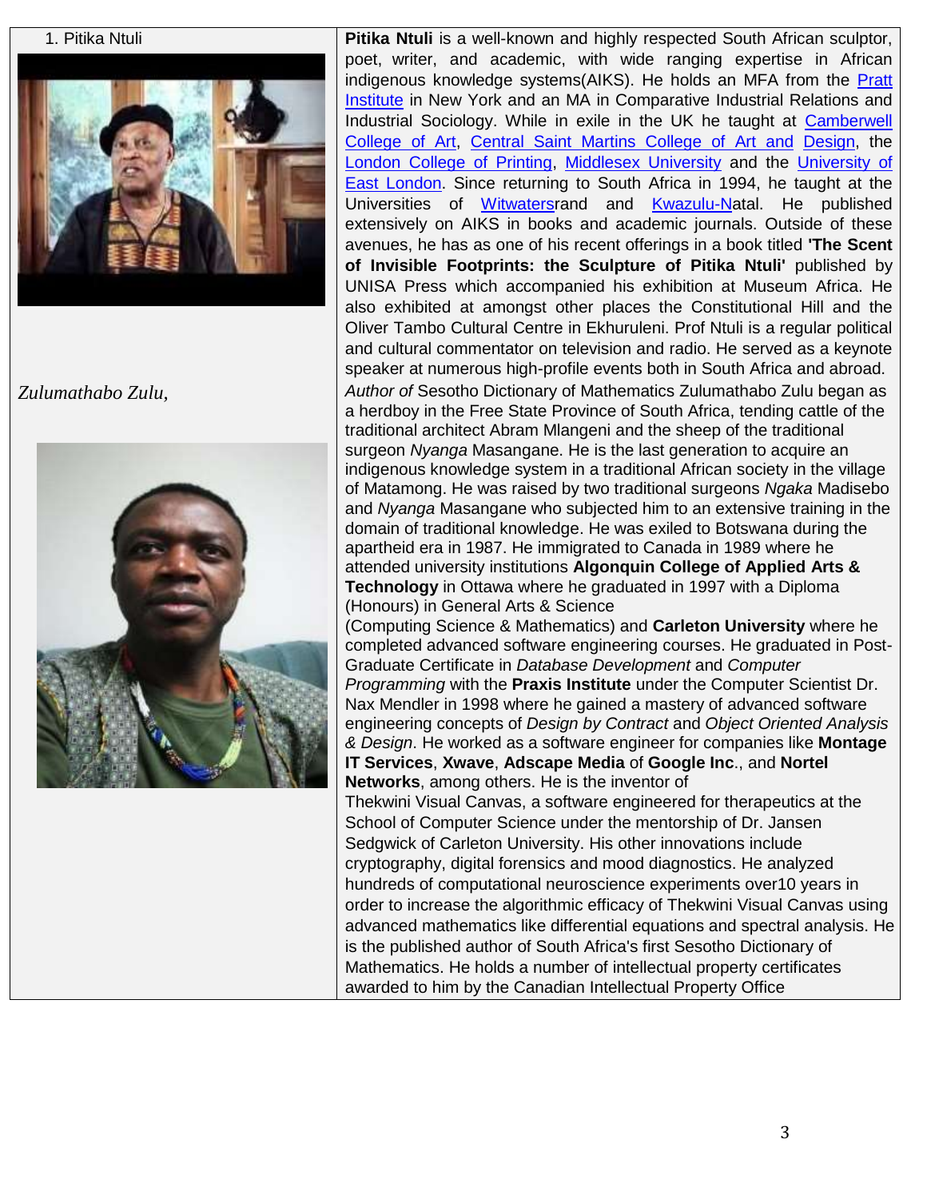1. Pitika Ntuli

**Pitika Ntuli** is a well-known and highly respected South African sculptor, poet, writer, and academic, with wide ranging expertise in African indigenous knowledge systems(AIKS). He holds an MFA from the Pratt Institute in New York and an MA in Comparative Industrial Relations and Industrial Sociology. While in exile in the UK he taught at Camberwell College of Art, Central Saint Martins College of Art and Design, the London College of Printing, Middlesex University and the University of East London. Since returning to South Africa in 1994, he taught at the Universities of Witwatersrand and Kwazulu-Natal. He published extensively on AIKS in books and academic journals. Outside of these avenues, he has as one of his recent offerings in a book titled **'The Scent of Invisible Footprints: the Sculpture of Pitika Ntuli'** published by UNISA Press which accompanied his exhibition at Museum Africa. He also exhibited at amongst other places the Constitutional Hill and the Oliver Tambo Cultural Centre in Ekhuruleni. Prof Ntuli is a regular political and cultural commentator on television and radio. He served as a keynote speaker at numerous high-profile events both in South Africa and abroad.

*Zulumathabo Zulu,*

*Author of* Sesotho Dictionary of Mathematics Zulumathabo Zulu began as a herdboy in the Free State Province of South Africa, tending cattle of the traditional architect Abram Mlangeni and the sheep of the traditional surgeon *Nyanga* Masangane. He is the last generation to acquire an indigenous knowledge system in a traditional African society in the village of Matamong. He was raised by two traditional surgeons *Ngaka* Madisebo and *Nyanga* Masangane who subjected him to an extensive training in the domain of traditional knowledge. He was exiled to Botswana during the apartheid era in 1987. He immigrated to Canada in 1989 where he attended university institutions **Algonquin College of Applied Arts & Technology** in Ottawa where he graduated in 1997 with a Diploma (Honours) in General Arts & Science (Computing Science & Mathematics) and **Carleton University** where he completed advanced software engineering courses. He graduated in Post-Graduate Certificate in *Database Development* and *Computer Programming* with the **Praxis Institute** under the Computer Scientist Dr. Nax Mendler in 1998 where he gained a mastery of advanced software engineering concepts of *Design by Contract* and *Object Oriented Analysis & Design*. He worked as a software engineer for companies like **Montage IT Services**, **Xwave**, **Adscape Media** of **Google Inc**., and **Nortel Networks**, among others. He is the inventor of Thekwini Visual Canvas, a software engineered for therapeutics at the School of Computer Science under the mentorship of Dr. Jansen Sedgwick of Carleton University. His other innovations include cryptography, digital forensics and mood diagnostics. He analyzed hundreds of computational neuroscience experiments over10 years in order to increase the algorithmic efficacy of Thekwini Visual Canvas using advanced mathematics like differential equations and spectral analysis. He is the published author of South Africa's first Sesotho Dictionary of Mathematics. He holds a number of intellectual property certificates awarded to him by the Canadian Intellectual Property Office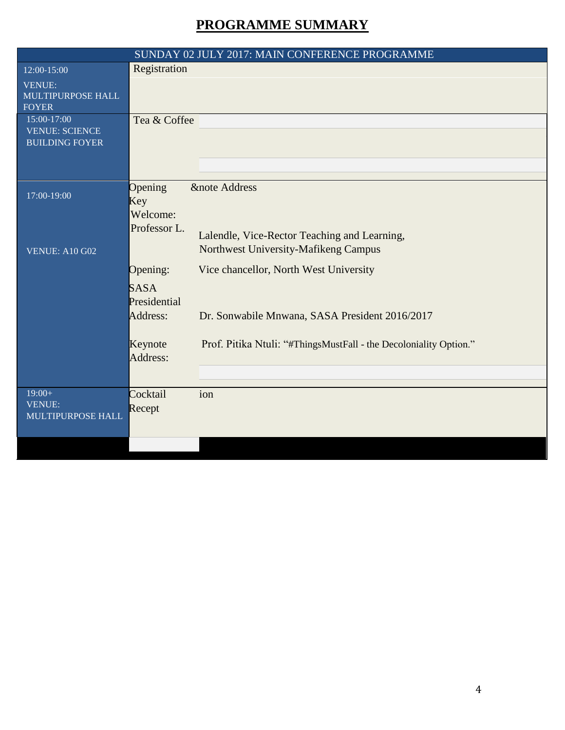# PROGRAMME SUMMARY

| SUNDAY 02 JULY 2017: MAIN CONFERENCE PROGRAMME | | |
|---|---|---|
| 12:00-15:00<br>VENUE: MULTIPURPOSE HALL FOYER | Registration | |
| 15:00-17:00<br>VENUE: SCIENCE BUILDING FOYER | Tea & Coffee | |
| 17:00-19:00<br>VENUE: A10 G02 | Opening Key | &note Address |
| | Welcome: Professor L. | Lalendle, Vice-Rector Teaching and Learning, Northwest University-Mafikeng Campus |
| | Opening: | Vice chancellor, North West University |
| | SASA Presidential Address: | Dr. Sonwabile Mnwana, SASA President 2016/2017 |
| | Keynote Address: | Prof. Pitika Ntuli: "#ThingsMustFall - the Decoloniality Option." |
| 19:00+<br>VENUE: MULTIPURPOSE HALL | Cocktail Recept | ion |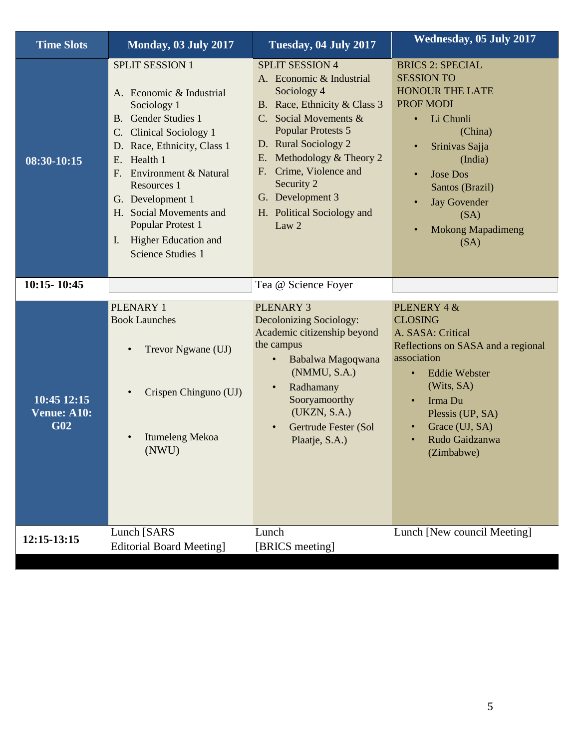| Time Slots | Monday, 03 July 2017 | Tuesday, 04 July 2017 | Wednesday, 05 July 2017 |
|---|---|---|---|
| 08:30-10:15 | SPLIT SESSION 1<br><br>A. Economic & Industrial Sociology 1<br>B. Gender Studies 1<br>C. Clinical Sociology 1<br>D. Race, Ethnicity, Class 1<br>E. Health 1<br>F. Environment & Natural Resources 1<br>G. Development 1<br>H. Social Movements and Popular Protest 1<br>I. Higher Education and Science Studies 1 | SPLIT SESSION 4<br>A. Economic & Industrial Sociology 4<br>B. Race, Ethnicity & Class 3<br>C. Social Movements & Popular Protests 5<br>D. Rural Sociology 2<br>E. Methodology & Theory 2<br>F. Crime, Violence and Security 2<br>G. Development 3<br>H. Political Sociology and Law 2 | BRICS 2: SPECIAL SESSION TO HONOUR THE LATE PROF MODI<br>• Li Chunli (China)<br>• Srinivas Sajja (India)<br>• Jose Dos Santos (Brazil)<br>• Jay Govender (SA)<br>• Mokong Mapadimeng (SA) |
| 10:15- 10:45 | | Tea @ Science Foyer | |
| 10:45 12:15 Venue: A10: G02 | PLENARY 1<br>Book Launches<br><br>• Trevor Ngwane (UJ)<br><br>• Crispen Chinguno (UJ)<br><br>• Itumeleng Mekoa (NWU) | PLENARY 3<br>Decolonizing Sociology: Academic citizenship beyond the campus<br>• Babalwa Magoqwana (NMMU, S.A.)<br>• Radhamany Sooryamoorthy (UKZN, S.A.)<br>• Gertrude Fester (Sol Plaatje, S.A.) | PLENERY 4 & CLOSING<br>A. SASA: Critical Reflections on SASA and a regional association<br>• Eddie Webster (Wits, SA)<br>• Irma Du Plessis (UP, SA)<br>• Grace (UJ, SA)<br>• Rudo Gaidzanwa (Zimbabwe) |
| 12:15-13:15 | Lunch [SARS Editorial Board Meeting] | Lunch [BRICS meeting] | Lunch [New council Meeting] |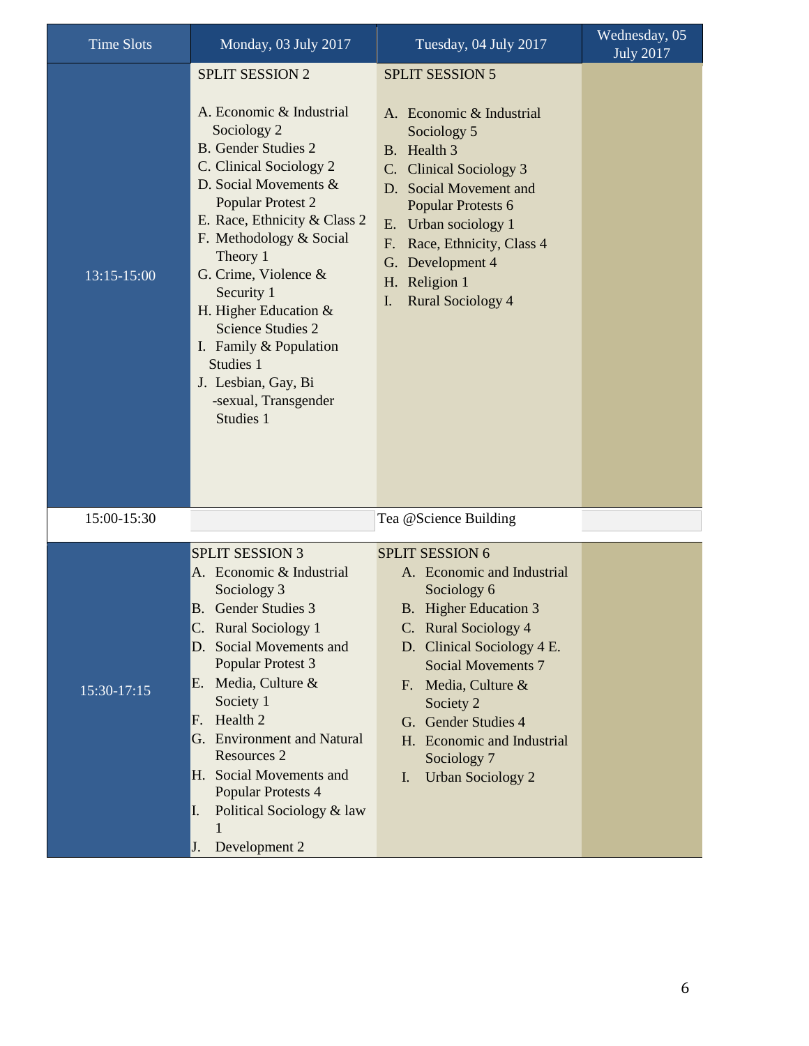| Time Slots | Monday, 03 July 2017 | Tuesday, 04 July 2017 | Wednesday, 05 July 2017 |
|---|---|---|---|
| 13:15-15:00 | SPLIT SESSION 2<br><br>A. Economic & Industrial Sociology 2<br>B. Gender Studies 2<br>C. Clinical Sociology 2<br>D. Social Movements & Popular Protest 2<br>E. Race, Ethnicity & Class 2<br>F. Methodology & Social Theory 1<br>G. Crime, Violence & Security 1<br>H. Higher Education & Science Studies 2<br>I. Family & Population Studies 1<br>J. Lesbian, Gay, Bi -sexual, Transgender Studies 1 | SPLIT SESSION 5<br><br>A. Economic & Industrial Sociology 5<br>B. Health 3<br>C. Clinical Sociology 3<br>D. Social Movement and Popular Protests 6<br>E. Urban sociology 1<br>F. Race, Ethnicity, Class 4<br>G. Development 4<br>H. Religion 1<br>I. Rural Sociology 4 | |
| 15:00-15:30 | | Tea @Science Building | |
| 15:30-17:15 | SPLIT SESSION 3<br>A. Economic & Industrial Sociology 3<br>B. Gender Studies 3<br>C. Rural Sociology 1<br>D. Social Movements and Popular Protest 3<br>E. Media, Culture & Society 1<br>F. Health 2<br>G. Environment and Natural Resources 2<br>H. Social Movements and Popular Protests 4<br>I. Political Sociology & law 1<br>J. Development 2 | SPLIT SESSION 6<br>A. Economic and Industrial Sociology 6<br>B. Higher Education 3<br>C. Rural Sociology 4<br>D. Clinical Sociology 4 E. Social Movements 7<br>F. Media, Culture & Society 2<br>G. Gender Studies 4<br>H. Economic and Industrial Sociology 7<br>I. Urban Sociology 2 | |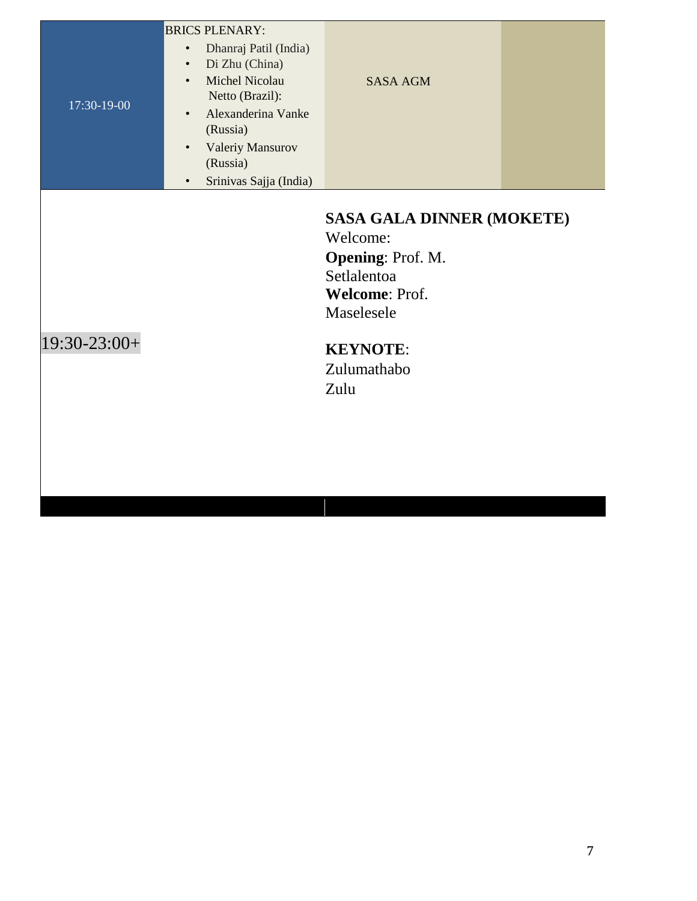| | | | |
|---|---|---|---|
| 17:30-19-00 | BRICS PLENARY:<br>• Dhanraj Patil (India)<br>• Di Zhu (China)<br>• Michel Nicolau Netto (Brazil):<br>• Alexanderina Vanke (Russia)<br>• Valeriy Mansurov (Russia)<br>• Srinivas Sajja (India) | SASA AGM | |
| 19:30-23:00+ | | **SASA GALA DINNER (MOKETE)**<br>Welcome:<br>**Opening**: Prof. M. Setlalentoa<br>**Welcome**: Prof. Maselesele<br><br>**KEYNOTE**: Zulumathabo Zulu | |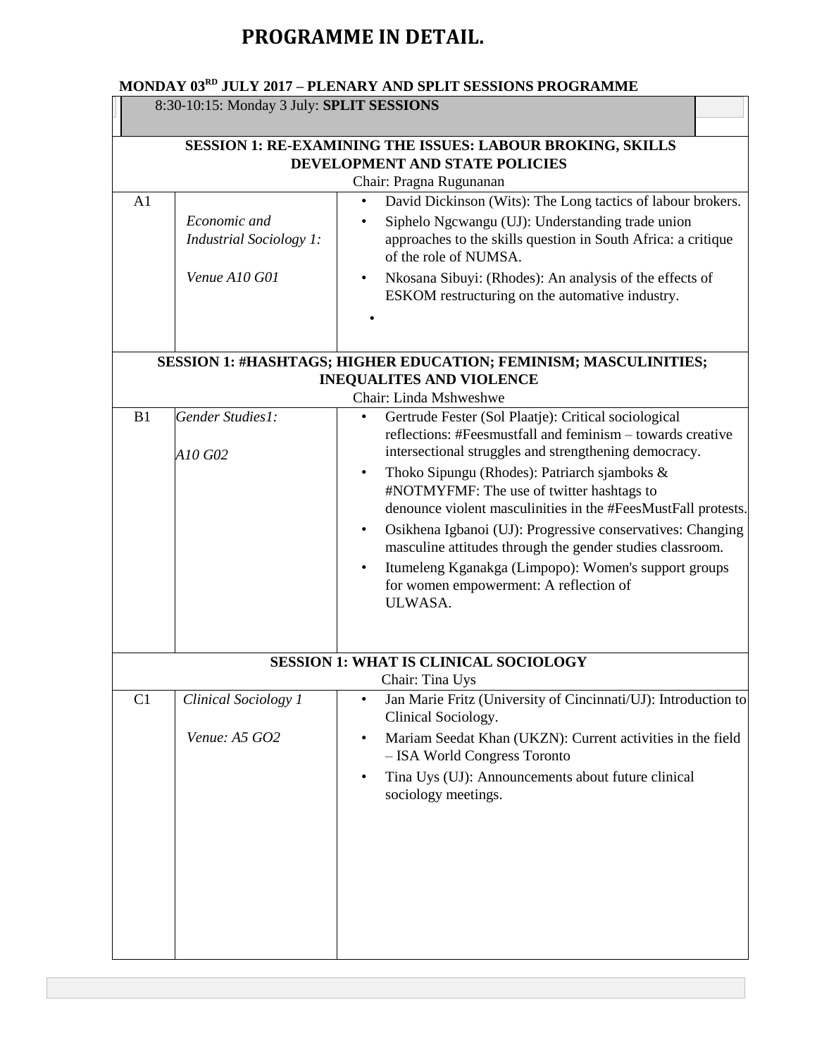# PROGRAMME IN DETAIL.

**MONDAY 03RD JULY 2017 – PLENARY AND SPLIT SESSIONS PROGRAMME**

| 8:30-10:15: Monday 3 July: **SPLIT SESSIONS** | | |
|---|---|---|
| **SESSION 1: RE-EXAMINING THE ISSUES: LABOUR BROKING, SKILLS DEVELOPMENT AND STATE POLICIES**<br>Chair: Pragna Rugunanan | | |
| A1 | *Economic and Industrial Sociology 1:*<br><br>*Venue A10 G01* | • David Dickinson (Wits): The Long tactics of labour brokers.<br>• Siphelo Ngcwangu (UJ): Understanding trade union approaches to the skills question in South Africa: a critique of the role of NUMSA.<br>• Nkosana Sibuyi: (Rhodes): An analysis of the effects of ESKOM restructuring on the automative industry.<br>• |
| **SESSION 1: #HASHTAGS; HIGHER EDUCATION; FEMINISM; MASCULINITIES; INEQUALITES AND VIOLENCE**<br>Chair: Linda Mshweshwe | | |
| B1 | *Gender Studies1:*<br><br>*A10 G02* | • Gertrude Fester (Sol Plaatje): Critical sociological reflections: #Feesmustfall and feminism – towards creative intersectional struggles and strengthening democracy.<br>• Thoko Sipungu (Rhodes): Patriarch sjamboks & #NOTMYFMF: The use of twitter hashtags to denounce violent masculinities in the #FeesMustFall protests.<br>• Osikhena Igbanoi (UJ): Progressive conservatives: Changing masculine attitudes through the gender studies classroom.<br>• Itumeleng Kganakga (Limpopo): Women's support groups for women empowerment: A reflection of ULWASA. |
| **SESSION 1: WHAT IS CLINICAL SOCIOLOGY**<br>Chair: Tina Uys | | |
| C1 | *Clinical Sociology 1*<br><br>*Venue: A5 GO2* | • Jan Marie Fritz (University of Cincinnati/UJ): Introduction to Clinical Sociology.<br>• Mariam Seedat Khan (UKZN): Current activities in the field – ISA World Congress Toronto<br>• Tina Uys (UJ): Announcements about future clinical sociology meetings. |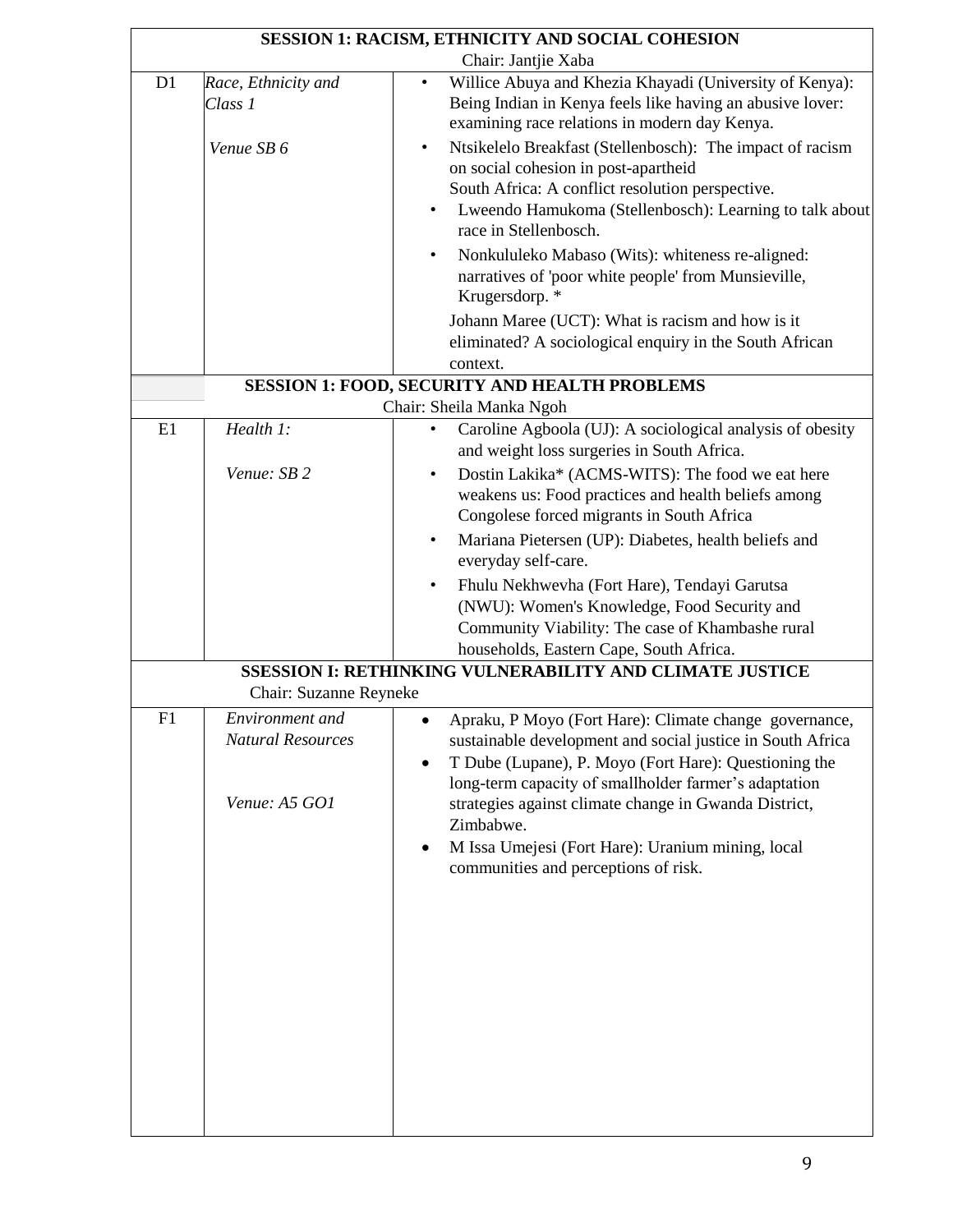| SESSION 1: RACISM, ETHNICITY AND SOCIAL COHESION | | |
|---|---|---|
| Chair: Jantjie Xaba | | |
| D1 | *Race, Ethnicity and Class 1*<br><br>*Venue SB 6* | • Willice Abuya and Khezia Khayadi (University of Kenya): Being Indian in Kenya feels like having an abusive lover: examining race relations in modern day Kenya.<br>• Ntsikelelo Breakfast (Stellenbosch): The impact of racism on social cohesion in post-apartheid South Africa: A conflict resolution perspective.<br>• Lweendo Hamukoma (Stellenbosch): Learning to talk about race in Stellenbosch.<br>• Nonkululeko Mabaso (Wits): whiteness re-aligned: narratives of 'poor white people' from Munsieville, Krugersdorp. *<br>Johann Maree (UCT): What is racism and how is it eliminated? A sociological enquiry in the South African context. |
| **SESSION 1: FOOD, SECURITY AND HEALTH PROBLEMS** | | |
| Chair: Sheila Manka Ngoh | | |
| E1 | *Health 1:*<br><br>*Venue: SB 2* | • Caroline Agboola (UJ): A sociological analysis of obesity and weight loss surgeries in South Africa.<br>• Dostin Lakika* (ACMS-WITS): The food we eat here weakens us: Food practices and health beliefs among Congolese forced migrants in South Africa<br>• Mariana Pietersen (UP): Diabetes, health beliefs and everyday self-care.<br>• Fhulu Nekhwevha (Fort Hare), Tendayi Garutsa (NWU): Women's Knowledge, Food Security and Community Viability: The case of Khambashe rural households, Eastern Cape, South Africa. |
| **SSESSION I: RETHINKING VULNERABILITY AND CLIMATE JUSTICE** | | |
| Chair: Suzanne Reyneke | | |
| F1 | *Environment and Natural Resources*<br><br>*Venue: A5 GO1* | • Apraku, P Moyo (Fort Hare): Climate change governance, sustainable development and social justice in South Africa<br>• T Dube (Lupane), P. Moyo (Fort Hare): Questioning the long-term capacity of smallholder farmer's adaptation strategies against climate change in Gwanda District, Zimbabwe.<br>• M Issa Umejesi (Fort Hare): Uranium mining, local communities and perceptions of risk. |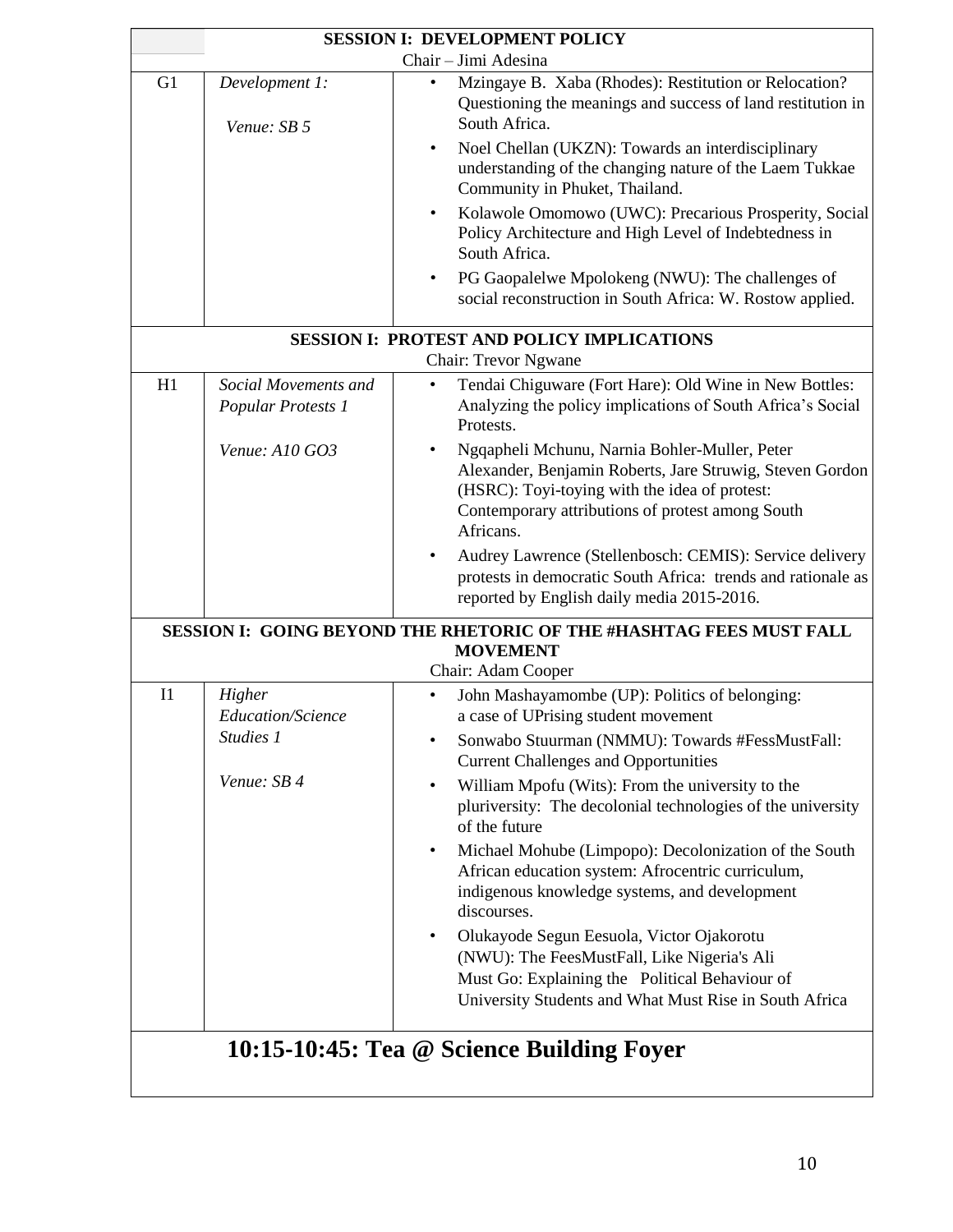| | **SESSION I: DEVELOPMENT POLICY**<br>Chair – Jimi Adesina | |
|---|---|---|
| G1 | *Development 1:*<br><br>*Venue: SB 5* | • Mzingaye B. Xaba (Rhodes): Restitution or Relocation? Questioning the meanings and success of land restitution in South Africa.<br>• Noel Chellan (UKZN): Towards an interdisciplinary understanding of the changing nature of the Laem Tukkae Community in Phuket, Thailand.<br>• Kolawole Omomowo (UWC): Precarious Prosperity, Social Policy Architecture and High Level of Indebtedness in South Africa.<br>• PG Gaopalelwe Mpolokeng (NWU): The challenges of social reconstruction in South Africa: W. Rostow applied. |
| | **SESSION I: PROTEST AND POLICY IMPLICATIONS**<br>Chair: Trevor Ngwane | |
| H1 | *Social Movements and Popular Protests 1*<br><br>*Venue: A10 GO3* | • Tendai Chiguware (Fort Hare): Old Wine in New Bottles: Analyzing the policy implications of South Africa's Social Protests.<br>• Ngqapheli Mchunu, Narnia Bohler-Muller, Peter Alexander, Benjamin Roberts, Jare Struwig, Steven Gordon (HSRC): Toyi-toying with the idea of protest: Contemporary attributions of protest among South Africans.<br>• Audrey Lawrence (Stellenbosch: CEMIS): Service delivery protests in democratic South Africa: trends and rationale as reported by English daily media 2015-2016. |
| | **SESSION I: GOING BEYOND THE RHETORIC OF THE #HASHTAG FEES MUST FALL MOVEMENT**<br>Chair: Adam Cooper | |
| I1 | *Higher Education/Science Studies 1*<br><br>*Venue: SB 4* | • John Mashayamombe (UP): Politics of belonging: a case of UPrising student movement<br>• Sonwabo Stuurman (NMMU): Towards #FessMustFall: Current Challenges and Opportunities<br>• William Mpofu (Wits): From the university to the pluriversity: The decolonial technologies of the university of the future<br>• Michael Mohube (Limpopo): Decolonization of the South African education system: Afrocentric curriculum, indigenous knowledge systems, and development discourses.<br>• Olukayode Segun Eesuola, Victor Ojakorotu (NWU): The FeesMustFall, Like Nigeria's Ali Must Go: Explaining the Political Behaviour of University Students and What Must Rise in South Africa |

## 10:15-10:45: Tea @ Science Building Foyer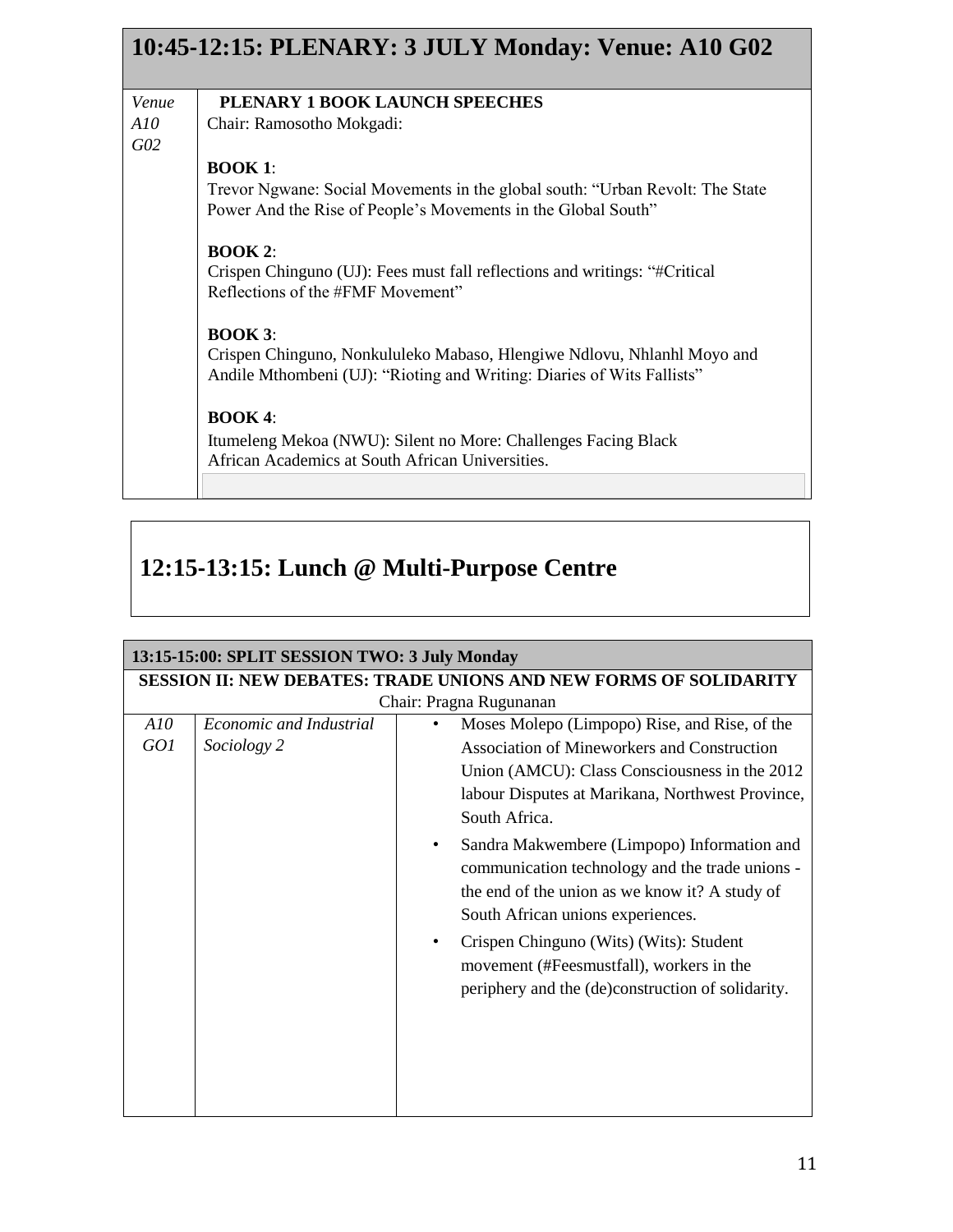## 10:45-12:15: PLENARY: 3 JULY Monday: Venue: A10 G02

| *Venue A10 G02* | **PLENARY 1 BOOK LAUNCH SPEECHES**<br>Chair: Ramosotho Mokgadi:<br><br>**BOOK 1**:<br>Trevor Ngwane: Social Movements in the global south: "Urban Revolt: The State Power And the Rise of People's Movements in the Global South"<br><br>**BOOK 2**:<br>Crispen Chinguno (UJ): Fees must fall reflections and writings: "#Critical Reflections of the #FMF Movement"<br><br>**BOOK 3**:<br>Crispen Chinguno, Nonkululeko Mabaso, Hlengiwe Ndlovu, Nhlanhl Moyo and Andile Mthombeni (UJ): "Rioting and Writing: Diaries of Wits Fallists"<br><br>**BOOK 4**:<br>Itumeleng Mekoa (NWU): Silent no More: Challenges Facing Black African Academics at South African Universities. |
|---|---|

## 12:15-13:15: Lunch @ Multi-Purpose Centre

| **13:15-15:00: SPLIT SESSION TWO: 3 July Monday** | | |
|---|---|---|
| **SESSION II: NEW DEBATES: TRADE UNIONS AND NEW FORMS OF SOLIDARITY**<br>Chair: Pragna Rugunanan | | |
| *A10 GO1* | *Economic and Industrial Sociology 2* | • Moses Molepo (Limpopo) Rise, and Rise, of the Association of Mineworkers and Construction Union (AMCU): Class Consciousness in the 2012 labour Disputes at Marikana, Northwest Province, South Africa.<br>• Sandra Makwembere (Limpopo) Information and communication technology and the trade unions - the end of the union as we know it? A study of South African unions experiences.<br>• Crispen Chinguno (Wits) (Wits): Student movement (#Feesmustfall), workers in the periphery and the (de)construction of solidarity. |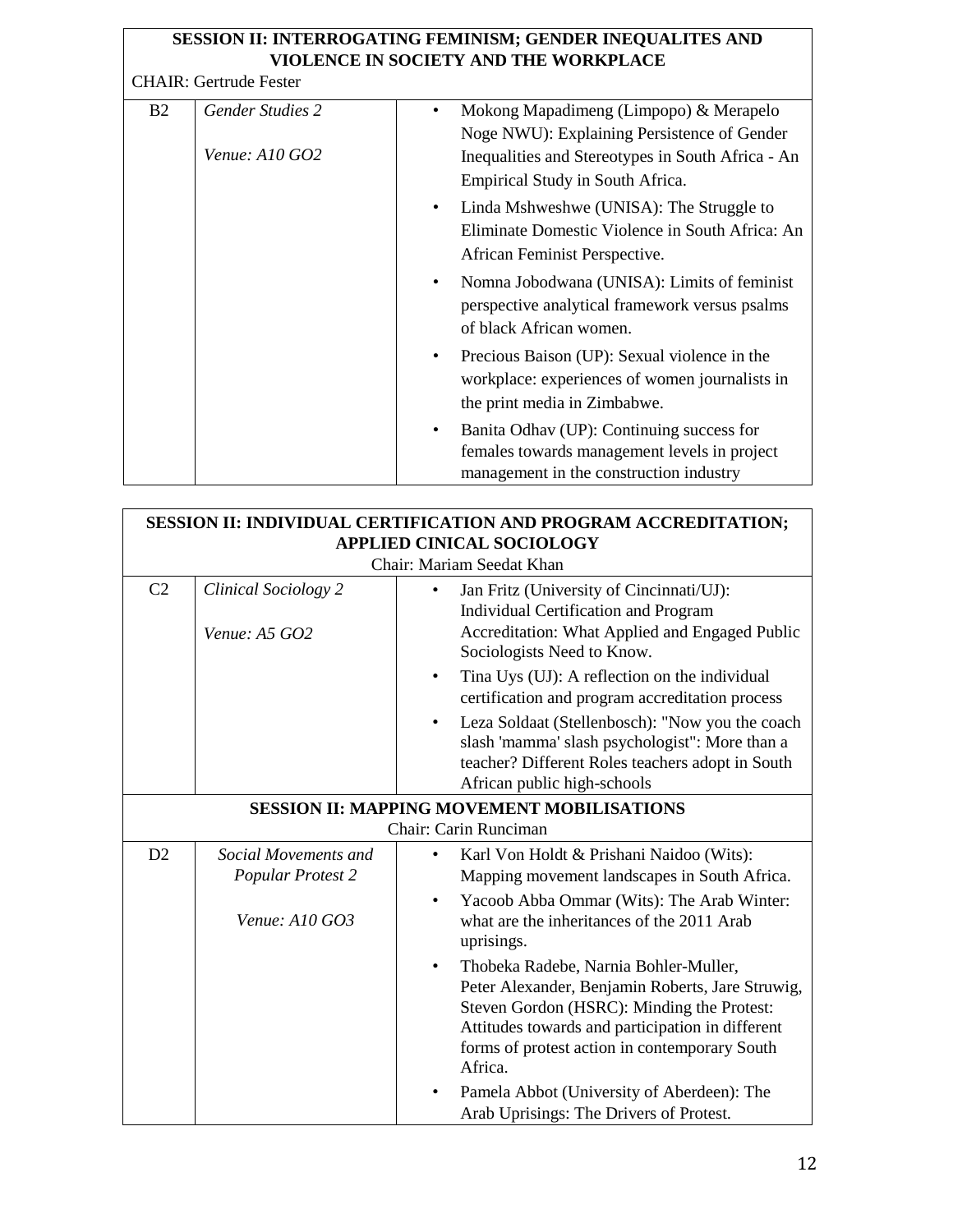**SESSION II: INTERROGATING FEMINISM; GENDER INEQUALITES AND VIOLENCE IN SOCIETY AND THE WORKPLACE**

CHAIR: Gertrude Fester

| | | |
|---|---|---|
| B2 | *Gender Studies 2*<br><br>*Venue: A10 GO2* | • Mokong Mapadimeng (Limpopo) & Merapelo Noge NWU): Explaining Persistence of Gender Inequalities and Stereotypes in South Africa - An Empirical Study in South Africa.<br>• Linda Mshweshwe (UNISA): The Struggle to Eliminate Domestic Violence in South Africa: An African Feminist Perspective.<br>• Nomna Jobodwana (UNISA): Limits of feminist perspective analytical framework versus psalms of black African women.<br>• Precious Baison (UP): Sexual violence in the workplace: experiences of women journalists in the print media in Zimbabwe.<br>• Banita Odhav (UP): Continuing success for females towards management levels in project management in the construction industry |

**SESSION II: INDIVIDUAL CERTIFICATION AND PROGRAM ACCREDITATION; APPLIED CINICAL SOCIOLOGY**

Chair: Mariam Seedat Khan

| | | |
|---|---|---|
| C2 | *Clinical Sociology 2*<br><br>*Venue: A5 GO2* | • Jan Fritz (University of Cincinnati/UJ): Individual Certification and Program Accreditation: What Applied and Engaged Public Sociologists Need to Know.<br>• Tina Uys (UJ): A reflection on the individual certification and program accreditation process<br>• Leza Soldaat (Stellenbosch): "Now you the coach slash 'mamma' slash psychologist": More than a teacher? Different Roles teachers adopt in South African public high-schools |

**SESSION II: MAPPING MOVEMENT MOBILISATIONS**

Chair: Carin Runciman

| | | |
|---|---|---|
| D2 | *Social Movements and Popular Protest 2*<br><br>*Venue: A10 GO3* | • Karl Von Holdt & Prishani Naidoo (Wits): Mapping movement landscapes in South Africa.<br>• Yacoob Abba Ommar (Wits): The Arab Winter: what are the inheritances of the 2011 Arab uprisings.<br>• Thobeka Radebe, Narnia Bohler-Muller, Peter Alexander, Benjamin Roberts, Jare Struwig, Steven Gordon (HSRC): Minding the Protest: Attitudes towards and participation in different forms of protest action in contemporary South Africa.<br>• Pamela Abbot (University of Aberdeen): The Arab Uprisings: The Drivers of Protest. |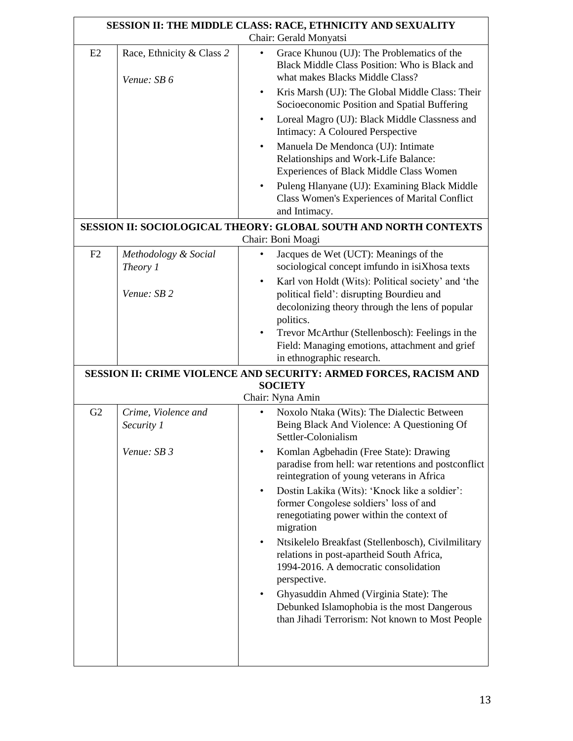**SESSION II: THE MIDDLE CLASS: RACE, ETHNICITY AND SEXUALITY**
Chair: Gerald Monyatsi

| | | |
|---|---|---|
| E2 | Race, Ethnicity & Class *2*<br><br>*Venue: SB 6* | • Grace Khunou (UJ): The Problematics of the Black Middle Class Position: Who is Black and what makes Blacks Middle Class?<br>• Kris Marsh (UJ): The Global Middle Class: Their Socioeconomic Position and Spatial Buffering<br>• Loreal Magro (UJ): Black Middle Classness and Intimacy: A Coloured Perspective<br>• Manuela De Mendonca (UJ): Intimate Relationships and Work-Life Balance: Experiences of Black Middle Class Women<br>• Puleng Hlanyane (UJ): Examining Black Middle Class Women's Experiences of Marital Conflict and Intimacy. |

**SESSION II: SOCIOLOGICAL THEORY: GLOBAL SOUTH AND NORTH CONTEXTS**
Chair: Boni Moagi

| | | |
|---|---|---|
| F2 | *Methodology & Social Theory 1*<br><br>*Venue: SB 2* | • Jacques de Wet (UCT): Meanings of the sociological concept imfundo in isiXhosa texts<br>• Karl von Holdt (Wits): Political society' and 'the political field': disrupting Bourdieu and decolonizing theory through the lens of popular politics.<br>• Trevor McArthur (Stellenbosch): Feelings in the Field: Managing emotions, attachment and grief in ethnographic research. |

**SESSION II: CRIME VIOLENCE AND SECURITY: ARMED FORCES, RACISM AND SOCIETY**
Chair: Nyna Amin

| | | |
|---|---|---|
| G2 | *Crime, Violence and Security 1*<br><br>*Venue: SB 3* | • Noxolo Ntaka (Wits): The Dialectic Between Being Black And Violence: A Questioning Of Settler-Colonialism<br>• Komlan Agbehadin (Free State): Drawing paradise from hell: war retentions and postconflict reintegration of young veterans in Africa<br>• Dostin Lakika (Wits): 'Knock like a soldier': former Congolese soldiers' loss of and renegotiating power within the context of migration<br>• Ntsikelelo Breakfast (Stellenbosch), Civilmilitary relations in post-apartheid South Africa, 1994-2016. A democratic consolidation perspective.<br>• Ghyasuddin Ahmed (Virginia State): The Debunked Islamophobia is the most Dangerous than Jihadi Terrorism: Not known to Most People |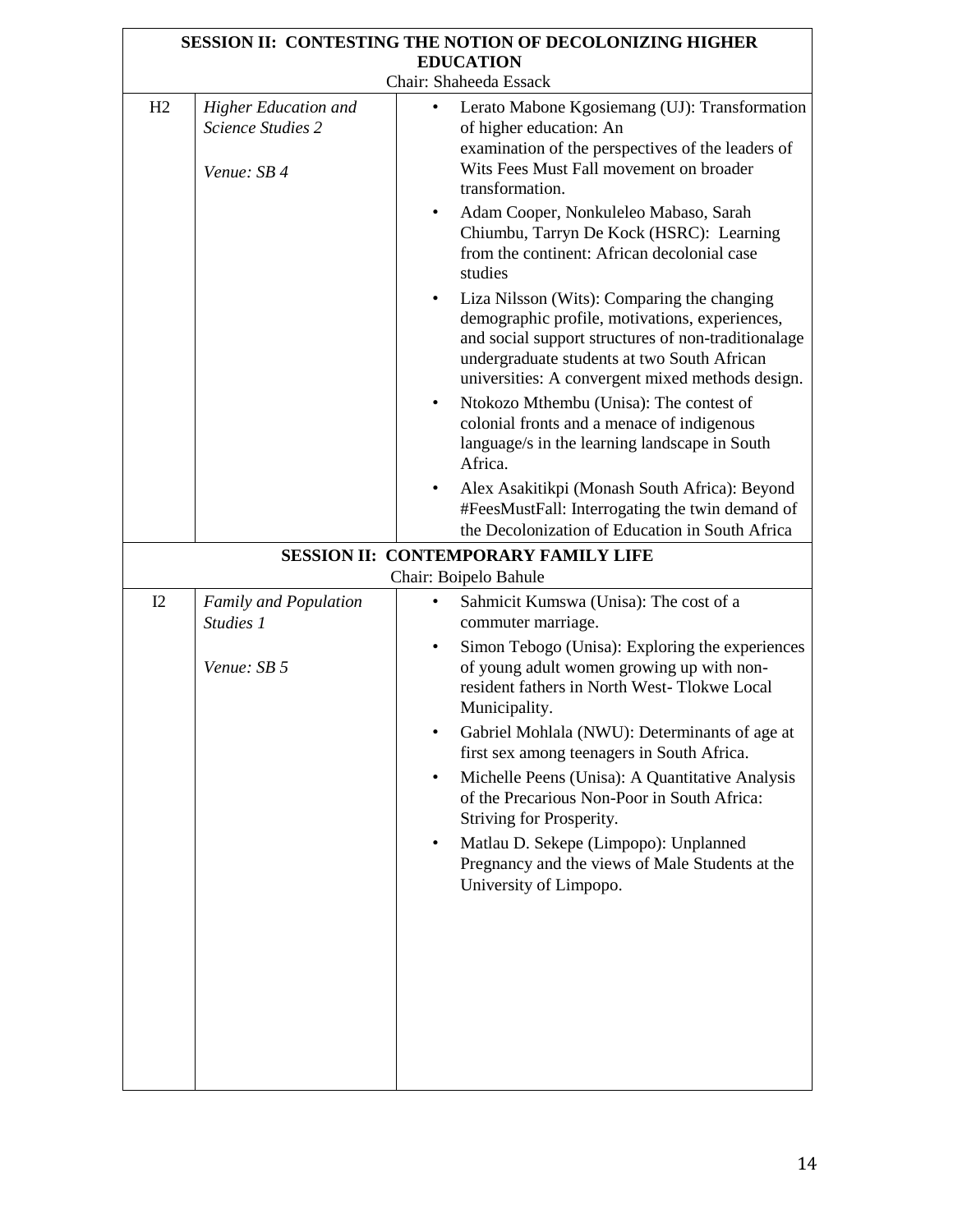| **SESSION II: CONTESTING THE NOTION OF DECOLONIZING HIGHER EDUCATION** Chair: Shaheeda Essack | | |
|---|---|---|
| H2 | *Higher Education and Science Studies 2*<br><br>*Venue: SB 4* | • Lerato Mabone Kgosiemang (UJ): Transformation of higher education: An examination of the perspectives of the leaders of Wits Fees Must Fall movement on broader transformation.<br>• Adam Cooper, Nonkuleleo Mabaso, Sarah Chiumbu, Tarryn De Kock (HSRC): Learning from the continent: African decolonial case studies<br>• Liza Nilsson (Wits): Comparing the changing demographic profile, motivations, experiences, and social support structures of non-traditionalage undergraduate students at two South African universities: A convergent mixed methods design.<br>• Ntokozo Mthembu (Unisa): The contest of colonial fronts and a menace of indigenous language/s in the learning landscape in South Africa.<br>• Alex Asakitikpi (Monash South Africa): Beyond #FeesMustFall: Interrogating the twin demand of the Decolonization of Education in South Africa |
| **SESSION II: CONTEMPORARY FAMILY LIFE** Chair: Boipelo Bahule | | |
| I2 | *Family and Population Studies 1*<br><br>*Venue: SB 5* | • Sahmicit Kumswa (Unisa): The cost of a commuter marriage.<br>• Simon Tebogo (Unisa): Exploring the experiences of young adult women growing up with non-resident fathers in North West- Tlokwe Local Municipality.<br>• Gabriel Mohlala (NWU): Determinants of age at first sex among teenagers in South Africa.<br>• Michelle Peens (Unisa): A Quantitative Analysis of the Precarious Non-Poor in South Africa: Striving for Prosperity.<br>• Matlau D. Sekepe (Limpopo): Unplanned Pregnancy and the views of Male Students at the University of Limpopo. |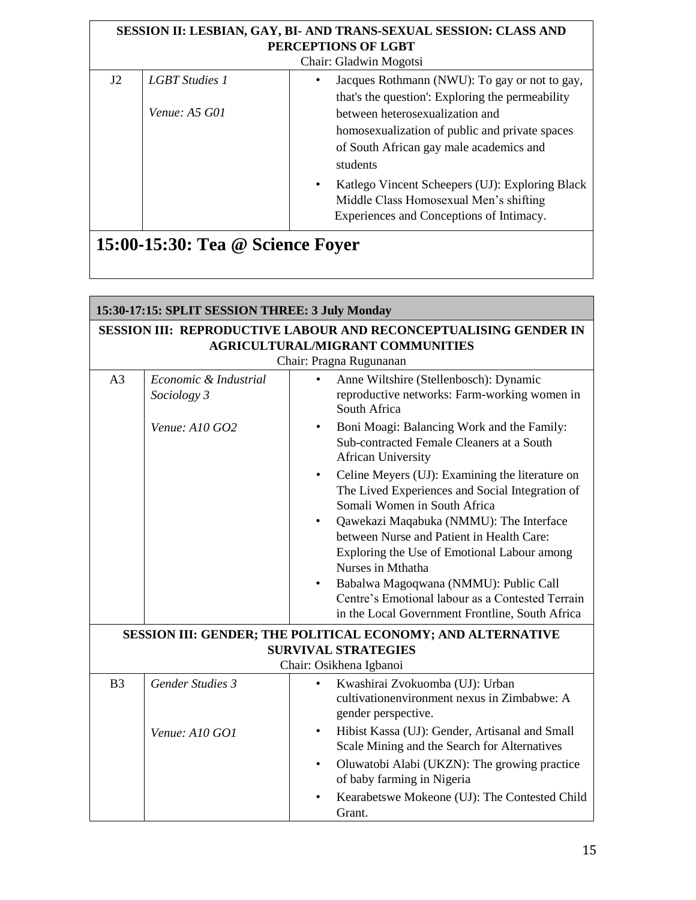**SESSION II: LESBIAN, GAY, BI- AND TRANS-SEXUAL SESSION: CLASS AND PERCEPTIONS OF LGBT**

Chair: Gladwin Mogotsi

| | | |
|---|---|---|
| J2 | *LGBT Studies 1*<br><br>*Venue: A5 G01* | • Jacques Rothmann (NWU): To gay or not to gay, that's the question': Exploring the permeability between heterosexualization and homosexualization of public and private spaces of South African gay male academics and students<br>• Katlego Vincent Scheepers (UJ): Exploring Black Middle Class Homosexual Men's shifting Experiences and Conceptions of Intimacy. |

## 15:00-15:30: Tea @ Science Foyer

**15:30-17:15: SPLIT SESSION THREE: 3 July Monday**

**SESSION III: REPRODUCTIVE LABOUR AND RECONCEPTUALISING GENDER IN AGRICULTURAL/MIGRANT COMMUNITIES**

Chair: Pragna Rugunanan

| | | |
|---|---|---|
| A3 | *Economic & Industrial Sociology 3*<br><br>*Venue: A10 GO2* | • Anne Wiltshire (Stellenbosch): Dynamic reproductive networks: Farm-working women in South Africa<br>• Boni Moagi: Balancing Work and the Family: Sub-contracted Female Cleaners at a South African University<br>• Celine Meyers (UJ): Examining the literature on The Lived Experiences and Social Integration of Somali Women in South Africa<br>• Qawekazi Maqabuka (NMMU): The Interface between Nurse and Patient in Health Care: Exploring the Use of Emotional Labour among Nurses in Mthatha<br>• Babalwa Magoqwana (NMMU): Public Call Centre's Emotional labour as a Contested Terrain in the Local Government Frontline, South Africa |

**SESSION III: GENDER; THE POLITICAL ECONOMY; AND ALTERNATIVE SURVIVAL STRATEGIES**

Chair: Osikhena Igbanoi

| | | |
|---|---|---|
| B3 | *Gender Studies 3*<br><br>*Venue: A10 GO1* | • Kwashirai Zvokuomba (UJ): Urban cultivationenvironment nexus in Zimbabwe: A gender perspective.<br>• Hibist Kassa (UJ): Gender, Artisanal and Small Scale Mining and the Search for Alternatives<br>• Oluwatobi Alabi (UKZN): The growing practice of baby farming in Nigeria<br>• Kearabetswe Mokeone (UJ): The Contested Child Grant. |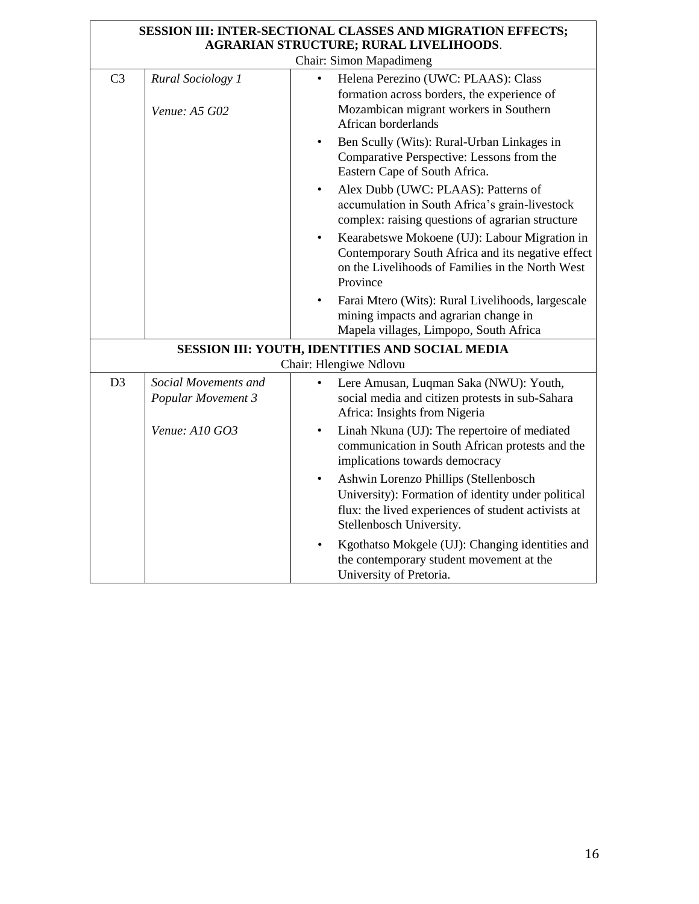| **SESSION III: INTER-SECTIONAL CLASSES AND MIGRATION EFFECTS; AGRARIAN STRUCTURE; RURAL LIVELIHOODS**. Chair: Simon Mapadimeng | | |
|---|---|---|
| C3 | *Rural Sociology 1*<br><br>*Venue: A5 G02* | • Helena Perezino (UWC: PLAAS): Class formation across borders, the experience of Mozambican migrant workers in Southern African borderlands<br>• Ben Scully (Wits): Rural-Urban Linkages in Comparative Perspective: Lessons from the Eastern Cape of South Africa.<br>• Alex Dubb (UWC: PLAAS): Patterns of accumulation in South Africa's grain-livestock complex: raising questions of agrarian structure<br>• Kearabetswe Mokoene (UJ): Labour Migration in Contemporary South Africa and its negative effect on the Livelihoods of Families in the North West Province<br>• Farai Mtero (Wits): Rural Livelihoods, largescale mining impacts and agrarian change in Mapela villages, Limpopo, South Africa |
| **SESSION III: YOUTH, IDENTITIES AND SOCIAL MEDIA** Chair: Hlengiwe Ndlovu | | |
| D3 | *Social Movements and Popular Movement 3*<br><br>*Venue: A10 GO3* | • Lere Amusan, Luqman Saka (NWU): Youth, social media and citizen protests in sub-Sahara Africa: Insights from Nigeria<br>• Linah Nkuna (UJ): The repertoire of mediated communication in South African protests and the implications towards democracy<br>• Ashwin Lorenzo Phillips (Stellenbosch University): Formation of identity under political flux: the lived experiences of student activists at Stellenbosch University.<br>• Kgothatso Mokgele (UJ): Changing identities and the contemporary student movement at the University of Pretoria. |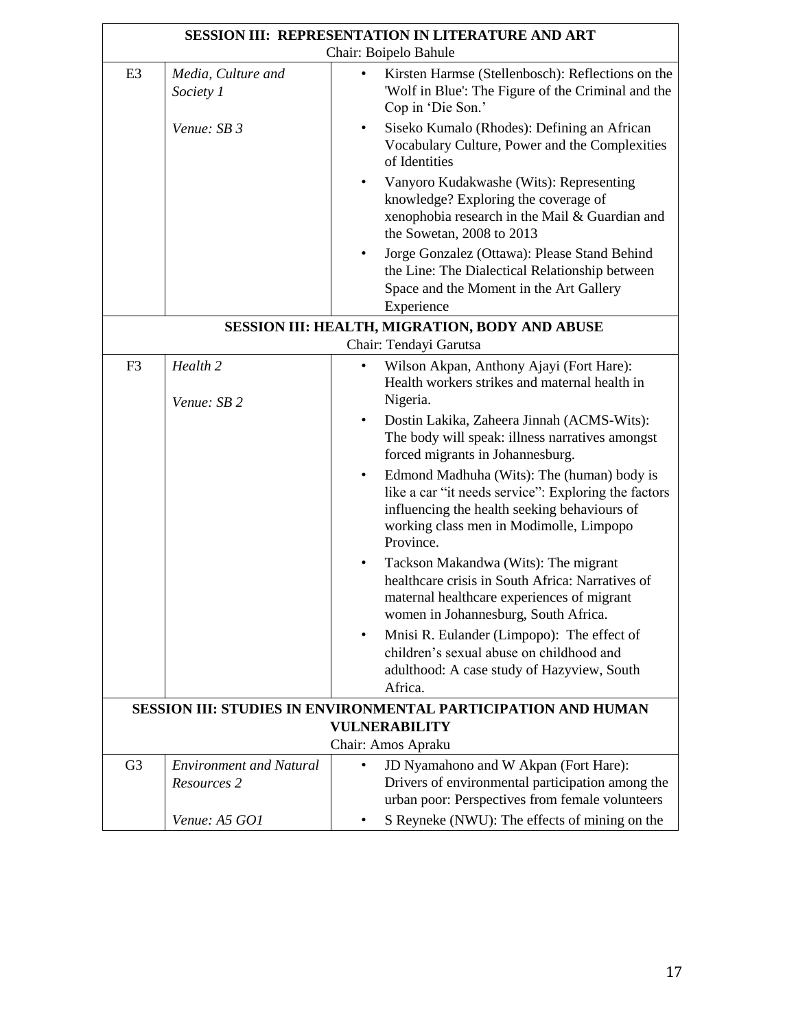| SESSION III: REPRESENTATION IN LITERATURE AND ART<br>Chair: Boipelo Bahule | | |
|---|---|---|
| E3 | *Media, Culture and Society 1*<br><br>*Venue: SB 3* | • Kirsten Harmse (Stellenbosch): Reflections on the 'Wolf in Blue': The Figure of the Criminal and the Cop in 'Die Son.'<br>• Siseko Kumalo (Rhodes): Defining an African Vocabulary Culture, Power and the Complexities of Identities<br>• Vanyoro Kudakwashe (Wits): Representing knowledge? Exploring the coverage of xenophobia research in the Mail & Guardian and the Sowetan, 2008 to 2013<br>• Jorge Gonzalez (Ottawa): Please Stand Behind the Line: The Dialectical Relationship between Space and the Moment in the Art Gallery Experience |
| **SESSION III: HEALTH, MIGRATION, BODY AND ABUSE**<br>Chair: Tendayi Garutsa | | |
| F3 | *Health 2*<br><br>*Venue: SB 2* | • Wilson Akpan, Anthony Ajayi (Fort Hare): Health workers strikes and maternal health in Nigeria.<br>• Dostin Lakika, Zaheera Jinnah (ACMS-Wits): The body will speak: illness narratives amongst forced migrants in Johannesburg.<br>• Edmond Madhuha (Wits): The (human) body is like a car "it needs service": Exploring the factors influencing the health seeking behaviours of working class men in Modimolle, Limpopo Province.<br>• Tackson Makandwa (Wits): The migrant healthcare crisis in South Africa: Narratives of maternal healthcare experiences of migrant women in Johannesburg, South Africa.<br>• Mnisi R. Eulander (Limpopo): The effect of children's sexual abuse on childhood and adulthood: A case study of Hazyview, South Africa. |
| **SESSION III: STUDIES IN ENVIRONMENTAL PARTICIPATION AND HUMAN VULNERABILITY**<br>Chair: Amos Apraku | | |
| G3 | *Environment and Natural Resources 2*<br><br>*Venue: A5 GO1* | • JD Nyamahono and W Akpan (Fort Hare): Drivers of environmental participation among the urban poor: Perspectives from female volunteers<br>• S Reyneke (NWU): The effects of mining on the |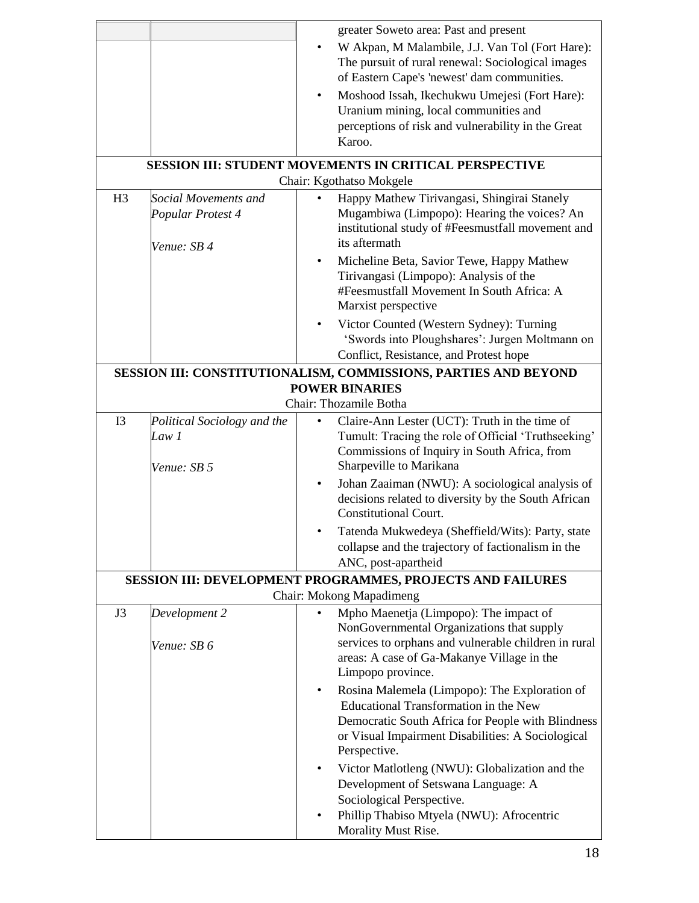| | | |
|---|---|---|
| | | greater Soweto area: Past and present<br>• W Akpan, M Malambile, J.J. Van Tol (Fort Hare): The pursuit of rural renewal: Sociological images of Eastern Cape's 'newest' dam communities.<br>• Moshood Issah, Ikechukwu Umejesi (Fort Hare): Uranium mining, local communities and perceptions of risk and vulnerability in the Great Karoo. |
| **SESSION III: STUDENT MOVEMENTS IN CRITICAL PERSPECTIVE**<br>Chair: Kgothatso Mokgele | | |
| H3 | *Social Movements and Popular Protest 4*<br><br>*Venue: SB 4* | • Happy Mathew Tirivangasi, Shingirai Stanely Mugambiwa (Limpopo): Hearing the voices? An institutional study of #Feesmustfall movement and its aftermath<br>• Micheline Beta, Savior Tewe, Happy Mathew Tirivangasi (Limpopo): Analysis of the #Feesmustfall Movement In South Africa: A Marxist perspective<br>• Victor Counted (Western Sydney): Turning 'Swords into Ploughshares': Jurgen Moltmann on Conflict, Resistance, and Protest hope |
| **SESSION III: CONSTITUTIONALISM, COMMISSIONS, PARTIES AND BEYOND POWER BINARIES**<br>Chair: Thozamile Botha | | |
| I3 | *Political Sociology and the Law 1*<br><br>*Venue: SB 5* | • Claire-Ann Lester (UCT): Truth in the time of Tumult: Tracing the role of Official 'Truthseeking' Commissions of Inquiry in South Africa, from Sharpeville to Marikana<br>• Johan Zaaiman (NWU): A sociological analysis of decisions related to diversity by the South African Constitutional Court.<br>• Tatenda Mukwedeya (Sheffield/Wits): Party, state collapse and the trajectory of factionalism in the ANC, post-apartheid |
| **SESSION III: DEVELOPMENT PROGRAMMES, PROJECTS AND FAILURES**<br>Chair: Mokong Mapadimeng | | |
| J3 | *Development 2*<br><br>*Venue: SB 6* | • Mpho Maenetja (Limpopo): The impact of NonGovernmental Organizations that supply services to orphans and vulnerable children in rural areas: A case of Ga-Makanye Village in the Limpopo province.<br>• Rosina Malemela (Limpopo): The Exploration of Educational Transformation in the New Democratic South Africa for People with Blindness or Visual Impairment Disabilities: A Sociological Perspective.<br>• Victor Matlotleng (NWU): Globalization and the Development of Setswana Language: A Sociological Perspective.<br>• Phillip Thabiso Mtyela (NWU): Afrocentric Morality Must Rise. |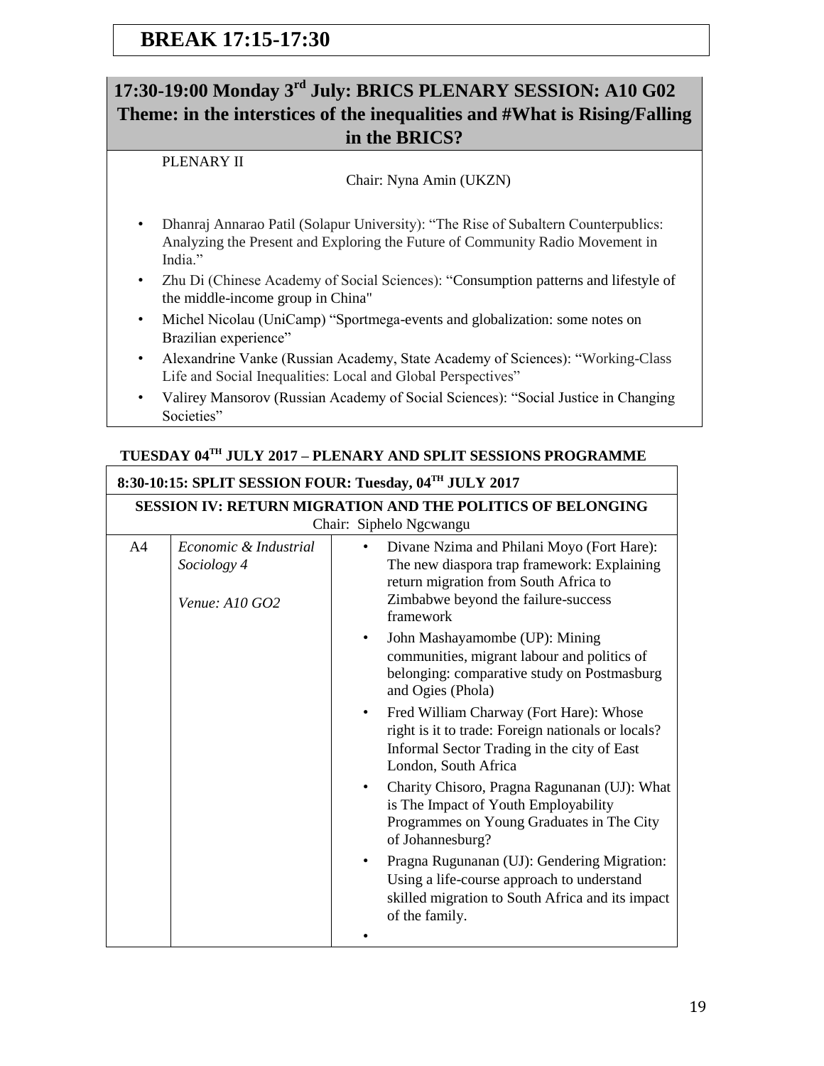## BREAK 17:15-17:30

## 17:30-19:00 Monday 3rd July: BRICS PLENARY SESSION: A10 G02 Theme: in the interstices of the inequalities and #What is Rising/Falling in the BRICS?

PLENARY II

Chair: Nyna Amin (UKZN)

- Dhanraj Annarao Patil (Solapur University): "The Rise of Subaltern Counterpublics: Analyzing the Present and Exploring the Future of Community Radio Movement in India."
- Zhu Di (Chinese Academy of Social Sciences): "Consumption patterns and lifestyle of the middle-income group in China"
- Michel Nicolau (UniCamp) "Sportmega-events and globalization: some notes on Brazilian experience"
- Alexandrine Vanke (Russian Academy, State Academy of Sciences): "Working-Class Life and Social Inequalities: Local and Global Perspectives"
- Valirey Mansorov (Russian Academy of Social Sciences): "Social Justice in Changing Societies"

## TUESDAY 04TH JULY 2017 – PLENARY AND SPLIT SESSIONS PROGRAMME

**8:30-10:15: SPLIT SESSION FOUR: Tuesday, 04TH JULY 2017**

**SESSION IV: RETURN MIGRATION AND THE POLITICS OF BELONGING**
Chair: Siphelo Ngcwangu

| | | |
|---|---|---|
| A4 | *Economic & Industrial Sociology 4*<br><br>*Venue: A10 GO2* | • Divane Nzima and Philani Moyo (Fort Hare): The new diaspora trap framework: Explaining return migration from South Africa to Zimbabwe beyond the failure-success framework<br>• John Mashayamombe (UP): Mining communities, migrant labour and politics of belonging: comparative study on Postmasburg and Ogies (Phola)<br>• Fred William Charway (Fort Hare): Whose right is it to trade: Foreign nationals or locals? Informal Sector Trading in the city of East London, South Africa<br>• Charity Chisoro, Pragna Ragunanan (UJ): What is The Impact of Youth Employability Programmes on Young Graduates in The City of Johannesburg?<br>• Pragna Rugunanan (UJ): Gendering Migration: Using a life-course approach to understand skilled migration to South Africa and its impact of the family.<br>• |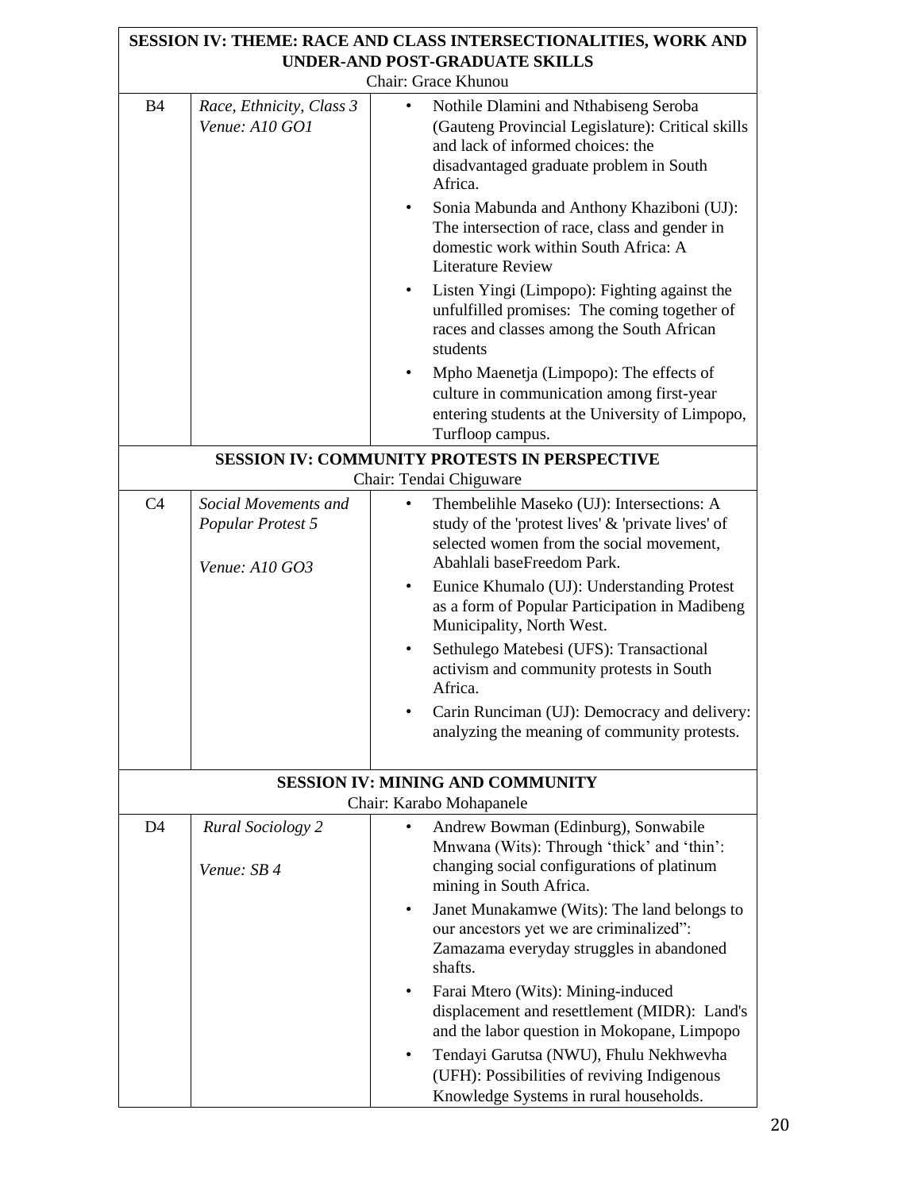| SESSION IV: THEME: RACE AND CLASS INTERSECTIONALITIES, WORK AND UNDER-AND POST-GRADUATE SKILLS<br>Chair: Grace Khunou | | |
|---|---|---|
| B4 | *Race, Ethnicity, Class 3*<br>*Venue: A10 GO1* | • Nothile Dlamini and Nthabiseng Seroba (Gauteng Provincial Legislature): Critical skills and lack of informed choices: the disadvantaged graduate problem in South Africa.<br>• Sonia Mabunda and Anthony Khaziboni (UJ): The intersection of race, class and gender in domestic work within South Africa: A Literature Review<br>• Listen Yingi (Limpopo): Fighting against the unfulfilled promises: The coming together of races and classes among the South African students<br>• Mpho Maenetja (Limpopo): The effects of culture in communication among first-year entering students at the University of Limpopo, Turfloop campus. |
| **SESSION IV: COMMUNITY PROTESTS IN PERSPECTIVE**<br>Chair: Tendai Chiguware | | |
| C4 | *Social Movements and Popular Protest 5*<br><br>*Venue: A10 GO3* | • Thembelihle Maseko (UJ): Intersections: A study of the 'protest lives' & 'private lives' of selected women from the social movement, Abahlali baseFreedom Park.<br>• Eunice Khumalo (UJ): Understanding Protest as a form of Popular Participation in Madibeng Municipality, North West.<br>• Sethulego Matebesi (UFS): Transactional activism and community protests in South Africa.<br>• Carin Runciman (UJ): Democracy and delivery: analyzing the meaning of community protests. |
| **SESSION IV: MINING AND COMMUNITY**<br>Chair: Karabo Mohapanele | | |
| D4 | *Rural Sociology 2*<br><br>*Venue: SB 4* | • Andrew Bowman (Edinburg), Sonwabile Mnwana (Wits): Through 'thick' and 'thin': changing social configurations of platinum mining in South Africa.<br>• Janet Munakamwe (Wits): The land belongs to our ancestors yet we are criminalized": Zamazama everyday struggles in abandoned shafts.<br>• Farai Mtero (Wits): Mining-induced displacement and resettlement (MIDR): Land's and the labor question in Mokopane, Limpopo<br>• Tendayi Garutsa (NWU), Fhulu Nekhwevha (UFH): Possibilities of reviving Indigenous Knowledge Systems in rural households. |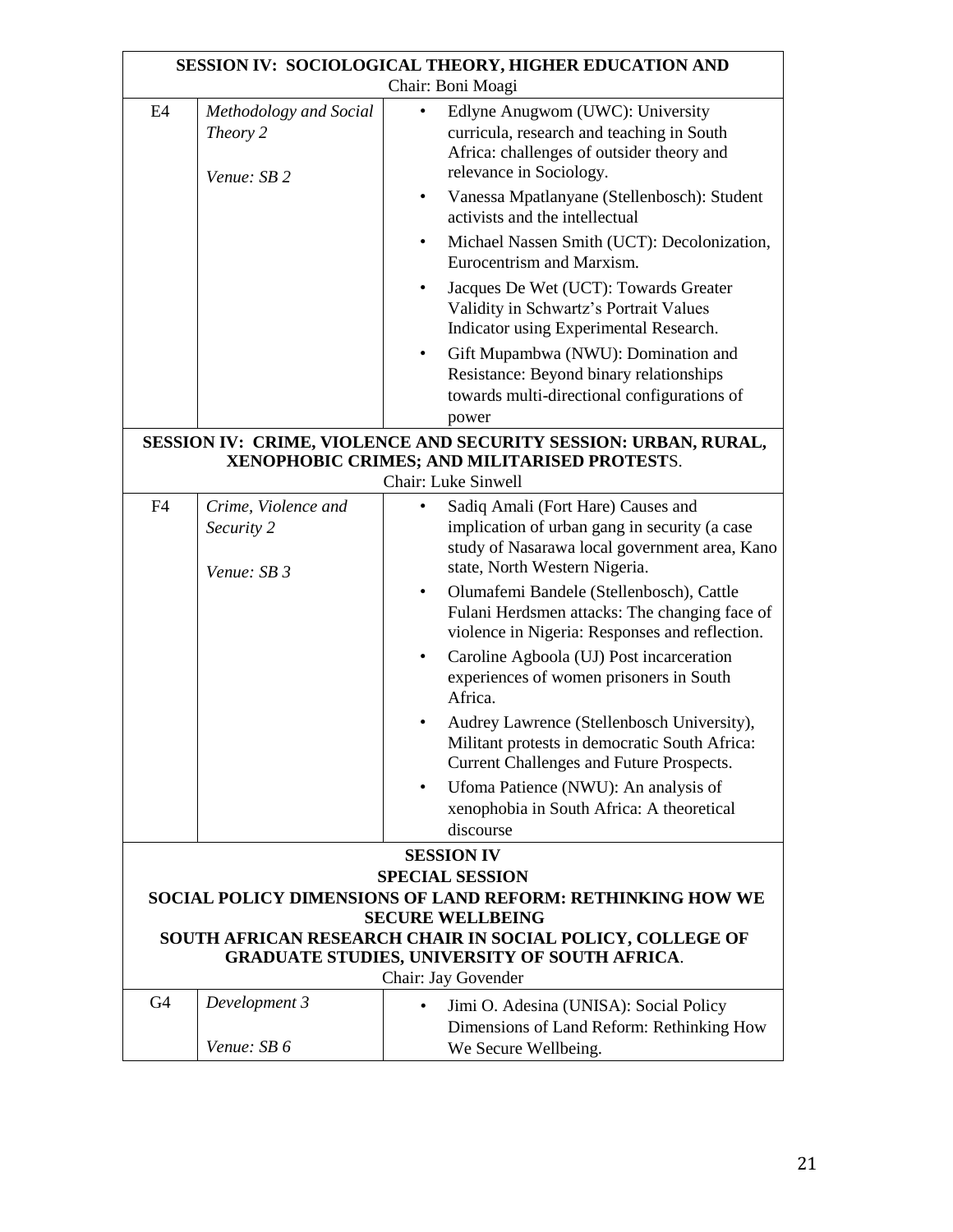| **SESSION IV: SOCIOLOGICAL THEORY, HIGHER EDUCATION AND**<br>Chair: Boni Moagi | | |
|---|---|---|
| E4 | *Methodology and Social Theory 2*<br><br>*Venue: SB 2* | • Edlyne Anugwom (UWC): University curricula, research and teaching in South Africa: challenges of outsider theory and relevance in Sociology.<br>• Vanessa Mpatlanyane (Stellenbosch): Student activists and the intellectual<br>• Michael Nassen Smith (UCT): Decolonization, Eurocentrism and Marxism.<br>• Jacques De Wet (UCT): Towards Greater Validity in Schwartz's Portrait Values Indicator using Experimental Research.<br>• Gift Mupambwa (NWU): Domination and Resistance: Beyond binary relationships towards multi-directional configurations of power |
| **SESSION IV: CRIME, VIOLENCE AND SECURITY SESSION: URBAN, RURAL, XENOPHOBIC CRIMES; AND MILITARISED PROTESTS.**<br>Chair: Luke Sinwell | | |
| F4 | *Crime, Violence and Security 2*<br><br>*Venue: SB 3* | • Sadiq Amali (Fort Hare) Causes and implication of urban gang in security (a case study of Nasarawa local government area, Kano state, North Western Nigeria.<br>• Olumafemi Bandele (Stellenbosch), Cattle Fulani Herdsmen attacks: The changing face of violence in Nigeria: Responses and reflection.<br>• Caroline Agboola (UJ) Post incarceration experiences of women prisoners in South Africa.<br>• Audrey Lawrence (Stellenbosch University), Militant protests in democratic South Africa: Current Challenges and Future Prospects.<br>• Ufoma Patience (NWU): An analysis of xenophobia in South Africa: A theoretical discourse |
| **SESSION IV**<br>**SPECIAL SESSION**<br>**SOCIAL POLICY DIMENSIONS OF LAND REFORM: RETHINKING HOW WE SECURE WELLBEING**<br>**SOUTH AFRICAN RESEARCH CHAIR IN SOCIAL POLICY, COLLEGE OF GRADUATE STUDIES, UNIVERSITY OF SOUTH AFRICA.**<br>Chair: Jay Govender | | |
| G4 | *Development 3*<br><br>*Venue: SB 6* | • Jimi O. Adesina (UNISA): Social Policy Dimensions of Land Reform: Rethinking How We Secure Wellbeing. |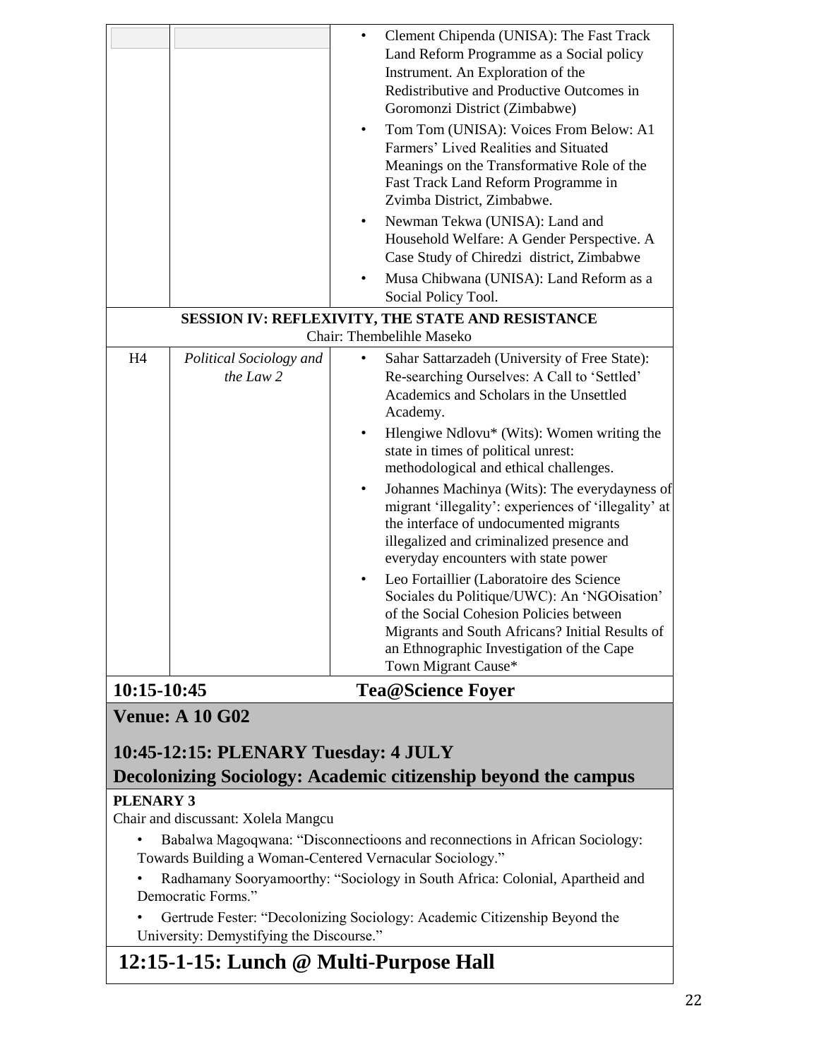| | | |
|---|---|---|
| | | • Clement Chipenda (UNISA): The Fast Track Land Reform Programme as a Social policy Instrument. An Exploration of the Redistributive and Productive Outcomes in Goromonzi District (Zimbabwe)<br>• Tom Tom (UNISA): Voices From Below: A1 Farmers' Lived Realities and Situated Meanings on the Transformative Role of the Fast Track Land Reform Programme in Zvimba District, Zimbabwe.<br>• Newman Tekwa (UNISA): Land and Household Welfare: A Gender Perspective. A Case Study of Chiredzi district, Zimbabwe<br>• Musa Chibwana (UNISA): Land Reform as a Social Policy Tool. |
| **SESSION IV: REFLEXIVITY, THE STATE AND RESISTANCE**<br>Chair: Thembelihle Maseko | | |
| H4 | *Political Sociology and the Law 2* | • Sahar Sattarzadeh (University of Free State): Re-searching Ourselves: A Call to 'Settled' Academics and Scholars in the Unsettled Academy.<br>• Hlengiwe Ndlovu* (Wits): Women writing the state in times of political unrest: methodological and ethical challenges.<br>• Johannes Machinya (Wits): The everydayness of migrant 'illegality': experiences of 'illegality' at the interface of undocumented migrants illegalized and criminalized presence and everyday encounters with state power<br>• Leo Fortaillier (Laboratoire des Science Sociales du Politique/UWC): An 'NGOisation' of the Social Cohesion Policies between Migrants and South Africans? Initial Results of an Ethnographic Investigation of the Cape Town Migrant Cause* |

**10:15-10:45 Tea@Science Foyer**

**Venue: A 10 G02**

**10:45-12:15: PLENARY Tuesday: 4 JULY**

**Decolonizing Sociology: Academic citizenship beyond the campus**

**PLENARY 3**

Chair and discussant: Xolela Mangcu

- Babalwa Magoqwana: "Disconnectioons and reconnections in African Sociology: Towards Building a Woman-Centered Vernacular Sociology."
- Radhamany Sooryamoorthy: "Sociology in South Africa: Colonial, Apartheid and Democratic Forms."
- Gertrude Fester: "Decolonizing Sociology: Academic Citizenship Beyond the University: Demystifying the Discourse."

**12:15-1-15: Lunch @ Multi-Purpose Hall**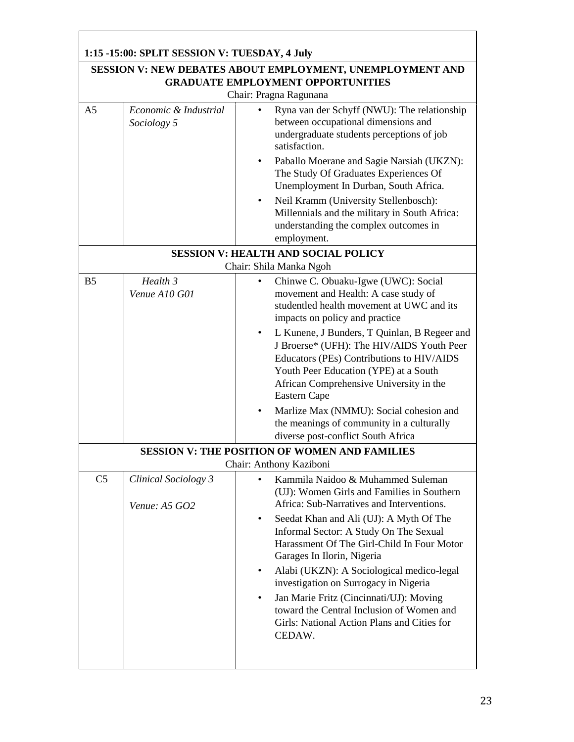**1:15 -15:00: SPLIT SESSION V: TUESDAY, 4 July**

**SESSION V: NEW DEBATES ABOUT EMPLOYMENT, UNEMPLOYMENT AND GRADUATE EMPLOYMENT OPPORTUNITIES**

Chair: Pragna Ragunana

| | | |
|---|---|---|
| A5 | *Economic & Industrial Sociology 5* | • Ryna van der Schyff (NWU): The relationship between occupational dimensions and undergraduate students perceptions of job satisfaction.<br>• Paballo Moerane and Sagie Narsiah (UKZN): The Study Of Graduates Experiences Of Unemployment In Durban, South Africa.<br>• Neil Kramm (University Stellenbosch): Millennials and the military in South Africa: understanding the complex outcomes in employment. |

**SESSION V: HEALTH AND SOCIAL POLICY**

Chair: Shila Manka Ngoh

| | | |
|---|---|---|
| B5 | *Health 3*<br>*Venue A10 G01* | • Chinwe C. Obuaku-Igwe (UWC): Social movement and Health: A case study of studentled health movement at UWC and its impacts on policy and practice<br>• L Kunene, J Bunders, T Quinlan, B Regeer and J Broerse* (UFH): The HIV/AIDS Youth Peer Educators (PEs) Contributions to HIV/AIDS Youth Peer Education (YPE) at a South African Comprehensive University in the Eastern Cape<br>• Marlize Max (NMMU): Social cohesion and the meanings of community in a culturally diverse post-conflict South Africa |

**SESSION V: THE POSITION OF WOMEN AND FAMILIES**

Chair: Anthony Kaziboni

| | | |
|---|---|---|
| C5 | *Clinical Sociology 3*<br>*Venue: A5 GO2* | • Kammila Naidoo & Muhammed Suleman (UJ): Women Girls and Families in Southern Africa: Sub-Narratives and Interventions.<br>• Seedat Khan and Ali (UJ): A Myth Of The Informal Sector: A Study On The Sexual Harassment Of The Girl-Child In Four Motor Garages In Ilorin, Nigeria<br>• Alabi (UKZN): A Sociological medico-legal investigation on Surrogacy in Nigeria<br>• Jan Marie Fritz (Cincinnati/UJ): Moving toward the Central Inclusion of Women and Girls: National Action Plans and Cities for CEDAW. |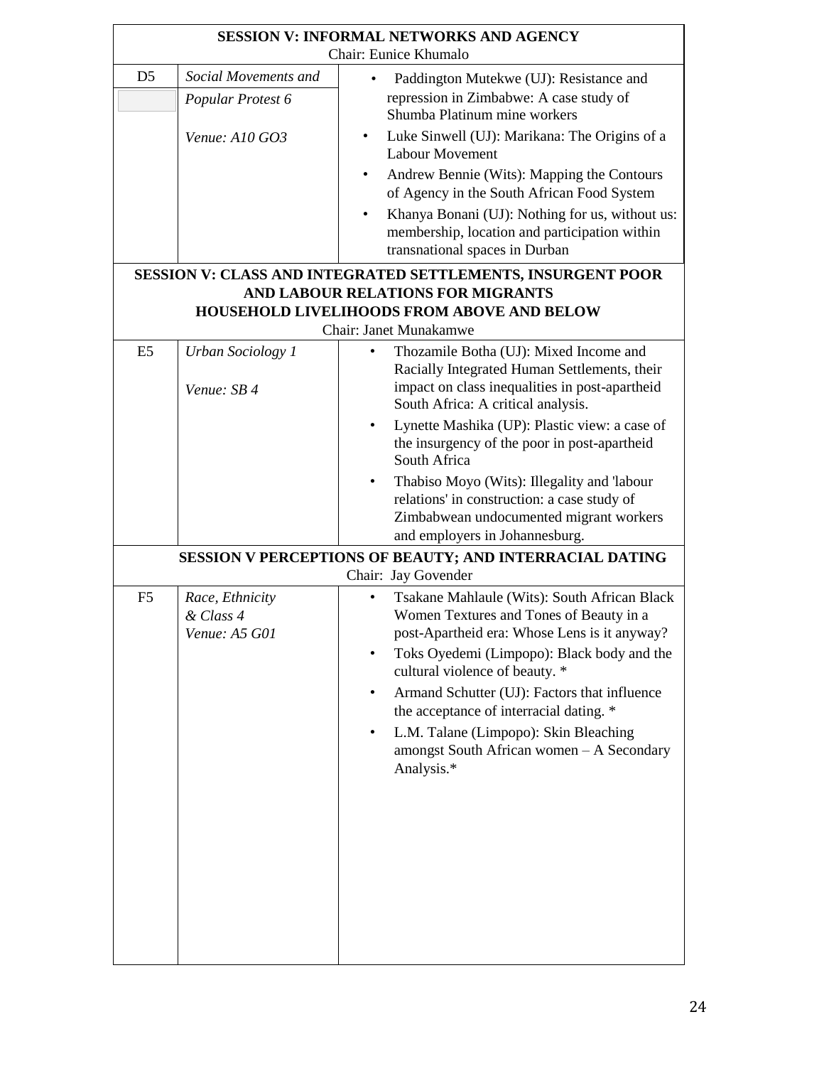| SESSION V: INFORMAL NETWORKS AND AGENCY<br>Chair: Eunice Khumalo | | |
|---|---|---|
| D5 | *Social Movements and Popular Protest 6*<br><br>*Venue: A10 GO3* | • Paddington Mutekwe (UJ): Resistance and repression in Zimbabwe: A case study of Shumba Platinum mine workers<br>• Luke Sinwell (UJ): Marikana: The Origins of a Labour Movement<br>• Andrew Bennie (Wits): Mapping the Contours of Agency in the South African Food System<br>• Khanya Bonani (UJ): Nothing for us, without us: membership, location and participation within transnational spaces in Durban |
| **SESSION V: CLASS AND INTEGRATED SETTLEMENTS, INSURGENT POOR AND LABOUR RELATIONS FOR MIGRANTS**<br>**HOUSEHOLD LIVELIHOODS FROM ABOVE AND BELOW**<br>Chair: Janet Munakamwe | | |
| E5 | *Urban Sociology 1*<br><br>*Venue: SB 4* | • Thozamile Botha (UJ): Mixed Income and Racially Integrated Human Settlements, their impact on class inequalities in post-apartheid South Africa: A critical analysis.<br>• Lynette Mashika (UP): Plastic view: a case of the insurgency of the poor in post-apartheid South Africa<br>• Thabiso Moyo (Wits): Illegality and 'labour relations' in construction: a case study of Zimbabwean undocumented migrant workers and employers in Johannesburg. |
| **SESSION V PERCEPTIONS OF BEAUTY; AND INTERRACIAL DATING**<br>Chair: Jay Govender | | |
| F5 | *Race, Ethnicity & Class 4*<br>*Venue: A5 G01* | • Tsakane Mahlaule (Wits): South African Black Women Textures and Tones of Beauty in a post-Apartheid era: Whose Lens is it anyway?<br>• Toks Oyedemi (Limpopo): Black body and the cultural violence of beauty. *<br>• Armand Schutter (UJ): Factors that influence the acceptance of interracial dating. *<br>• L.M. Talane (Limpopo): Skin Bleaching amongst South African women – A Secondary Analysis.* |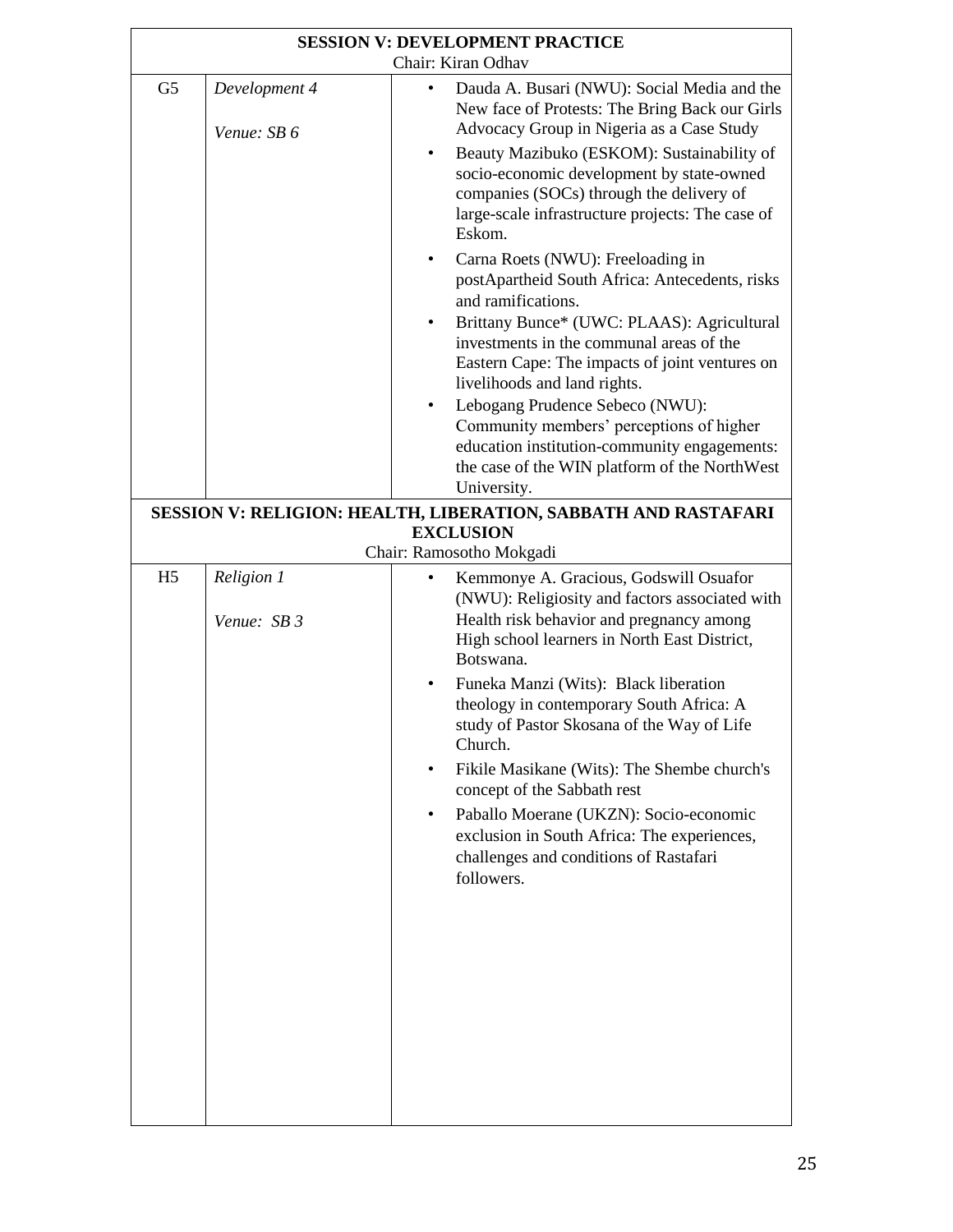**SESSION V: DEVELOPMENT PRACTICE**
Chair: Kiran Odhav

| | | |
|---|---|---|
| G5 | *Development 4*<br><br>*Venue: SB 6* | • Dauda A. Busari (NWU): Social Media and the New face of Protests: The Bring Back our Girls Advocacy Group in Nigeria as a Case Study<br>• Beauty Mazibuko (ESKOM): Sustainability of socio-economic development by state-owned companies (SOCs) through the delivery of large-scale infrastructure projects: The case of Eskom.<br>• Carna Roets (NWU): Freeloading in postApartheid South Africa: Antecedents, risks and ramifications.<br>• Brittany Bunce* (UWC: PLAAS): Agricultural investments in the communal areas of the Eastern Cape: The impacts of joint ventures on livelihoods and land rights.<br>• Lebogang Prudence Sebeco (NWU): Community members' perceptions of higher education institution-community engagements: the case of the WIN platform of the NorthWest University. |

**SESSION V: RELIGION: HEALTH, LIBERATION, SABBATH AND RASTAFARI EXCLUSION**
Chair: Ramosotho Mokgadi

| | | |
|---|---|---|
| H5 | *Religion 1*<br><br>*Venue: SB 3* | • Kemmonye A. Gracious, Godswill Osuafor (NWU): Religiosity and factors associated with Health risk behavior and pregnancy among High school learners in North East District, Botswana.<br>• Funeka Manzi (Wits): Black liberation theology in contemporary South Africa: A study of Pastor Skosana of the Way of Life Church.<br>• Fikile Masikane (Wits): The Shembe church's concept of the Sabbath rest<br>• Paballo Moerane (UKZN): Socio-economic exclusion in South Africa: The experiences, challenges and conditions of Rastafari followers. |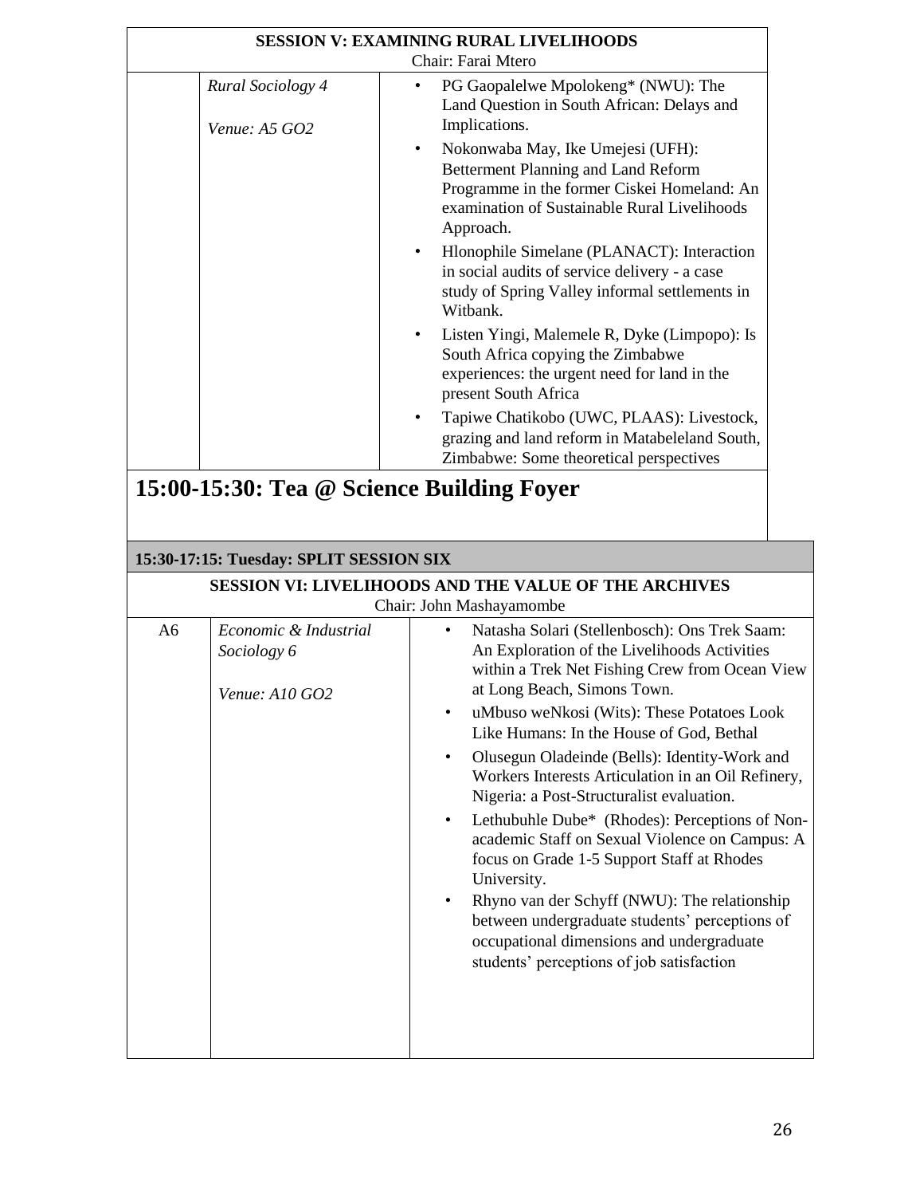| SESSION V: EXAMINING RURAL LIVELIHOODS<br>Chair: Farai Mtero | | |
|---|---|---|
| | *Rural Sociology 4*<br><br>*Venue: A5 GO2* | • PG Gaopalelwe Mpolokeng* (NWU): The Land Question in South African: Delays and Implications.<br>• Nokonwaba May, Ike Umejesi (UFH): Betterment Planning and Land Reform Programme in the former Ciskei Homeland: An examination of Sustainable Rural Livelihoods Approach.<br>• Hlonophile Simelane (PLANACT): Interaction in social audits of service delivery - a case study of Spring Valley informal settlements in Witbank.<br>• Listen Yingi, Malemele R, Dyke (Limpopo): Is South Africa copying the Zimbabwe experiences: the urgent need for land in the present South Africa<br>• Tapiwe Chatikobo (UWC, PLAAS): Livestock, grazing and land reform in Matabeleland South, Zimbabwe: Some theoretical perspectives |

## 15:00-15:30: Tea @ Science Building Foyer

**15:30-17:15: Tuesday: SPLIT SESSION SIX**

| SESSION VI: LIVELIHOODS AND THE VALUE OF THE ARCHIVES<br>Chair: John Mashayamombe | | |
|---|---|---|
| A6 | *Economic & Industrial Sociology 6*<br><br>*Venue: A10 GO2* | • Natasha Solari (Stellenbosch): Ons Trek Saam: An Exploration of the Livelihoods Activities within a Trek Net Fishing Crew from Ocean View at Long Beach, Simons Town.<br>• uMbuso weNkosi (Wits): These Potatoes Look Like Humans: In the House of God, Bethal<br>• Olusegun Oladeinde (Bells): Identity-Work and Workers Interests Articulation in an Oil Refinery, Nigeria: a Post-Structuralist evaluation.<br>• Lethubuhle Dube* (Rhodes): Perceptions of Non-academic Staff on Sexual Violence on Campus: A focus on Grade 1-5 Support Staff at Rhodes University.<br>• Rhyno van der Schyff (NWU): The relationship between undergraduate students' perceptions of occupational dimensions and undergraduate students' perceptions of job satisfaction |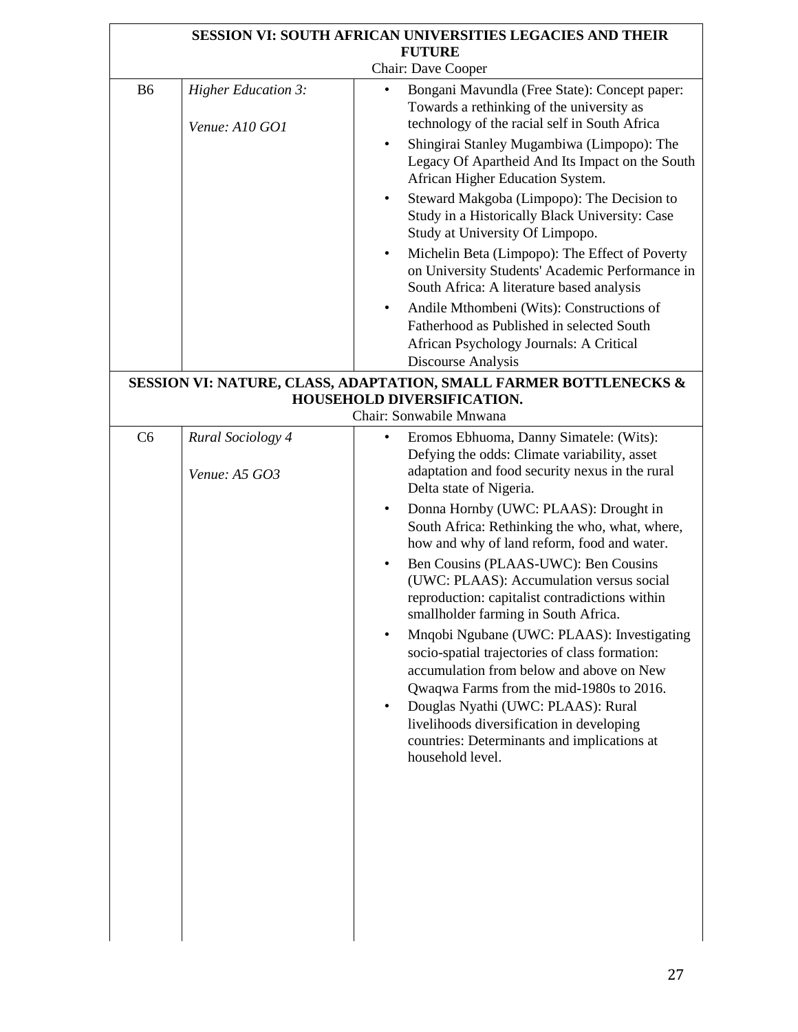| **SESSION VI: SOUTH AFRICAN UNIVERSITIES LEGACIES AND THEIR FUTURE**<br>Chair: Dave Cooper | | |
|---|---|---|
| B6 | *Higher Education 3:*<br><br>*Venue: A10 GO1* | • Bongani Mavundla (Free State): Concept paper: Towards a rethinking of the university as technology of the racial self in South Africa<br>• Shingirai Stanley Mugambiwa (Limpopo): The Legacy Of Apartheid And Its Impact on the South African Higher Education System.<br>• Steward Makgoba (Limpopo): The Decision to Study in a Historically Black University: Case Study at University Of Limpopo.<br>• Michelin Beta (Limpopo): The Effect of Poverty on University Students' Academic Performance in South Africa: A literature based analysis<br>• Andile Mthombeni (Wits): Constructions of Fatherhood as Published in selected South African Psychology Journals: A Critical Discourse Analysis |
| **SESSION VI: NATURE, CLASS, ADAPTATION, SMALL FARMER BOTTLENECKS & HOUSEHOLD DIVERSIFICATION.**<br>Chair: Sonwabile Mnwana | | |
| C6 | *Rural Sociology 4*<br><br>*Venue: A5 GO3* | • Eromos Ebhuoma, Danny Simatele: (Wits): Defying the odds: Climate variability, asset adaptation and food security nexus in the rural Delta state of Nigeria.<br>• Donna Hornby (UWC: PLAAS): Drought in South Africa: Rethinking the who, what, where, how and why of land reform, food and water.<br>• Ben Cousins (PLAAS-UWC): Ben Cousins (UWC: PLAAS): Accumulation versus social reproduction: capitalist contradictions within smallholder farming in South Africa.<br>• Mnqobi Ngubane (UWC: PLAAS): Investigating socio-spatial trajectories of class formation: accumulation from below and above on New Qwaqwa Farms from the mid-1980s to 2016.<br>• Douglas Nyathi (UWC: PLAAS): Rural livelihoods diversification in developing countries: Determinants and implications at household level. |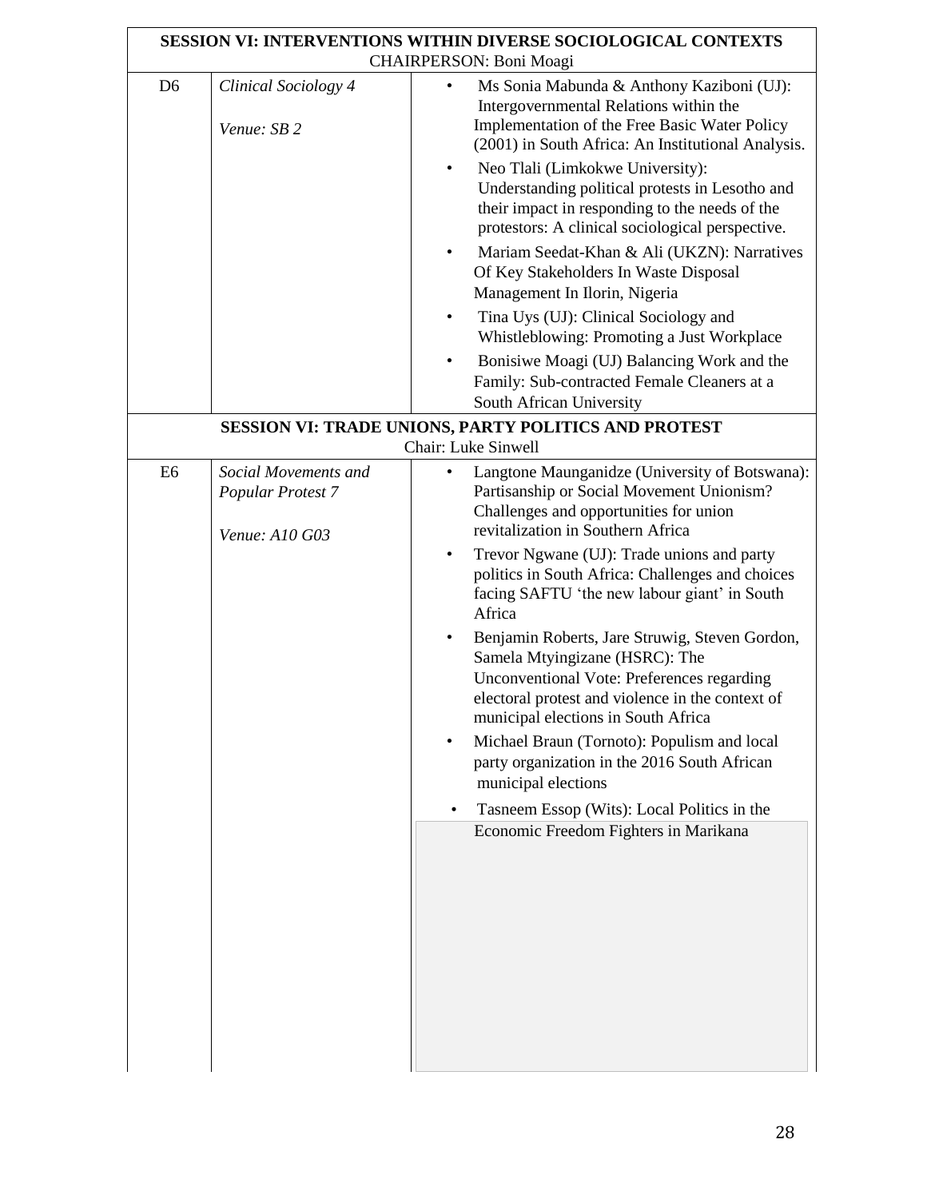**SESSION VI: INTERVENTIONS WITHIN DIVERSE SOCIOLOGICAL CONTEXTS**
CHAIRPERSON: Boni Moagi

| | | |
|---|---|---|
| D6 | *Clinical Sociology 4*<br><br>*Venue: SB 2* | • Ms Sonia Mabunda & Anthony Kaziboni (UJ): Intergovernmental Relations within the Implementation of the Free Basic Water Policy (2001) in South Africa: An Institutional Analysis.<br>• Neo Tlali (Limkokwe University): Understanding political protests in Lesotho and their impact in responding to the needs of the protestors: A clinical sociological perspective.<br>• Mariam Seedat-Khan & Ali (UKZN): Narratives Of Key Stakeholders In Waste Disposal Management In Ilorin, Nigeria<br>• Tina Uys (UJ): Clinical Sociology and Whistleblowing: Promoting a Just Workplace<br>• Bonisiwe Moagi (UJ) Balancing Work and the Family: Sub-contracted Female Cleaners at a South African University |

**SESSION VI: TRADE UNIONS, PARTY POLITICS AND PROTEST**
Chair: Luke Sinwell

| | | |
|---|---|---|
| E6 | *Social Movements and Popular Protest 7*<br><br>*Venue: A10 G03* | • Langtone Maunganidze (University of Botswana): Partisanship or Social Movement Unionism? Challenges and opportunities for union revitalization in Southern Africa<br>• Trevor Ngwane (UJ): Trade unions and party politics in South Africa: Challenges and choices facing SAFTU 'the new labour giant' in South Africa<br>• Benjamin Roberts, Jare Struwig, Steven Gordon, Samela Mtyingizane (HSRC): The Unconventional Vote: Preferences regarding electoral protest and violence in the context of municipal elections in South Africa<br>• Michael Braun (Tornoto): Populism and local party organization in the 2016 South African municipal elections<br>• Tasneem Essop (Wits): Local Politics in the Economic Freedom Fighters in Marikana |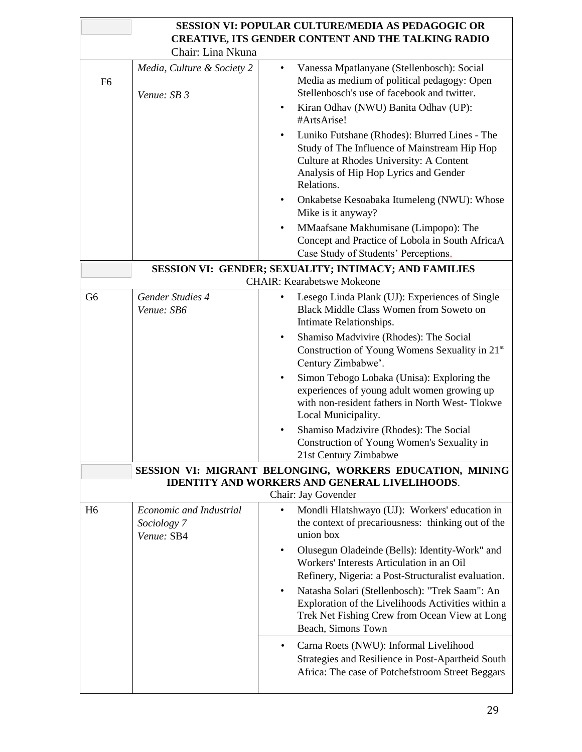| | | |
|---|---|---|
| | **SESSION VI: POPULAR CULTURE/MEDIA AS PEDAGOGIC OR CREATIVE, ITS GENDER CONTENT AND THE TALKING RADIO**<br>Chair: Lina Nkuna | |
| F6 | *Media, Culture & Society 2*<br><br>*Venue: SB 3* | • Vanessa Mpatlanyane (Stellenbosch): Social Media as medium of political pedagogy: Open Stellenbosch's use of facebook and twitter.<br>• Kiran Odhav (NWU) Banita Odhav (UP): #ArtsArise!<br>• Luniko Futshane (Rhodes): Blurred Lines - The Study of The Influence of Mainstream Hip Hop Culture at Rhodes University: A Content Analysis of Hip Hop Lyrics and Gender Relations.<br>• Onkabetse Kesoabaka Itumeleng (NWU): Whose Mike is it anyway?<br>• MMaafsane Makhumisane (Limpopo): The Concept and Practice of Lobola in South AfricaA Case Study of Students' Perceptions. |
| | **SESSION VI: GENDER; SEXUALITY; INTIMACY; AND FAMILIES**<br>CHAIR: Kearabetswe Mokeone | |
| G6 | *Gender Studies 4*<br>*Venue: SB6* | • Lesego Linda Plank (UJ): Experiences of Single Black Middle Class Women from Soweto on Intimate Relationships.<br>• Shamiso Madvivire (Rhodes): The Social Construction of Young Womens Sexuality in 21st Century Zimbabwe'.<br>• Simon Tebogo Lobaka (Unisa): Exploring the experiences of young adult women growing up with non-resident fathers in North West- Tlokwe Local Municipality.<br>• Shamiso Madzivire (Rhodes): The Social Construction of Young Women's Sexuality in 21st Century Zimbabwe |
| | **SESSION VI: MIGRANT BELONGING, WORKERS EDUCATION, MINING IDENTITY AND WORKERS AND GENERAL LIVELIHOODS**.<br>Chair: Jay Govender | |
| H6 | *Economic and Industrial Sociology 7*<br>*Venue:* SB4 | • Mondli Hlatshwayo (UJ): Workers' education in the context of precariousness: thinking out of the union box<br>• Olusegun Oladeinde (Bells): Identity-Work" and Workers' Interests Articulation in an Oil Refinery, Nigeria: a Post-Structuralist evaluation.<br>• Natasha Solari (Stellenbosch): "Trek Saam": An Exploration of the Livelihoods Activities within a Trek Net Fishing Crew from Ocean View at Long Beach, Simons Town<br>• Carna Roets (NWU): Informal Livelihood Strategies and Resilience in Post-Apartheid South Africa: The case of Potchefstroom Street Beggars |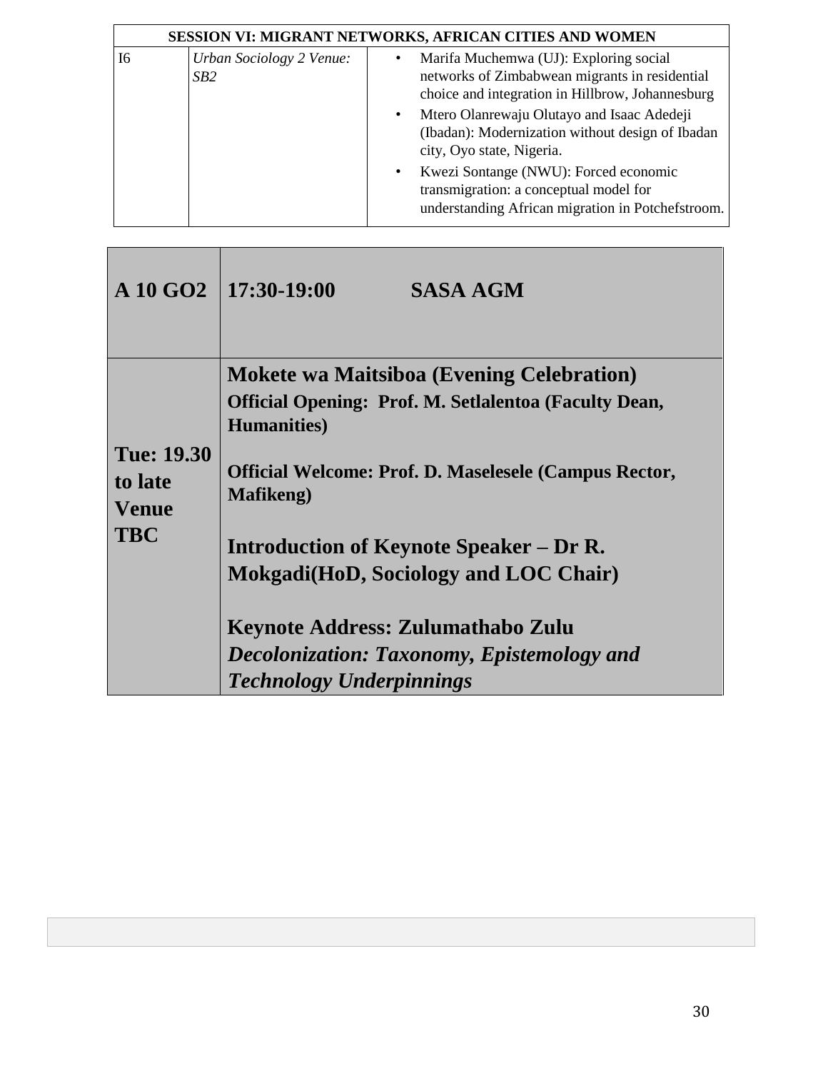| SESSION VI: MIGRANT NETWORKS, AFRICAN CITIES AND WOMEN | | |
|---|---|---|
| I6 | *Urban Sociology 2 Venue: SB2* | • Marifa Muchemwa (UJ): Exploring social networks of Zimbabwean migrants in residential choice and integration in Hillbrow, Johannesburg<br>• Mtero Olanrewaju Olutayo and Isaac Adedeji (Ibadan): Modernization without design of Ibadan city, Oyo state, Nigeria.<br>• Kwezi Sontange (NWU): Forced economic transmigration: a conceptual model for understanding African migration in Potchefstroom. |

| **A 10 GO2** | **17:30-19:00 SASA AGM** |
|---|---|
| **Tue: 19.30 to late Venue TBC** | **Mokete wa Maitsiboa (Evening Celebration)**<br>**Official Opening: Prof. M. Setlalentoa (Faculty Dean, Humanities)**<br><br>**Official Welcome: Prof. D. Maselesele (Campus Rector, Mafikeng)**<br><br>**Introduction of Keynote Speaker – Dr R. Mokgadi(HoD, Sociology and LOC Chair)**<br><br>**Keynote Address: Zulumathabo Zulu**<br>***Decolonization: Taxonomy, Epistemology and Technology Underpinnings*** |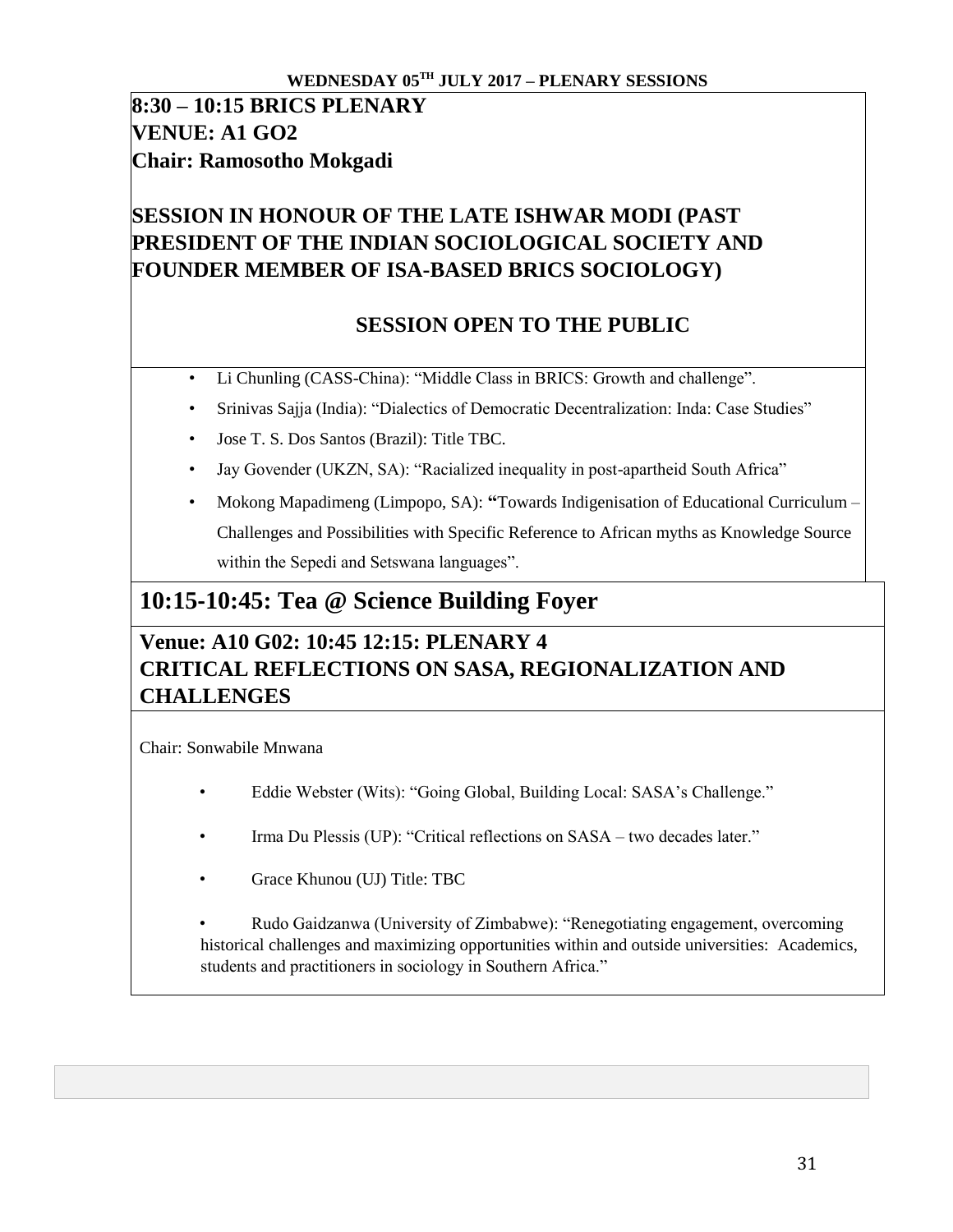## WEDNESDAY 05TH JULY 2017 – PLENARY SESSIONS

**8:30 – 10:15 BRICS PLENARY**
**VENUE: A1 GO2**
**Chair: Ramosotho Mokgadi**

**SESSION IN HONOUR OF THE LATE ISHWAR MODI (PAST PRESIDENT OF THE INDIAN SOCIOLOGICAL SOCIETY AND FOUNDER MEMBER OF ISA-BASED BRICS SOCIOLOGY)**

**SESSION OPEN TO THE PUBLIC**

- Li Chunling (CASS-China): "Middle Class in BRICS: Growth and challenge".
- Srinivas Sajja (India): "Dialectics of Democratic Decentralization: Inda: Case Studies"
- Jose T. S. Dos Santos (Brazil): Title TBC.
- Jay Govender (UKZN, SA): "Racialized inequality in post-apartheid South Africa"
- Mokong Mapadimeng (Limpopo, SA): "Towards Indigenisation of Educational Curriculum – Challenges and Possibilities with Specific Reference to African myths as Knowledge Source within the Sepedi and Setswana languages".

## 10:15-10:45: Tea @ Science Building Foyer

**Venue: A10 G02: 10:45 12:15: PLENARY 4**
**CRITICAL REFLECTIONS ON SASA, REGIONALIZATION AND CHALLENGES**

Chair: Sonwabile Mnwana

- Eddie Webster (Wits): "Going Global, Building Local: SASA's Challenge."
- Irma Du Plessis (UP): "Critical reflections on SASA – two decades later."
- Grace Khunou (UJ) Title: TBC
- Rudo Gaidzanwa (University of Zimbabwe): "Renegotiating engagement, overcoming historical challenges and maximizing opportunities within and outside universities: Academics, students and practitioners in sociology in Southern Africa."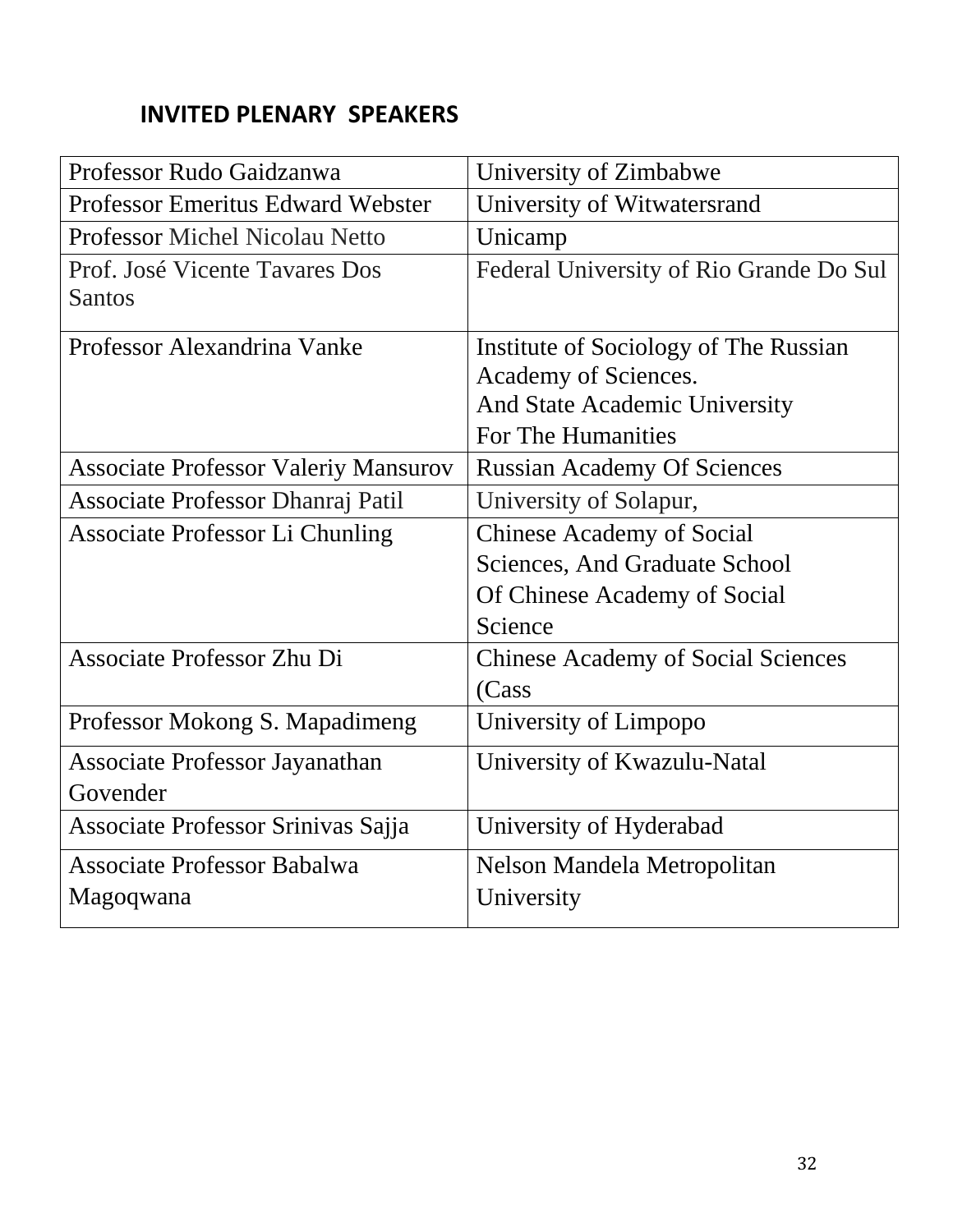## INVITED PLENARY SPEAKERS

| | |
|---|---|
| Professor Rudo Gaidzanwa | University of Zimbabwe |
| Professor Emeritus Edward Webster | University of Witwatersrand |
| Professor Michel Nicolau Netto | Unicamp |
| Prof. José Vicente Tavares Dos Santos | Federal University of Rio Grande Do Sul |
| Professor Alexandrina Vanke | Institute of Sociology of The Russian Academy of Sciences. And State Academic University For The Humanities |
| Associate Professor Valeriy Mansurov | Russian Academy Of Sciences |
| Associate Professor Dhanraj Patil | University of Solapur, |
| Associate Professor Li Chunling | Chinese Academy of Social Sciences, And Graduate School Of Chinese Academy of Social Science |
| Associate Professor Zhu Di | Chinese Academy of Social Sciences (Cass |
| Professor Mokong S. Mapadimeng | University of Limpopo |
| Associate Professor Jayanathan Govender | University of Kwazulu-Natal |
| Associate Professor Srinivas Sajja | University of Hyderabad |
| Associate Professor Babalwa Magoqwana | Nelson Mandela Metropolitan University |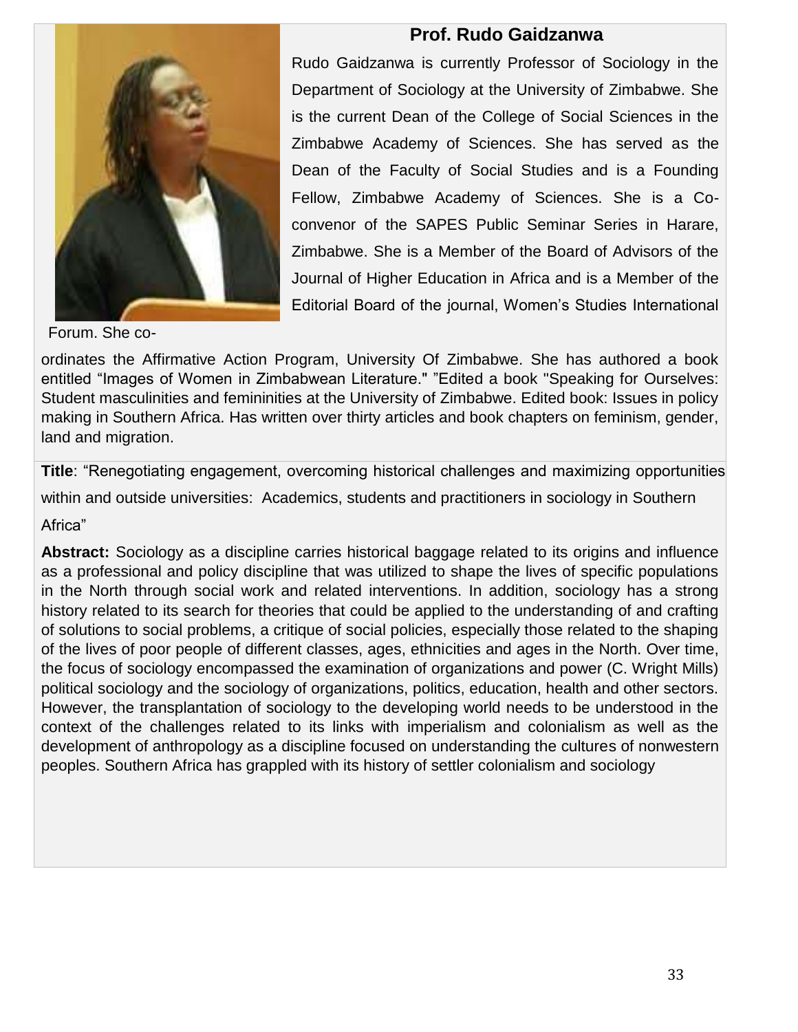## Prof. Rudo Gaidzanwa

Rudo Gaidzanwa is currently Professor of Sociology in the Department of Sociology at the University of Zimbabwe. She is the current Dean of the College of Social Sciences in the Zimbabwe Academy of Sciences. She has served as the Dean of the Faculty of Social Studies and is a Founding Fellow, Zimbabwe Academy of Sciences. She is a Co-convenor of the SAPES Public Seminar Series in Harare, Zimbabwe. She is a Member of the Board of Advisors of the Journal of Higher Education in Africa and is a Member of the Editorial Board of the journal, Women's Studies International Forum. She co-ordinates the Affirmative Action Program, University Of Zimbabwe. She has authored a book entitled "Images of Women in Zimbabwean Literature." "Edited a book "Speaking for Ourselves: Student masculinities and femininities at the University of Zimbabwe. Edited book: Issues in policy making in Southern Africa. Has written over thirty articles and book chapters on feminism, gender, land and migration.

**Title**: "Renegotiating engagement, overcoming historical challenges and maximizing opportunities within and outside universities: Academics, students and practitioners in sociology in Southern Africa"

**Abstract:** Sociology as a discipline carries historical baggage related to its origins and influence as a professional and policy discipline that was utilized to shape the lives of specific populations in the North through social work and related interventions. In addition, sociology has a strong history related to its search for theories that could be applied to the understanding of and crafting of solutions to social problems, a critique of social policies, especially those related to the shaping of the lives of poor people of different classes, ages, ethnicities and ages in the North. Over time, the focus of sociology encompassed the examination of organizations and power (C. Wright Mills) political sociology and the sociology of organizations, politics, education, health and other sectors. However, the transplantation of sociology to the developing world needs to be understood in the context of the challenges related to its links with imperialism and colonialism as well as the development of anthropology as a discipline focused on understanding the cultures of nonwestern peoples. Southern Africa has grappled with its history of settler colonialism and sociology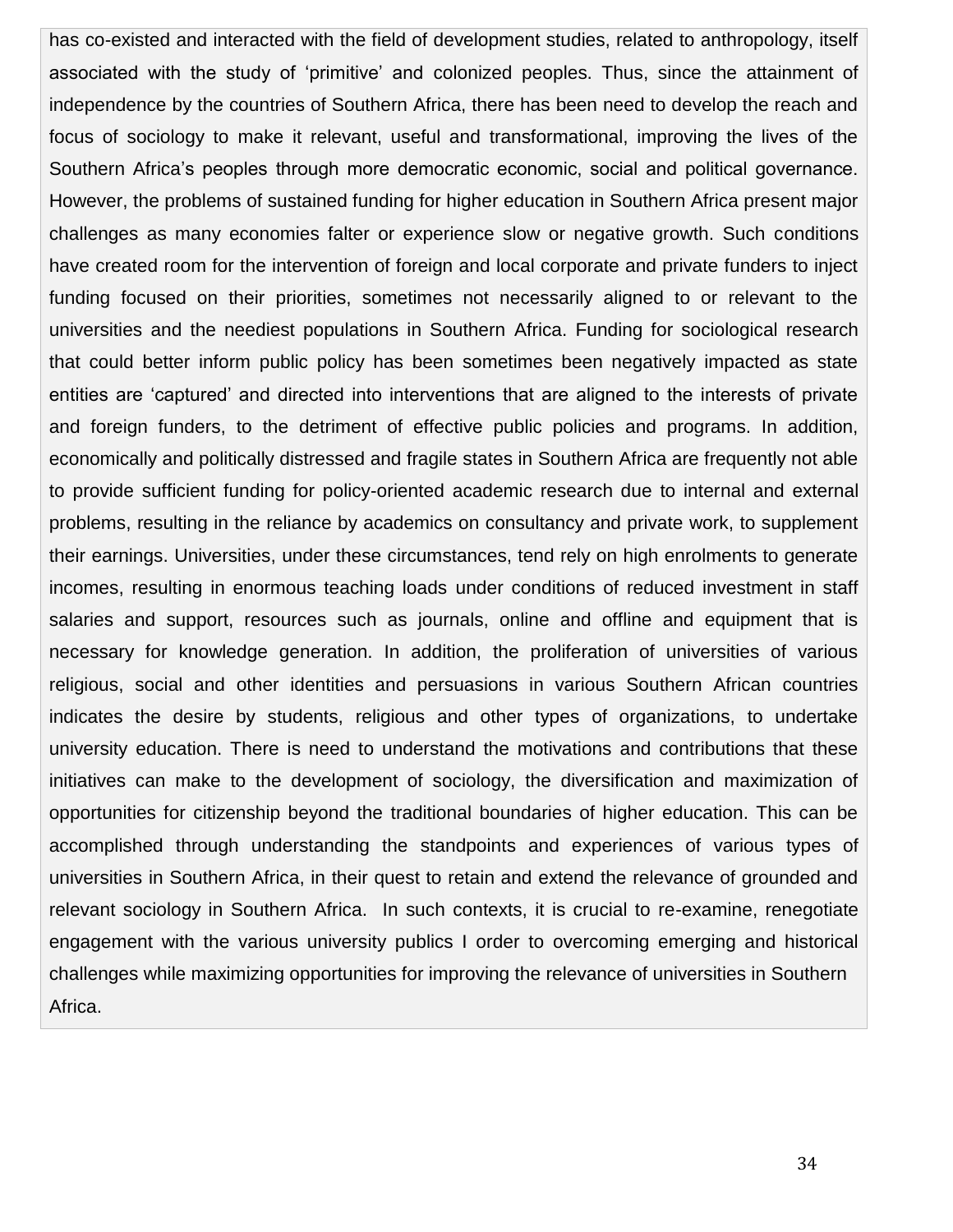has co-existed and interacted with the field of development studies, related to anthropology, itself associated with the study of 'primitive' and colonized peoples. Thus, since the attainment of independence by the countries of Southern Africa, there has been need to develop the reach and focus of sociology to make it relevant, useful and transformational, improving the lives of the Southern Africa's peoples through more democratic economic, social and political governance. However, the problems of sustained funding for higher education in Southern Africa present major challenges as many economies falter or experience slow or negative growth. Such conditions have created room for the intervention of foreign and local corporate and private funders to inject funding focused on their priorities, sometimes not necessarily aligned to or relevant to the universities and the neediest populations in Southern Africa. Funding for sociological research that could better inform public policy has been sometimes been negatively impacted as state entities are 'captured' and directed into interventions that are aligned to the interests of private and foreign funders, to the detriment of effective public policies and programs. In addition, economically and politically distressed and fragile states in Southern Africa are frequently not able to provide sufficient funding for policy-oriented academic research due to internal and external problems, resulting in the reliance by academics on consultancy and private work, to supplement their earnings. Universities, under these circumstances, tend rely on high enrolments to generate incomes, resulting in enormous teaching loads under conditions of reduced investment in staff salaries and support, resources such as journals, online and offline and equipment that is necessary for knowledge generation. In addition, the proliferation of universities of various religious, social and other identities and persuasions in various Southern African countries indicates the desire by students, religious and other types of organizations, to undertake university education. There is need to understand the motivations and contributions that these initiatives can make to the development of sociology, the diversification and maximization of opportunities for citizenship beyond the traditional boundaries of higher education. This can be accomplished through understanding the standpoints and experiences of various types of universities in Southern Africa, in their quest to retain and extend the relevance of grounded and relevant sociology in Southern Africa. In such contexts, it is crucial to re-examine, renegotiate engagement with the various university publics I order to overcoming emerging and historical challenges while maximizing opportunities for improving the relevance of universities in Southern Africa.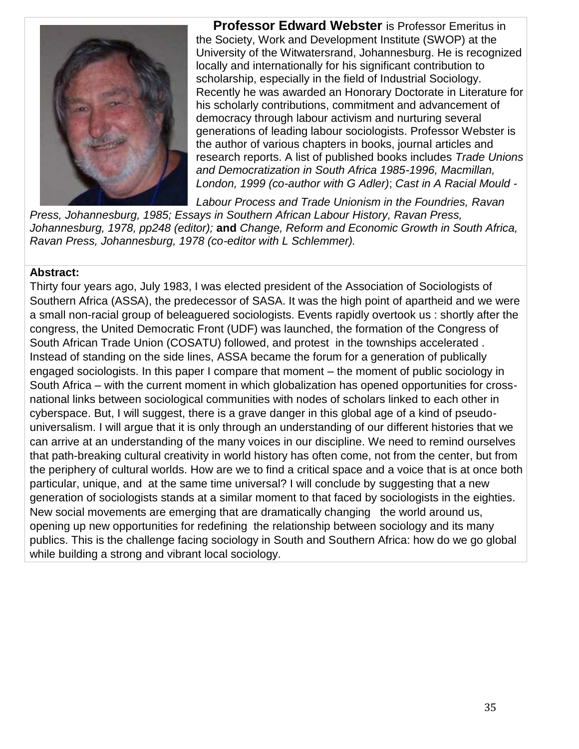**Professor Edward Webster** is Professor Emeritus in the Society, Work and Development Institute (SWOP) at the University of the Witwatersrand, Johannesburg. He is recognized locally and internationally for his significant contribution to scholarship, especially in the field of Industrial Sociology. Recently he was awarded an Honorary Doctorate in Literature for his scholarly contributions, commitment and advancement of democracy through labour activism and nurturing several generations of leading labour sociologists. Professor Webster is the author of various chapters in books, journal articles and research reports. A list of published books includes *Trade Unions and Democratization in South Africa 1985-1996, Macmillan, London, 1999 (co-author with G Adler)*; *Cast in A Racial Mould - Labour Process and Trade Unionism in the Foundries, Ravan Press, Johannesburg, 1985; Essays in Southern African Labour History, Ravan Press, Johannesburg, 1978, pp248 (editor);* **and** *Change, Reform and Economic Growth in South Africa, Ravan Press, Johannesburg, 1978 (co-editor with L Schlemmer).*

**Abstract:**

Thirty four years ago, July 1983, I was elected president of the Association of Sociologists of Southern Africa (ASSA), the predecessor of SASA. It was the high point of apartheid and we were a small non-racial group of beleaguered sociologists. Events rapidly overtook us : shortly after the congress, the United Democratic Front (UDF) was launched, the formation of the Congress of South African Trade Union (COSATU) followed, and protest in the townships accelerated . Instead of standing on the side lines, ASSA became the forum for a generation of publically engaged sociologists. In this paper I compare that moment – the moment of public sociology in South Africa – with the current moment in which globalization has opened opportunities for cross-national links between sociological communities with nodes of scholars linked to each other in cyberspace. But, I will suggest, there is a grave danger in this global age of a kind of pseudo-universalism. I will argue that it is only through an understanding of our different histories that we can arrive at an understanding of the many voices in our discipline. We need to remind ourselves that path-breaking cultural creativity in world history has often come, not from the center, but from the periphery of cultural worlds. How are we to find a critical space and a voice that is at once both particular, unique, and at the same time universal? I will conclude by suggesting that a new generation of sociologists stands at a similar moment to that faced by sociologists in the eighties. New social movements are emerging that are dramatically changing the world around us, opening up new opportunities for redefining the relationship between sociology and its many publics. This is the challenge facing sociology in South and Southern Africa: how do we go global while building a strong and vibrant local sociology.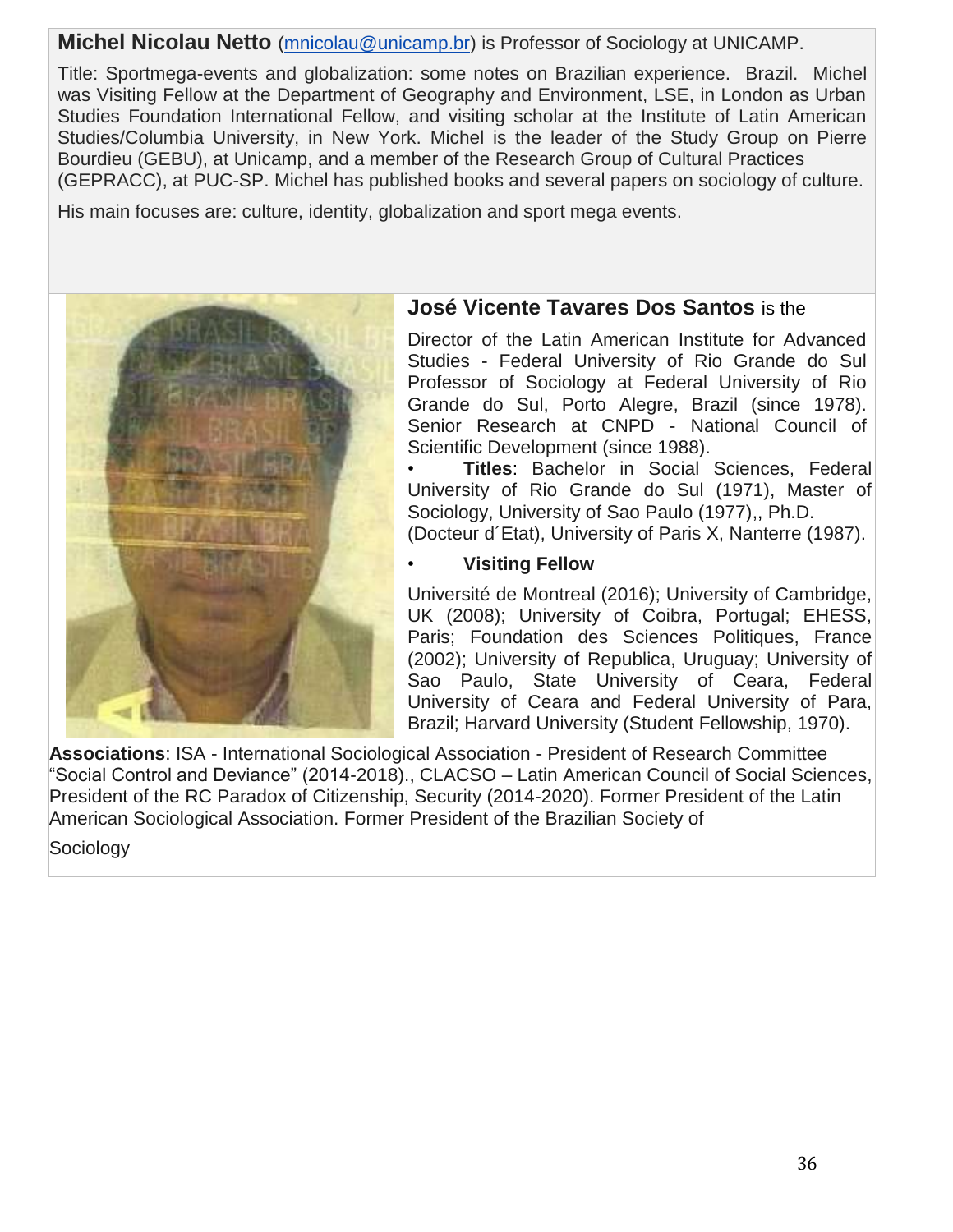**Michel Nicolau Netto** (mnicolau@unicamp.br) is Professor of Sociology at UNICAMP.

Title: Sportmega-events and globalization: some notes on Brazilian experience. Brazil. Michel was Visiting Fellow at the Department of Geography and Environment, LSE, in London as Urban Studies Foundation International Fellow, and visiting scholar at the Institute of Latin American Studies/Columbia University, in New York. Michel is the leader of the Study Group on Pierre Bourdieu (GEBU), at Unicamp, and a member of the Research Group of Cultural Practices (GEPRACC), at PUC-SP. Michel has published books and several papers on sociology of culture.

His main focuses are: culture, identity, globalization and sport mega events.

**José Vicente Tavares Dos Santos** is the

Director of the Latin American Institute for Advanced Studies - Federal University of Rio Grande do Sul Professor of Sociology at Federal University of Rio Grande do Sul, Porto Alegre, Brazil (since 1978). Senior Research at CNPD - National Council of Scientific Development (since 1988).

- **Titles**: Bachelor in Social Sciences, Federal University of Rio Grande do Sul (1971), Master of Sociology, University of Sao Paulo (1977),, Ph.D. (Docteur d´Etat), University of Paris X, Nanterre (1987).
- **Visiting Fellow**

Université de Montreal (2016); University of Cambridge, UK (2008); University of Coibra, Portugal; EHESS, Paris; Foundation des Sciences Politiques, France (2002); University of Republica, Uruguay; University of Sao Paulo, State University of Ceara, Federal University of Ceara and Federal University of Para, Brazil; Harvard University (Student Fellowship, 1970).

**Associations**: ISA - International Sociological Association - President of Research Committee "Social Control and Deviance" (2014-2018)., CLACSO – Latin American Council of Social Sciences, President of the RC Paradox of Citizenship, Security (2014-2020). Former President of the Latin American Sociological Association. Former President of the Brazilian Society of Sociology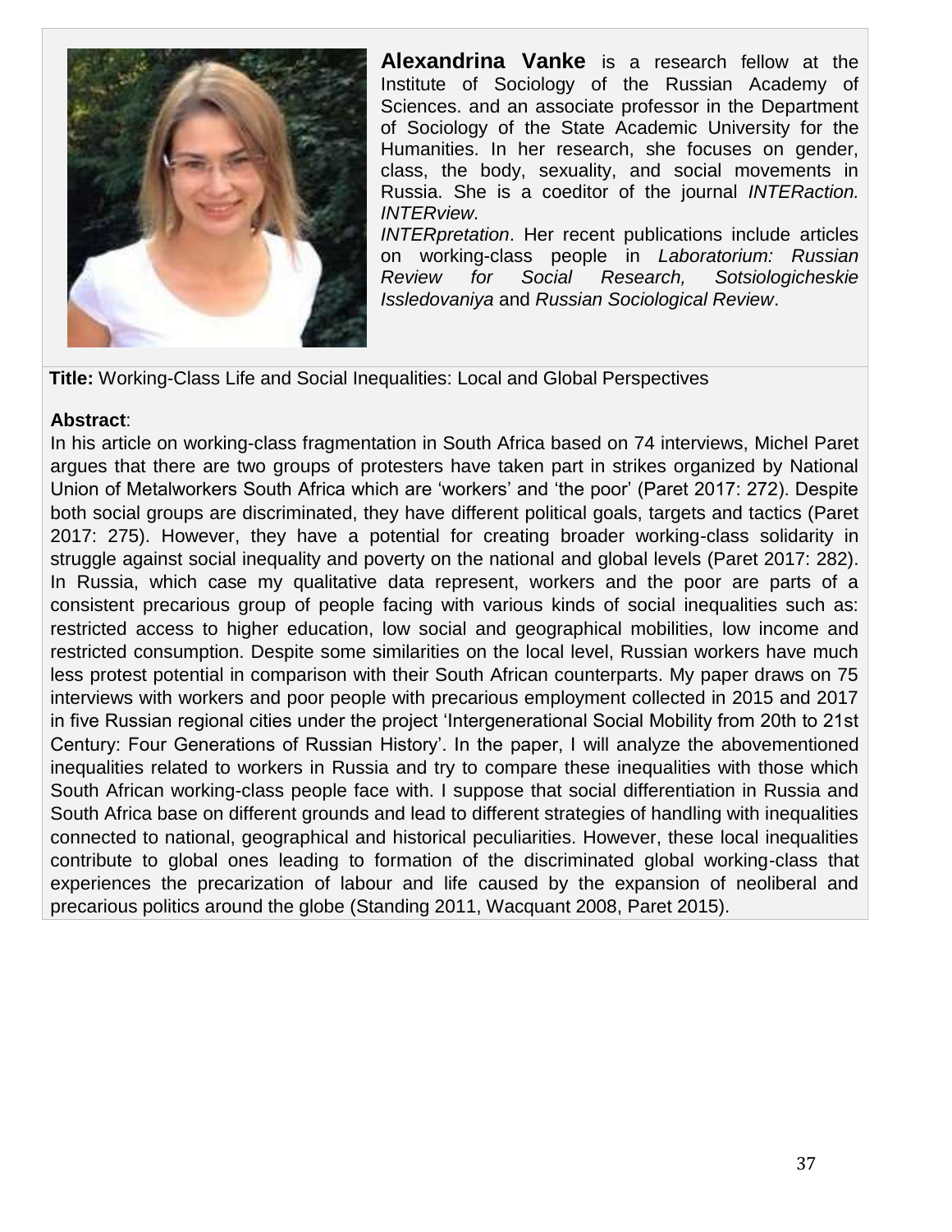**Alexandrina Vanke** is a research fellow at the Institute of Sociology of the Russian Academy of Sciences. and an associate professor in the Department of Sociology of the State Academic University for the Humanities. In her research, she focuses on gender, class, the body, sexuality, and social movements in Russia. She is a coeditor of the journal *INTERaction. INTERview. INTERpretation*. Her recent publications include articles on working-class people in *Laboratorium: Russian Review for Social Research, Sotsiologicheskie Issledovaniya* and *Russian Sociological Review*.

**Title:** Working-Class Life and Social Inequalities: Local and Global Perspectives

**Abstract**:

In his article on working-class fragmentation in South Africa based on 74 interviews, Michel Paret argues that there are two groups of protesters have taken part in strikes organized by National Union of Metalworkers South Africa which are 'workers' and 'the poor' (Paret 2017: 272). Despite both social groups are discriminated, they have different political goals, targets and tactics (Paret 2017: 275). However, they have a potential for creating broader working-class solidarity in struggle against social inequality and poverty on the national and global levels (Paret 2017: 282). In Russia, which case my qualitative data represent, workers and the poor are parts of a consistent precarious group of people facing with various kinds of social inequalities such as: restricted access to higher education, low social and geographical mobilities, low income and restricted consumption. Despite some similarities on the local level, Russian workers have much less protest potential in comparison with their South African counterparts. My paper draws on 75 interviews with workers and poor people with precarious employment collected in 2015 and 2017 in five Russian regional cities under the project 'Intergenerational Social Mobility from 20th to 21st Century: Four Generations of Russian History'. In the paper, I will analyze the abovementioned inequalities related to workers in Russia and try to compare these inequalities with those which South African working-class people face with. I suppose that social differentiation in Russia and South Africa base on different grounds and lead to different strategies of handling with inequalities connected to national, geographical and historical peculiarities. However, these local inequalities contribute to global ones leading to formation of the discriminated global working-class that experiences the precarization of labour and life caused by the expansion of neoliberal and precarious politics around the globe (Standing 2011, Wacquant 2008, Paret 2015).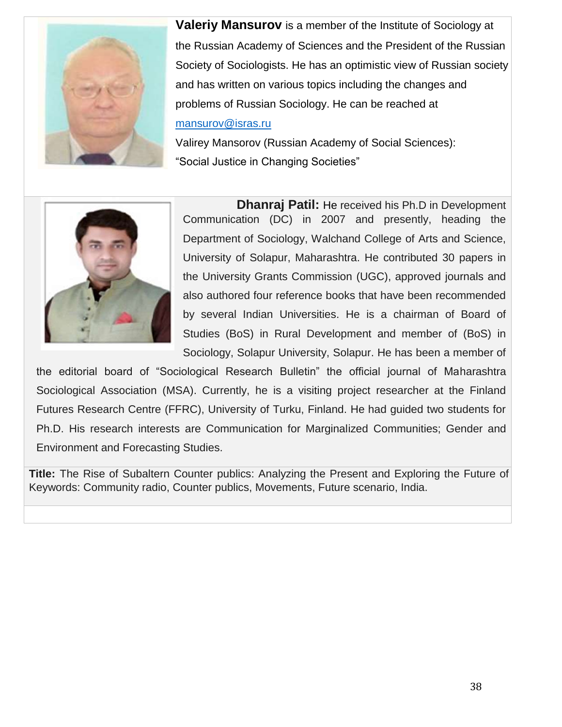**Valeriy Mansurov** is a member of the Institute of Sociology at the Russian Academy of Sciences and the President of the Russian Society of Sociologists. He has an optimistic view of Russian society and has written on various topics including the changes and problems of Russian Sociology. He can be reached at mansurov@isras.ru

Valirey Mansorov (Russian Academy of Social Sciences): "Social Justice in Changing Societies"

**Dhanraj Patil:** He received his Ph.D in Development Communication (DC) in 2007 and presently, heading the Department of Sociology, Walchand College of Arts and Science, University of Solapur, Maharashtra. He contributed 30 papers in the University Grants Commission (UGC), approved journals and also authored four reference books that have been recommended by several Indian Universities. He is a chairman of Board of Studies (BoS) in Rural Development and member of (BoS) in Sociology, Solapur University, Solapur. He has been a member of the editorial board of "Sociological Research Bulletin" the official journal of Maharashtra Sociological Association (MSA). Currently, he is a visiting project researcher at the Finland Futures Research Centre (FFRC), University of Turku, Finland. He had guided two students for Ph.D. His research interests are Communication for Marginalized Communities; Gender and Environment and Forecasting Studies.

**Title:** The Rise of Subaltern Counter publics: Analyzing the Present and Exploring the Future of
Keywords: Community radio, Counter publics, Movements, Future scenario, India.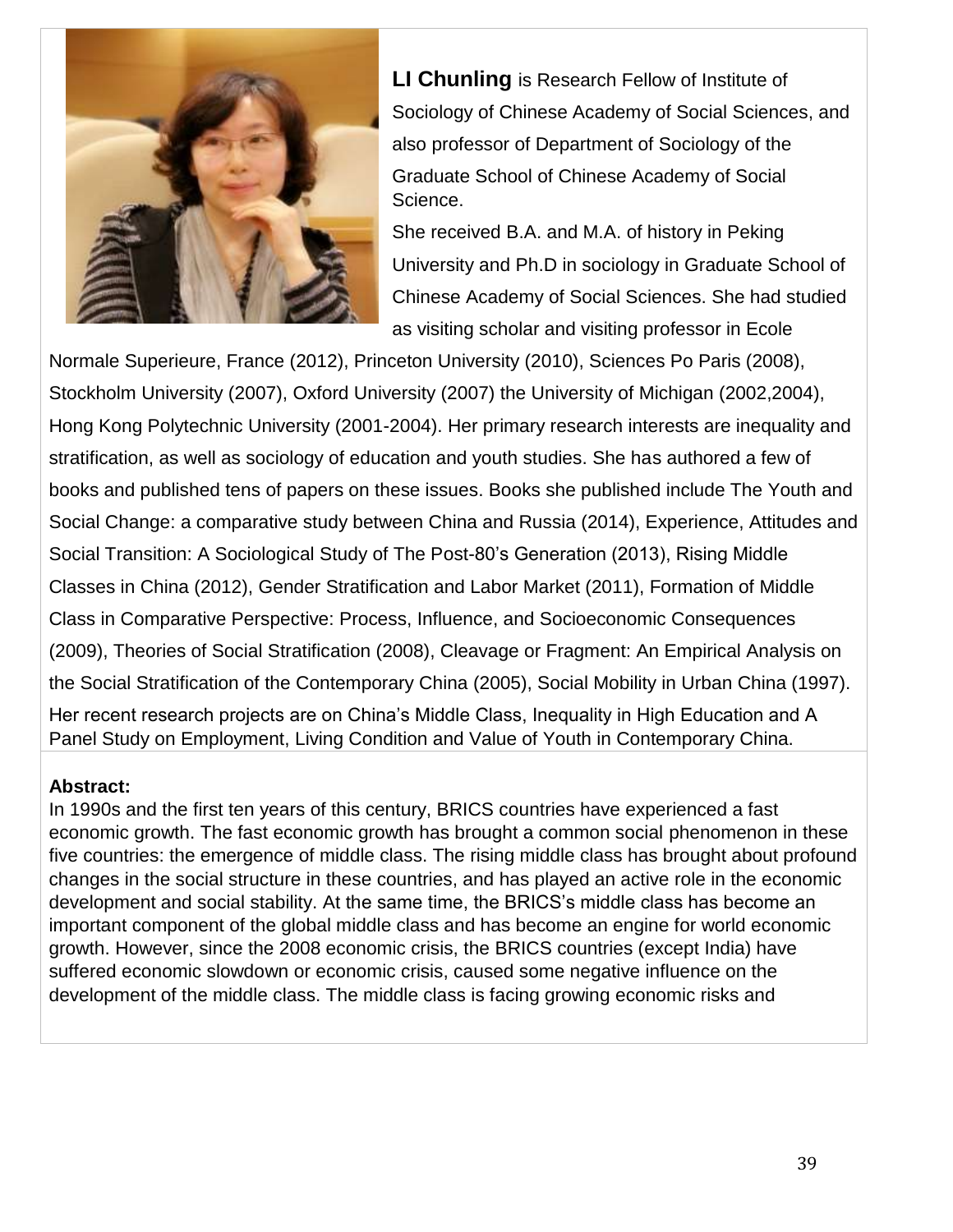**LI Chunling** is Research Fellow of Institute of Sociology of Chinese Academy of Social Sciences, and also professor of Department of Sociology of the Graduate School of Chinese Academy of Social Science.

She received B.A. and M.A. of history in Peking University and Ph.D in sociology in Graduate School of Chinese Academy of Social Sciences. She had studied as visiting scholar and visiting professor in Ecole Normale Superieure, France (2012), Princeton University (2010), Sciences Po Paris (2008), Stockholm University (2007), Oxford University (2007) the University of Michigan (2002,2004), Hong Kong Polytechnic University (2001-2004). Her primary research interests are inequality and stratification, as well as sociology of education and youth studies. She has authored a few of books and published tens of papers on these issues. Books she published include The Youth and Social Change: a comparative study between China and Russia (2014), Experience, Attitudes and Social Transition: A Sociological Study of The Post-80's Generation (2013), Rising Middle Classes in China (2012), Gender Stratification and Labor Market (2011), Formation of Middle Class in Comparative Perspective: Process, Influence, and Socioeconomic Consequences (2009), Theories of Social Stratification (2008), Cleavage or Fragment: An Empirical Analysis on the Social Stratification of the Contemporary China (2005), Social Mobility in Urban China (1997). Her recent research projects are on China's Middle Class, Inequality in High Education and A Panel Study on Employment, Living Condition and Value of Youth in Contemporary China.

**Abstract:**

In 1990s and the first ten years of this century, BRICS countries have experienced a fast economic growth. The fast economic growth has brought a common social phenomenon in these five countries: the emergence of middle class. The rising middle class has brought about profound changes in the social structure in these countries, and has played an active role in the economic development and social stability. At the same time, the BRICS's middle class has become an important component of the global middle class and has become an engine for world economic growth. However, since the 2008 economic crisis, the BRICS countries (except India) have suffered economic slowdown or economic crisis, caused some negative influence on the development of the middle class. The middle class is facing growing economic risks and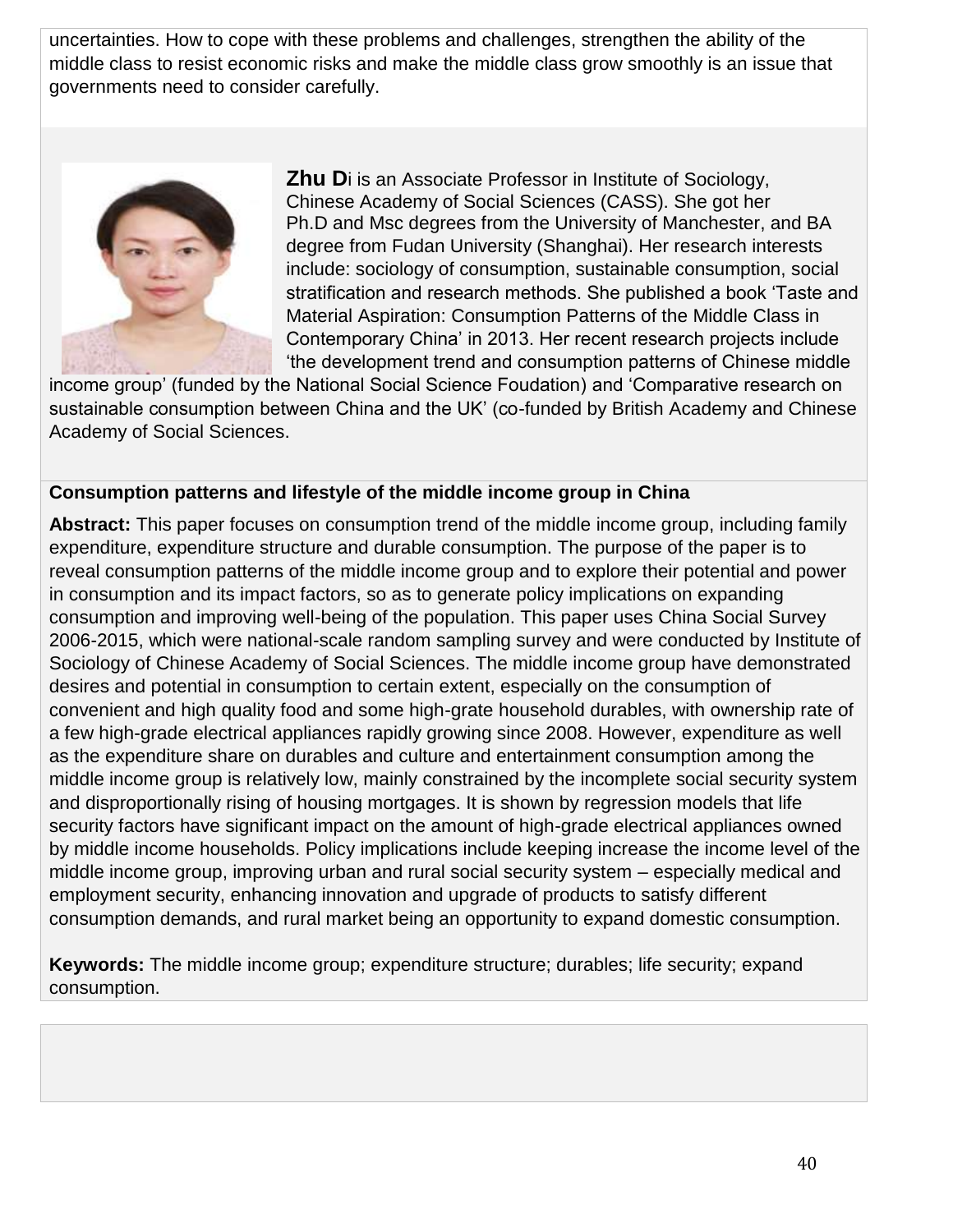uncertainties. How to cope with these problems and challenges, strengthen the ability of the middle class to resist economic risks and make the middle class grow smoothly is an issue that governments need to consider carefully.

**Zhu D**i is an Associate Professor in Institute of Sociology, Chinese Academy of Social Sciences (CASS). She got her Ph.D and Msc degrees from the University of Manchester, and BA degree from Fudan University (Shanghai). Her research interests include: sociology of consumption, sustainable consumption, social stratification and research methods. She published a book 'Taste and Material Aspiration: Consumption Patterns of the Middle Class in Contemporary China' in 2013. Her recent research projects include 'the development trend and consumption patterns of Chinese middle income group' (funded by the National Social Science Foudation) and 'Comparative research on sustainable consumption between China and the UK' (co-funded by British Academy and Chinese Academy of Social Sciences.

**Consumption patterns and lifestyle of the middle income group in China**

**Abstract:** This paper focuses on consumption trend of the middle income group, including family expenditure, expenditure structure and durable consumption. The purpose of the paper is to reveal consumption patterns of the middle income group and to explore their potential and power in consumption and its impact factors, so as to generate policy implications on expanding consumption and improving well-being of the population. This paper uses China Social Survey 2006-2015, which were national-scale random sampling survey and were conducted by Institute of Sociology of Chinese Academy of Social Sciences. The middle income group have demonstrated desires and potential in consumption to certain extent, especially on the consumption of convenient and high quality food and some high-grate household durables, with ownership rate of a few high-grade electrical appliances rapidly growing since 2008. However, expenditure as well as the expenditure share on durables and culture and entertainment consumption among the middle income group is relatively low, mainly constrained by the incomplete social security system and disproportionally rising of housing mortgages. It is shown by regression models that life security factors have significant impact on the amount of high-grade electrical appliances owned by middle income households. Policy implications include keeping increase the income level of the middle income group, improving urban and rural social security system – especially medical and employment security, enhancing innovation and upgrade of products to satisfy different consumption demands, and rural market being an opportunity to expand domestic consumption.

**Keywords:** The middle income group; expenditure structure; durables; life security; expand consumption.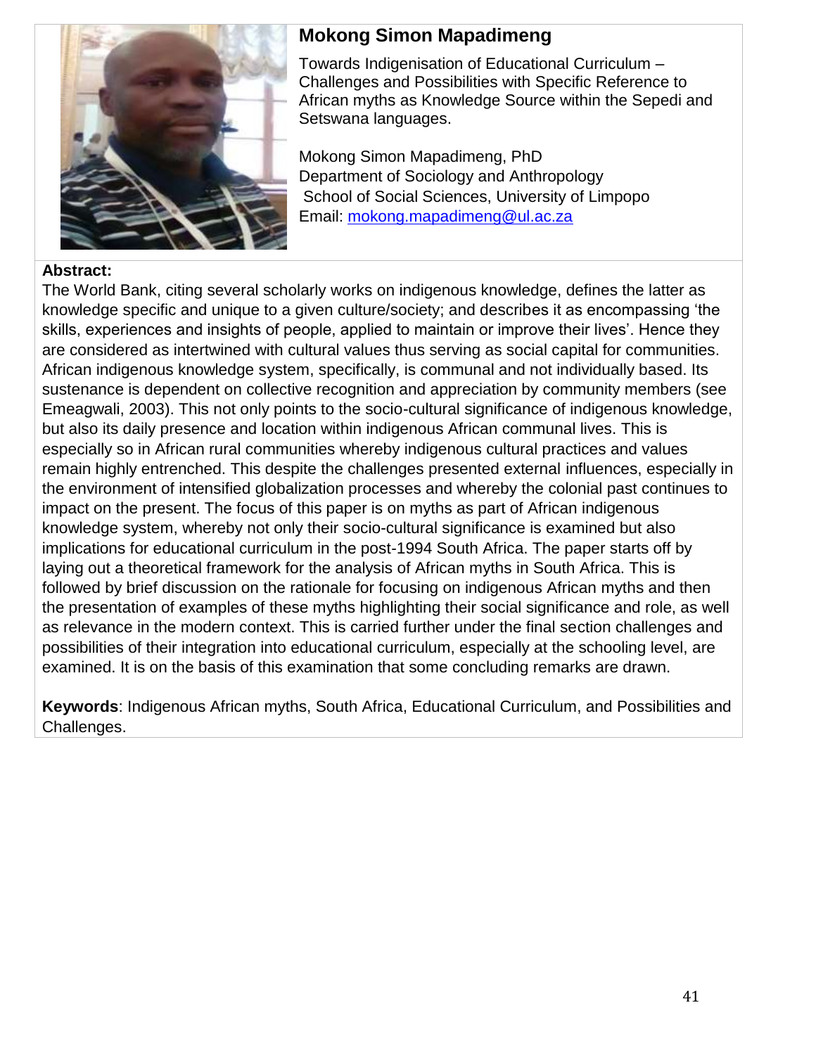## Mokong Simon Mapadimeng

Towards Indigenisation of Educational Curriculum – Challenges and Possibilities with Specific Reference to African myths as Knowledge Source within the Sepedi and Setswana languages.

Mokong Simon Mapadimeng, PhD
Department of Sociology and Anthropology
School of Social Sciences, University of Limpopo
Email: mokong.mapadimeng@ul.ac.za

**Abstract:**

The World Bank, citing several scholarly works on indigenous knowledge, defines the latter as knowledge specific and unique to a given culture/society; and describes it as encompassing 'the skills, experiences and insights of people, applied to maintain or improve their lives'. Hence they are considered as intertwined with cultural values thus serving as social capital for communities. African indigenous knowledge system, specifically, is communal and not individually based. Its sustenance is dependent on collective recognition and appreciation by community members (see Emeagwali, 2003). This not only points to the socio-cultural significance of indigenous knowledge, but also its daily presence and location within indigenous African communal lives. This is especially so in African rural communities whereby indigenous cultural practices and values remain highly entrenched. This despite the challenges presented external influences, especially in the environment of intensified globalization processes and whereby the colonial past continues to impact on the present. The focus of this paper is on myths as part of African indigenous knowledge system, whereby not only their socio-cultural significance is examined but also implications for educational curriculum in the post-1994 South Africa. The paper starts off by laying out a theoretical framework for the analysis of African myths in South Africa. This is followed by brief discussion on the rationale for focusing on indigenous African myths and then the presentation of examples of these myths highlighting their social significance and role, as well as relevance in the modern context. This is carried further under the final section challenges and possibilities of their integration into educational curriculum, especially at the schooling level, are examined. It is on the basis of this examination that some concluding remarks are drawn.

**Keywords**: Indigenous African myths, South Africa, Educational Curriculum, and Possibilities and Challenges.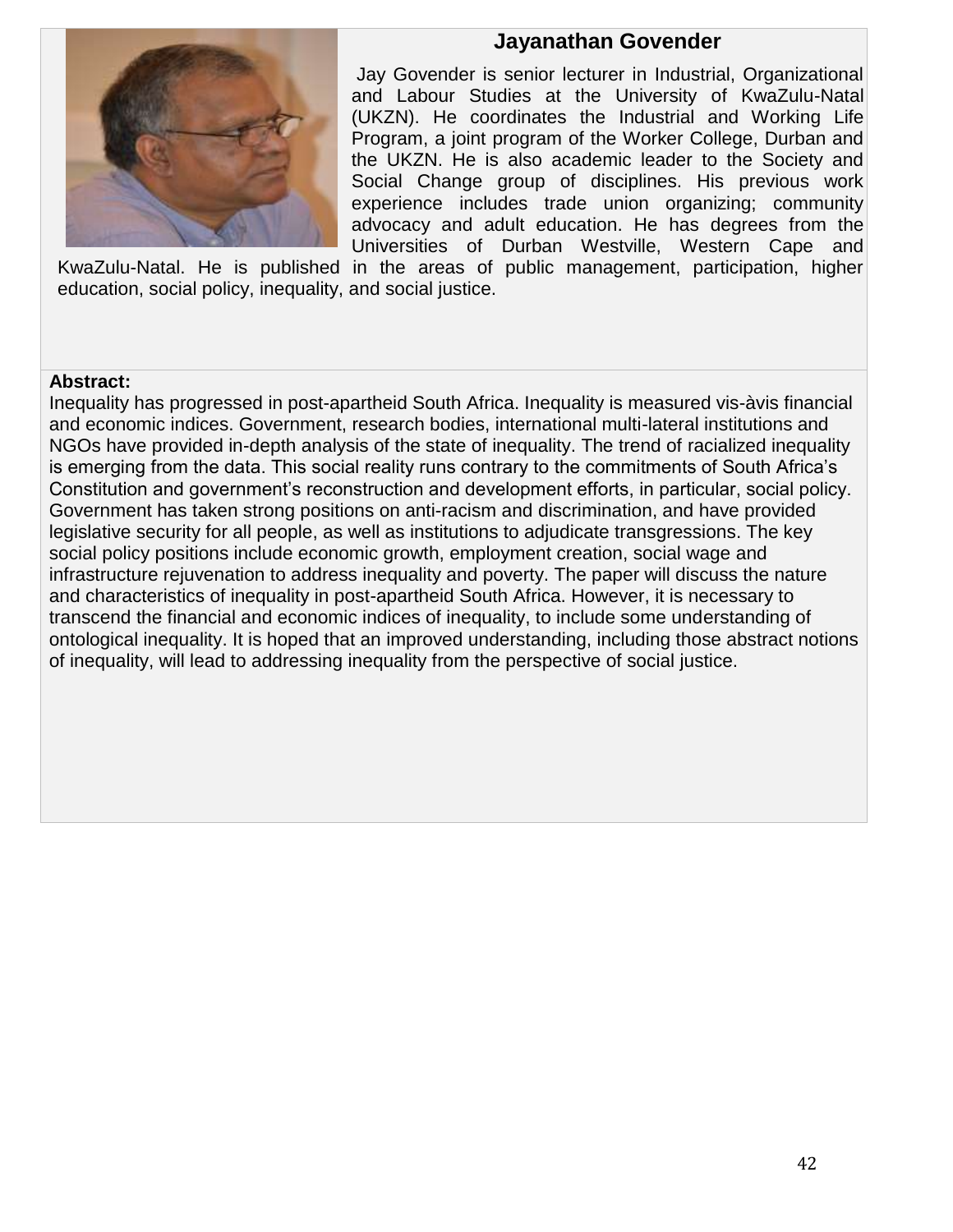## Jayanathan Govender

Jay Govender is senior lecturer in Industrial, Organizational and Labour Studies at the University of KwaZulu-Natal (UKZN). He coordinates the Industrial and Working Life Program, a joint program of the Worker College, Durban and the UKZN. He is also academic leader to the Society and Social Change group of disciplines. His previous work experience includes trade union organizing; community advocacy and adult education. He has degrees from the Universities of Durban Westville, Western Cape and KwaZulu-Natal. He is published in the areas of public management, participation, higher education, social policy, inequality, and social justice.

**Abstract:**

Inequality has progressed in post-apartheid South Africa. Inequality is measured vis-àvis financial and economic indices. Government, research bodies, international multi-lateral institutions and NGOs have provided in-depth analysis of the state of inequality. The trend of racialized inequality is emerging from the data. This social reality runs contrary to the commitments of South Africa's Constitution and government's reconstruction and development efforts, in particular, social policy. Government has taken strong positions on anti-racism and discrimination, and have provided legislative security for all people, as well as institutions to adjudicate transgressions. The key social policy positions include economic growth, employment creation, social wage and infrastructure rejuvenation to address inequality and poverty. The paper will discuss the nature and characteristics of inequality in post-apartheid South Africa. However, it is necessary to transcend the financial and economic indices of inequality, to include some understanding of ontological inequality. It is hoped that an improved understanding, including those abstract notions of inequality, will lead to addressing inequality from the perspective of social justice.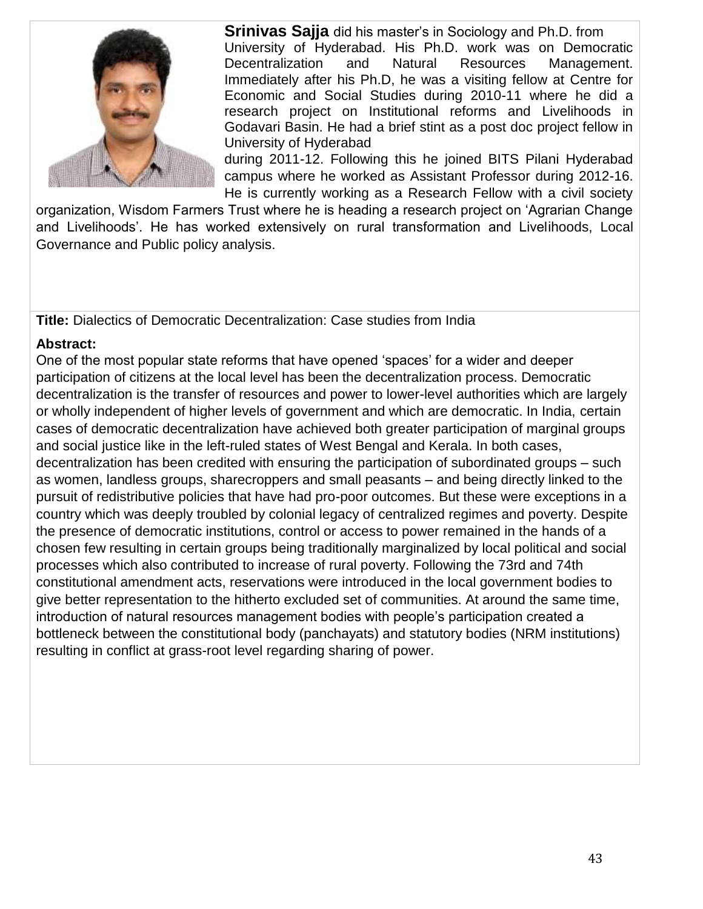**Srinivas Sajja** did his master's in Sociology and Ph.D. from University of Hyderabad. His Ph.D. work was on Democratic Decentralization and Natural Resources Management. Immediately after his Ph.D, he was a visiting fellow at Centre for Economic and Social Studies during 2010-11 where he did a research project on Institutional reforms and Livelihoods in Godavari Basin. He had a brief stint as a post doc project fellow in University of Hyderabad during 2011-12. Following this he joined BITS Pilani Hyderabad campus where he worked as Assistant Professor during 2012-16. He is currently working as a Research Fellow with a civil society organization, Wisdom Farmers Trust where he is heading a research project on 'Agrarian Change and Livelihoods'. He has worked extensively on rural transformation and Livelihoods, Local Governance and Public policy analysis.

**Title:** Dialectics of Democratic Decentralization: Case studies from India

**Abstract:**

One of the most popular state reforms that have opened 'spaces' for a wider and deeper participation of citizens at the local level has been the decentralization process. Democratic decentralization is the transfer of resources and power to lower-level authorities which are largely or wholly independent of higher levels of government and which are democratic. In India, certain cases of democratic decentralization have achieved both greater participation of marginal groups and social justice like in the left-ruled states of West Bengal and Kerala. In both cases, decentralization has been credited with ensuring the participation of subordinated groups – such as women, landless groups, sharecroppers and small peasants – and being directly linked to the pursuit of redistributive policies that have had pro-poor outcomes. But these were exceptions in a country which was deeply troubled by colonial legacy of centralized regimes and poverty. Despite the presence of democratic institutions, control or access to power remained in the hands of a chosen few resulting in certain groups being traditionally marginalized by local political and social processes which also contributed to increase of rural poverty. Following the 73rd and 74th constitutional amendment acts, reservations were introduced in the local government bodies to give better representation to the hitherto excluded set of communities. At around the same time, introduction of natural resources management bodies with people's participation created a bottleneck between the constitutional body (panchayats) and statutory bodies (NRM institutions) resulting in conflict at grass-root level regarding sharing of power.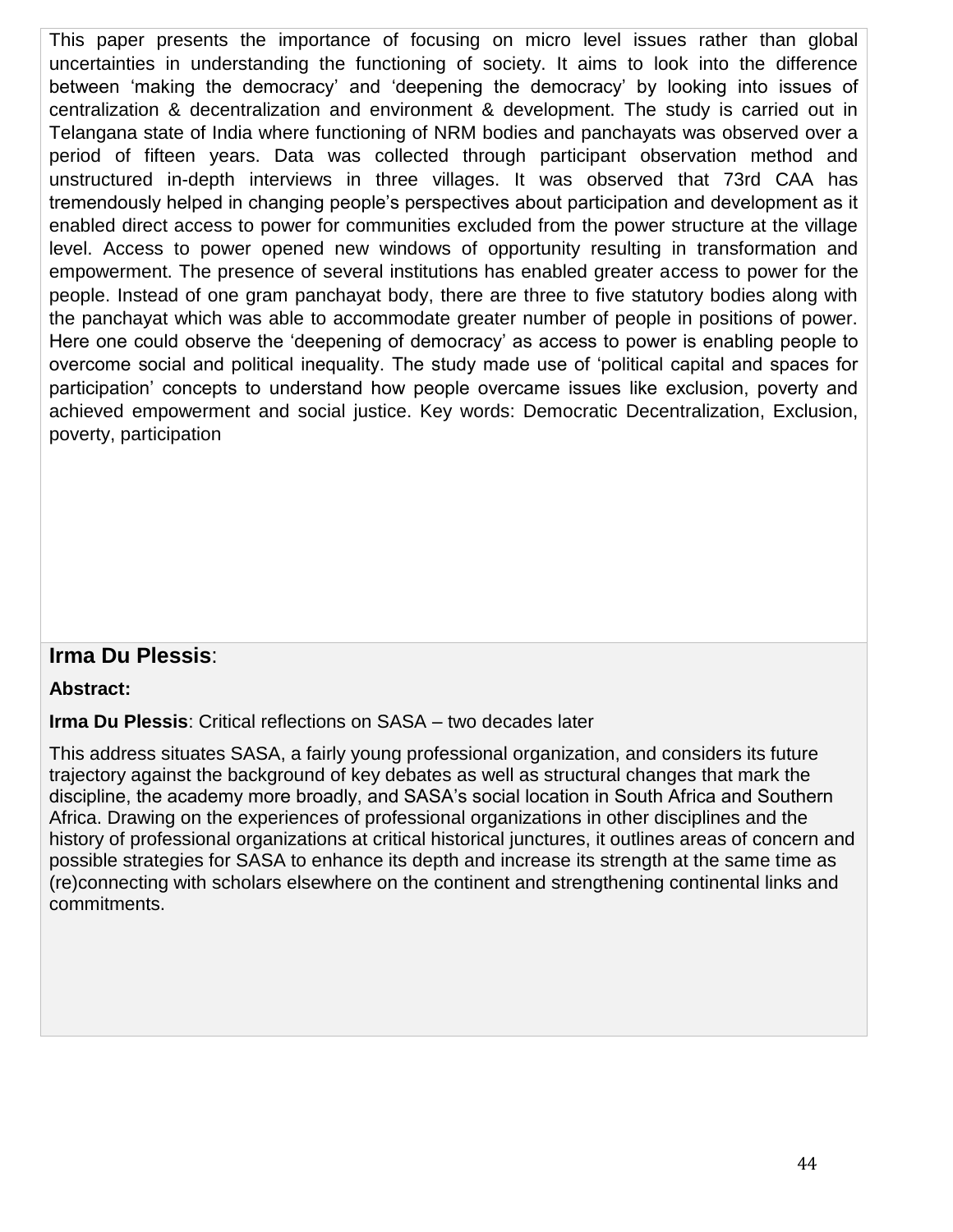This paper presents the importance of focusing on micro level issues rather than global uncertainties in understanding the functioning of society. It aims to look into the difference between 'making the democracy' and 'deepening the democracy' by looking into issues of centralization & decentralization and environment & development. The study is carried out in Telangana state of India where functioning of NRM bodies and panchayats was observed over a period of fifteen years. Data was collected through participant observation method and unstructured in-depth interviews in three villages. It was observed that 73rd CAA has tremendously helped in changing people's perspectives about participation and development as it enabled direct access to power for communities excluded from the power structure at the village level. Access to power opened new windows of opportunity resulting in transformation and empowerment. The presence of several institutions has enabled greater access to power for the people. Instead of one gram panchayat body, there are three to five statutory bodies along with the panchayat which was able to accommodate greater number of people in positions of power. Here one could observe the 'deepening of democracy' as access to power is enabling people to overcome social and political inequality. The study made use of 'political capital and spaces for participation' concepts to understand how people overcame issues like exclusion, poverty and achieved empowerment and social justice. Key words: Democratic Decentralization, Exclusion, poverty, participation

## **Irma Du Plessis**:

**Abstract:**

**Irma Du Plessis**: Critical reflections on SASA – two decades later

This address situates SASA, a fairly young professional organization, and considers its future trajectory against the background of key debates as well as structural changes that mark the discipline, the academy more broadly, and SASA's social location in South Africa and Southern Africa. Drawing on the experiences of professional organizations in other disciplines and the history of professional organizations at critical historical junctures, it outlines areas of concern and possible strategies for SASA to enhance its depth and increase its strength at the same time as (re)connecting with scholars elsewhere on the continent and strengthening continental links and commitments.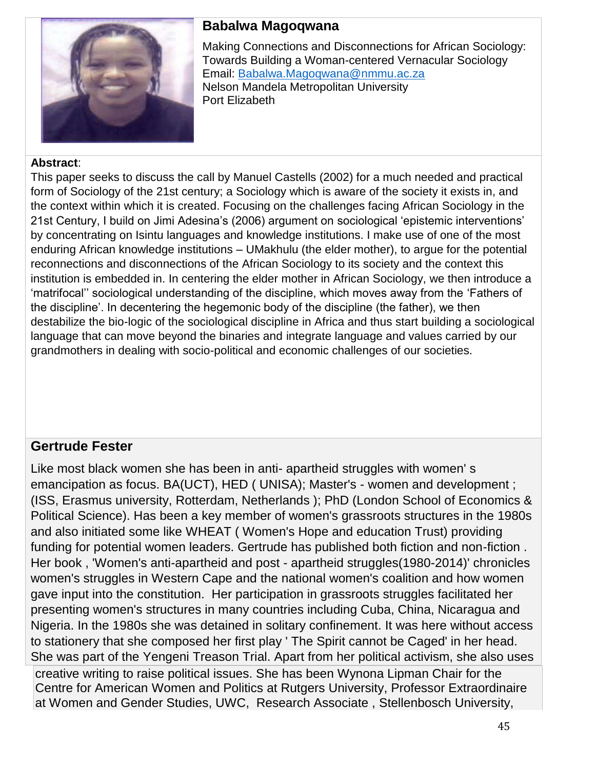## Babalwa Magoqwana

Making Connections and Disconnections for African Sociology: Towards Building a Woman-centered Vernacular Sociology
Email: Babalwa.Magoqwana@nmmu.ac.za
Nelson Mandela Metropolitan University
Port Elizabeth

**Abstract**:
This paper seeks to discuss the call by Manuel Castells (2002) for a much needed and practical form of Sociology of the 21st century; a Sociology which is aware of the society it exists in, and the context within which it is created. Focusing on the challenges facing African Sociology in the 21st Century, I build on Jimi Adesina's (2006) argument on sociological 'epistemic interventions' by concentrating on Isintu languages and knowledge institutions. I make use of one of the most enduring African knowledge institutions – UMakhulu (the elder mother), to argue for the potential reconnections and disconnections of the African Sociology to its society and the context this institution is embedded in. In centering the elder mother in African Sociology, we then introduce a 'matrifocal'' sociological understanding of the discipline, which moves away from the 'Fathers of the discipline'. In decentering the hegemonic body of the discipline (the father), we then destabilize the bio-logic of the sociological discipline in Africa and thus start building a sociological language that can move beyond the binaries and integrate language and values carried by our grandmothers in dealing with socio-political and economic challenges of our societies.

## Gertrude Fester

Like most black women she has been in anti- apartheid struggles with women' s emancipation as focus. BA(UCT), HED ( UNISA); Master's - women and development ; (ISS, Erasmus university, Rotterdam, Netherlands ); PhD (London School of Economics & Political Science). Has been a key member of women's grassroots structures in the 1980s and also initiated some like WHEAT ( Women's Hope and education Trust) providing funding for potential women leaders. Gertrude has published both fiction and non-fiction . Her book , 'Women's anti-apartheid and post - apartheid struggles(1980-2014)' chronicles women's struggles in Western Cape and the national women's coalition and how women gave input into the constitution. Her participation in grassroots struggles facilitated her presenting women's structures in many countries including Cuba, China, Nicaragua and Nigeria. In the 1980s she was detained in solitary confinement. It was here without access to stationery that she composed her first play ' The Spirit cannot be Caged' in her head. She was part of the Yengeni Treason Trial. Apart from her political activism, she also uses creative writing to raise political issues. She has been Wynona Lipman Chair for the Centre for American Women and Politics at Rutgers University, Professor Extraordinaire at Women and Gender Studies, UWC, Research Associate , Stellenbosch University,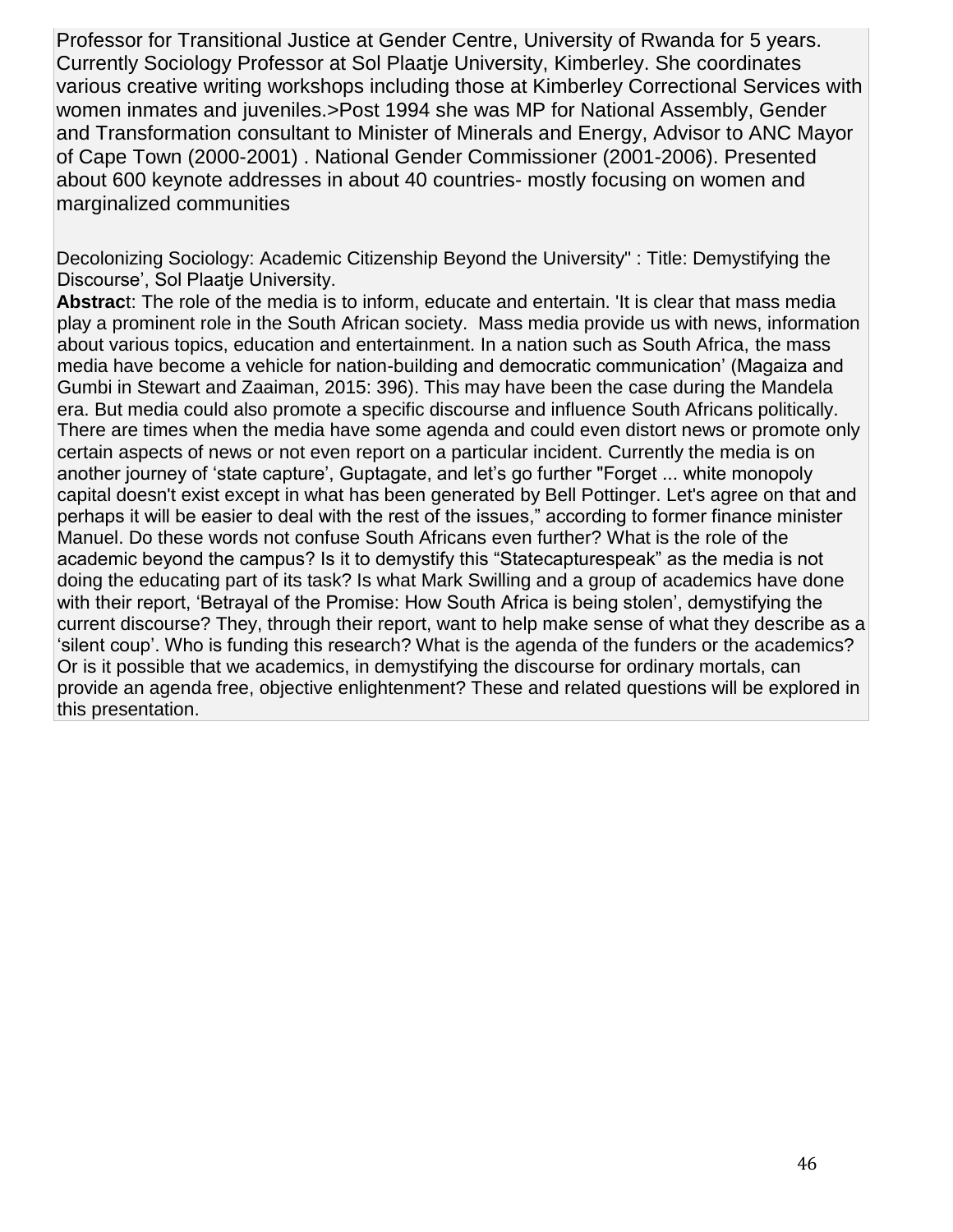Professor for Transitional Justice at Gender Centre, University of Rwanda for 5 years. Currently Sociology Professor at Sol Plaatje University, Kimberley. She coordinates various creative writing workshops including those at Kimberley Correctional Services with women inmates and juveniles.>Post 1994 she was MP for National Assembly, Gender and Transformation consultant to Minister of Minerals and Energy, Advisor to ANC Mayor of Cape Town (2000-2001) . National Gender Commissioner (2001-2006). Presented about 600 keynote addresses in about 40 countries- mostly focusing on women and marginalized communities

Decolonizing Sociology: Academic Citizenship Beyond the University" : Title: Demystifying the Discourse', Sol Plaatje University.

**Abstrac**t: The role of the media is to inform, educate and entertain. 'It is clear that mass media play a prominent role in the South African society. Mass media provide us with news, information about various topics, education and entertainment. In a nation such as South Africa, the mass media have become a vehicle for nation-building and democratic communication' (Magaiza and Gumbi in Stewart and Zaaiman, 2015: 396). This may have been the case during the Mandela era. But media could also promote a specific discourse and influence South Africans politically. There are times when the media have some agenda and could even distort news or promote only certain aspects of news or not even report on a particular incident. Currently the media is on another journey of 'state capture', Guptagate, and let's go further "Forget ... white monopoly capital doesn't exist except in what has been generated by Bell Pottinger. Let's agree on that and perhaps it will be easier to deal with the rest of the issues," according to former finance minister Manuel. Do these words not confuse South Africans even further? What is the role of the academic beyond the campus? Is it to demystify this "Statecapturespeak" as the media is not doing the educating part of its task? Is what Mark Swilling and a group of academics have done with their report, 'Betrayal of the Promise: How South Africa is being stolen', demystifying the current discourse? They, through their report, want to help make sense of what they describe as a 'silent coup'. Who is funding this research? What is the agenda of the funders or the academics? Or is it possible that we academics, in demystifying the discourse for ordinary mortals, can provide an agenda free, objective enlightenment? These and related questions will be explored in this presentation.